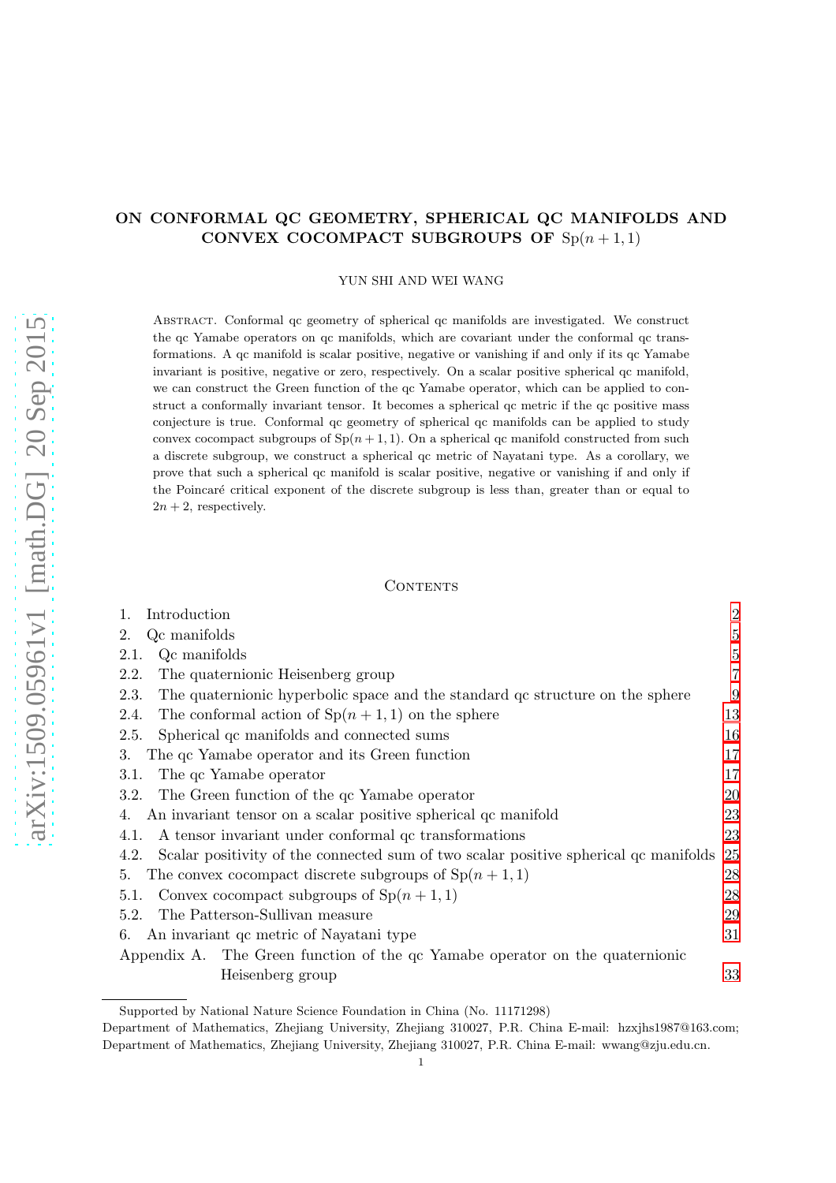# ON CONFORMAL QC GEOMETRY, SPHERICAL QC MANIFOLDS AND CONVEX COCOMPACT SUBGROUPS OF $\mathrm{Sp}(n+1,1)$

YUN SHI AND WEI WANG

Abstract. Conformal qc geometry of spherical qc manifolds are investigated. We construct the qc Yamabe operators on qc manifolds, which are covariant under the conformal qc transformations. A qc manifold is scalar positive, negative or vanishing if and only if its qc Yamabe invariant is positive, negative or zero, respectively. On a scalar positive spherical qc manifold, we can construct the Green function of the qc Yamabe operator, which can be applied to construct a conformally invariant tensor. It becomes a spherical qc metric if the qc positive mass conjecture is true. Conformal qc geometry of spherical qc manifolds can be applied to study convex cocompact subgroups of $\mathrm{Sp}(n+1,1)$. On a spherical qc manifold constructed from such a discrete subgroup, we construct a spherical qc metric of Nayatani type. As a corollary, we prove that such a spherical qc manifold is scalar positive, negative or vanishing if and only if the Poincaré critical exponent of the discrete subgroup is less than, greater than or equal to $2n+2$, respectively.

## Contents

1. Introduction — 2
2. Qc manifolds — 5
   - 2.1. Qc manifolds — 5
   - 2.2. The quaternionic Heisenberg group — 7
   - 2.3. The quaternionic hyperbolic space and the standard qc structure on the sphere — 9
   - 2.4. The conformal action of $\mathrm{Sp}(n+1,1)$ on the sphere — 13
   - 2.5. Spherical qc manifolds and connected sums — 16
3. The qc Yamabe operator and its Green function — 17
   - 3.1. The qc Yamabe operator — 17
   - 3.2. The Green function of the qc Yamabe operator — 20
4. An invariant tensor on a scalar positive spherical qc manifold — 23
   - 4.1. A tensor invariant under conformal qc transformations — 23
   - 4.2. Scalar positivity of the connected sum of two scalar positive spherical qc manifolds — 25
5. The convex cocompact discrete subgroups of $\mathrm{Sp}(n+1,1)$ — 28
   - 5.1. Convex cocompact subgroups of $\mathrm{Sp}(n+1,1)$ — 28
   - 5.2. The Patterson-Sullivan measure — 29
6. An invariant qc metric of Nayatani type — 31

Appendix A. The Green function of the qc Yamabe operator on the quaternionic Heisenberg group — 33

---

Supported by National Nature Science Foundation in China (No. 11171298)

Department of Mathematics, Zhejiang University, Zhejiang 310027, P.R. China E-mail: hzxjhs1987@163.com;
Department of Mathematics, Zhejiang University, Zhejiang 310027, P.R. China E-mail: wwang@zju.edu.cn.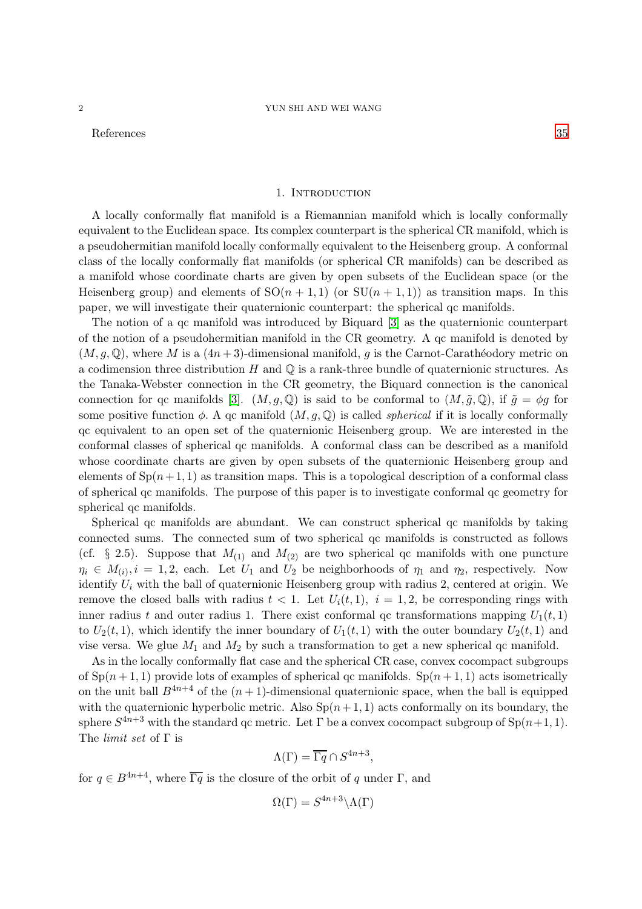References 35

## 1. Introduction

A locally conformally flat manifold is a Riemannian manifold which is locally conformally equivalent to the Euclidean space. Its complex counterpart is the spherical CR manifold, which is a pseudohermitian manifold locally conformally equivalent to the Heisenberg group. A conformal class of the locally conformally flat manifolds (or spherical CR manifolds) can be described as a manifold whose coordinate charts are given by open subsets of the Euclidean space (or the Heisenberg group) and elements of $\mathrm{SO}(n+1,1)$ (or $\mathrm{SU}(n+1,1)$) as transition maps. In this paper, we will investigate their quaternionic counterpart: the spherical qc manifolds.

The notion of a qc manifold was introduced by Biquard [3] as the quaternionic counterpart of the notion of a pseudohermitian manifold in the CR geometry. A qc manifold is denoted by $(M, g, \mathbb{Q})$, where $M$ is a $(4n+3)$-dimensional manifold, $g$ is the Carnot-Carathéodory metric on a codimension three distribution $H$ and $\mathbb{Q}$ is a rank-three bundle of quaternionic structures. As the Tanaka-Webster connection in the CR geometry, the Biquard connection is the canonical connection for qc manifolds [3]. $(M, g, \mathbb{Q})$ is said to be conformal to $(M, \tilde{g}, \mathbb{Q})$, if $\tilde{g} = \phi g$ for some positive function $\phi$. A qc manifold $(M, g, \mathbb{Q})$ is called *spherical* if it is locally conformally qc equivalent to an open set of the quaternionic Heisenberg group. We are interested in the conformal classes of spherical qc manifolds. A conformal class can be described as a manifold whose coordinate charts are given by open subsets of the quaternionic Heisenberg group and elements of $\mathrm{Sp}(n+1,1)$ as transition maps. This is a topological description of a conformal class of spherical qc manifolds. The purpose of this paper is to investigate conformal qc geometry for spherical qc manifolds.

Spherical qc manifolds are abundant. We can construct spherical qc manifolds by taking connected sums. The connected sum of two spherical qc manifolds is constructed as follows (cf. § 2.5). Suppose that $M_{(1)}$ and $M_{(2)}$ are two spherical qc manifolds with one puncture $\eta_i \in M_{(i)}, i = 1, 2$, each. Let $U_1$ and $U_2$ be neighborhoods of $\eta_1$ and $\eta_2$, respectively. Now identify $U_i$ with the ball of quaternionic Heisenberg group with radius 2, centered at origin. We remove the closed balls with radius $t < 1$. Let $U_i(t, 1)$, $i = 1, 2$, be corresponding rings with inner radius $t$ and outer radius 1. There exist conformal qc transformations mapping $U_1(t, 1)$ to $U_2(t, 1)$, which identify the inner boundary of $U_1(t, 1)$ with the outer boundary $U_2(t, 1)$ and vise versa. We glue $M_1$ and $M_2$ by such a transformation to get a new spherical qc manifold.

As in the locally conformally flat case and the spherical CR case, convex cocompact subgroups of $\mathrm{Sp}(n+1,1)$ provide lots of examples of spherical qc manifolds. $\mathrm{Sp}(n+1,1)$ acts isometrically on the unit ball $B^{4n+4}$ of the $(n+1)$-dimensional quaternionic space, when the ball is equipped with the quaternionic hyperbolic metric. Also $\mathrm{Sp}(n+1,1)$ acts conformally on its boundary, the sphere $S^{4n+3}$ with the standard qc metric. Let $\Gamma$ be a convex cocompact subgroup of $\mathrm{Sp}(n+1,1)$. The *limit set* of $\Gamma$ is

$$\Lambda(\Gamma) = \overline{\Gamma q} \cap S^{4n+3},$$

for $q \in B^{4n+4}$, where $\overline{\Gamma q}$ is the closure of the orbit of $q$ under $\Gamma$, and

$$\Omega(\Gamma) = S^{4n+3} \backslash \Lambda(\Gamma)$$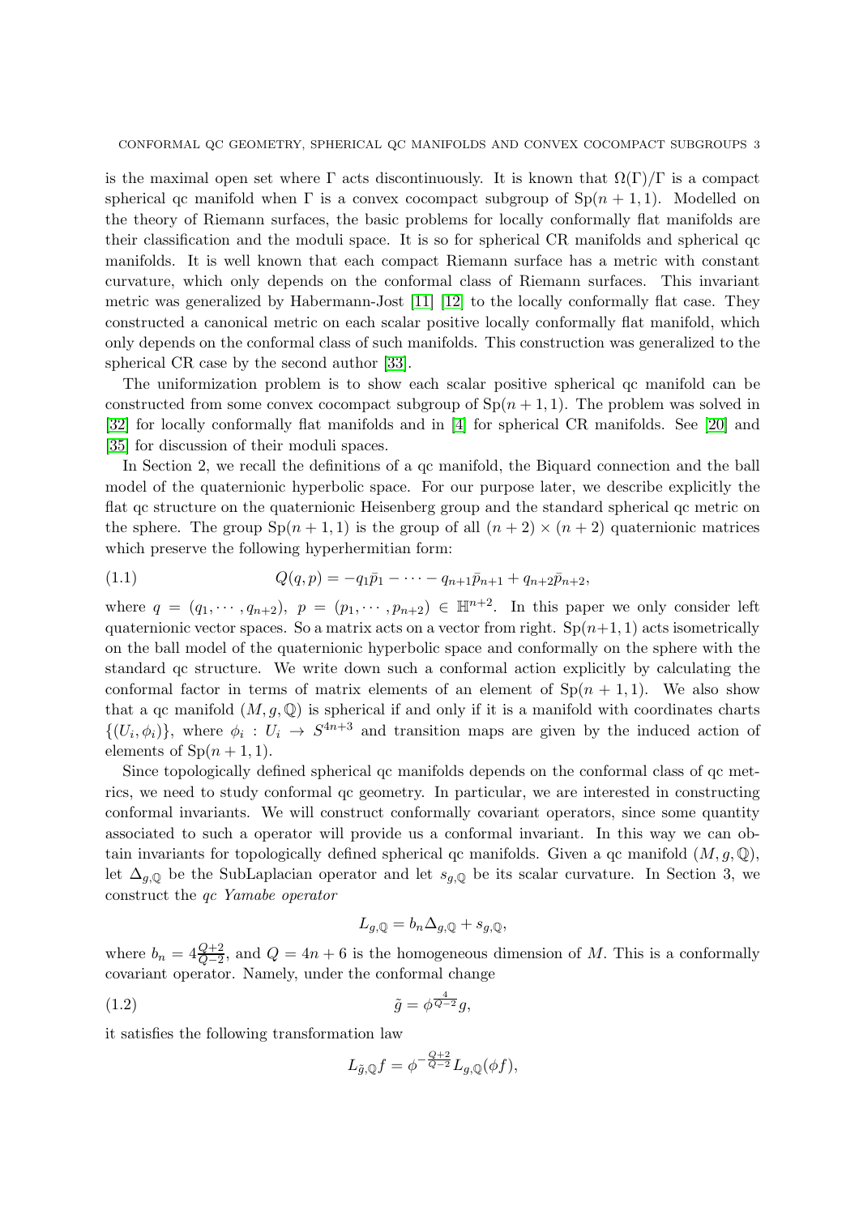is the maximal open set where $\Gamma$ acts discontinuously. It is known that $\Omega(\Gamma)/\Gamma$ is a compact spherical qc manifold when $\Gamma$ is a convex cocompact subgroup of $\mathrm{Sp}(n+1,1)$. Modelled on the theory of Riemann surfaces, the basic problems for locally conformally flat manifolds are their classification and the moduli space. It is so for spherical CR manifolds and spherical qc manifolds. It is well known that each compact Riemann surface has a metric with constant curvature, which only depends on the conformal class of Riemann surfaces. This invariant metric was generalized by Habermann-Jost [11] [12] to the locally conformally flat case. They constructed a canonical metric on each scalar positive locally conformally flat manifold, which only depends on the conformal class of such manifolds. This construction was generalized to the spherical CR case by the second author [33].

The uniformization problem is to show each scalar positive spherical qc manifold can be constructed from some convex cocompact subgroup of $\mathrm{Sp}(n+1,1)$. The problem was solved in [32] for locally conformally flat manifolds and in [4] for spherical CR manifolds. See [20] and [35] for discussion of their moduli spaces.

In Section 2, we recall the definitions of a qc manifold, the Biquard connection and the ball model of the quaternionic hyperbolic space. For our purpose later, we describe explicitly the flat qc structure on the quaternionic Heisenberg group and the standard spherical qc metric on the sphere. The group $\mathrm{Sp}(n+1,1)$ is the group of all $(n+2)\times(n+2)$ quaternionic matrices which preserve the following hyperhermitian form:

$$Q(q,p) = -q_1\bar{p}_1 - \cdots - q_{n+1}\bar{p}_{n+1} + q_{n+2}\bar{p}_{n+2}, \tag{1.1}$$

where $q = (q_1,\cdots,q_{n+2}),\ p = (p_1,\cdots,p_{n+2}) \in \mathbb{H}^{n+2}$. In this paper we only consider left quaternionic vector spaces. So a matrix acts on a vector from right. $\mathrm{Sp}(n+1,1)$ acts isometrically on the ball model of the quaternionic hyperbolic space and conformally on the sphere with the standard qc structure. We write down such a conformal action explicitly by calculating the conformal factor in terms of matrix elements of an element of $\mathrm{Sp}(n+1,1)$. We also show that a qc manifold $(M,g,\mathbb{Q})$ is spherical if and only if it is a manifold with coordinates charts $\{(U_i,\phi_i)\}$, where $\phi_i : U_i \to S^{4n+3}$ and transition maps are given by the induced action of elements of $\mathrm{Sp}(n+1,1)$.

Since topologically defined spherical qc manifolds depends on the conformal class of qc metrics, we need to study conformal qc geometry. In particular, we are interested in constructing conformal invariants. We will construct conformally covariant operators, since some quantity associated to such a operator will provide us a conformal invariant. In this way we can obtain invariants for topologically defined spherical qc manifolds. Given a qc manifold $(M,g,\mathbb{Q})$, let $\Delta_{g,\mathbb{Q}}$ be the SubLaplacian operator and let $s_{g,\mathbb{Q}}$ be its scalar curvature. In Section 3, we construct the *qc Yamabe operator*

$$L_{g,\mathbb{Q}} = b_n\Delta_{g,\mathbb{Q}} + s_{g,\mathbb{Q}},$$

where $b_n = 4\frac{Q+2}{Q-2}$, and $Q = 4n+6$ is the homogeneous dimension of $M$. This is a conformally covariant operator. Namely, under the conformal change

$$\tilde{g} = \phi^{\frac{4}{Q-2}}g, \tag{1.2}$$

it satisfies the following transformation law

$$L_{\tilde{g},\mathbb{Q}}f = \phi^{-\frac{Q+2}{Q-2}}L_{g,\mathbb{Q}}(\phi f),$$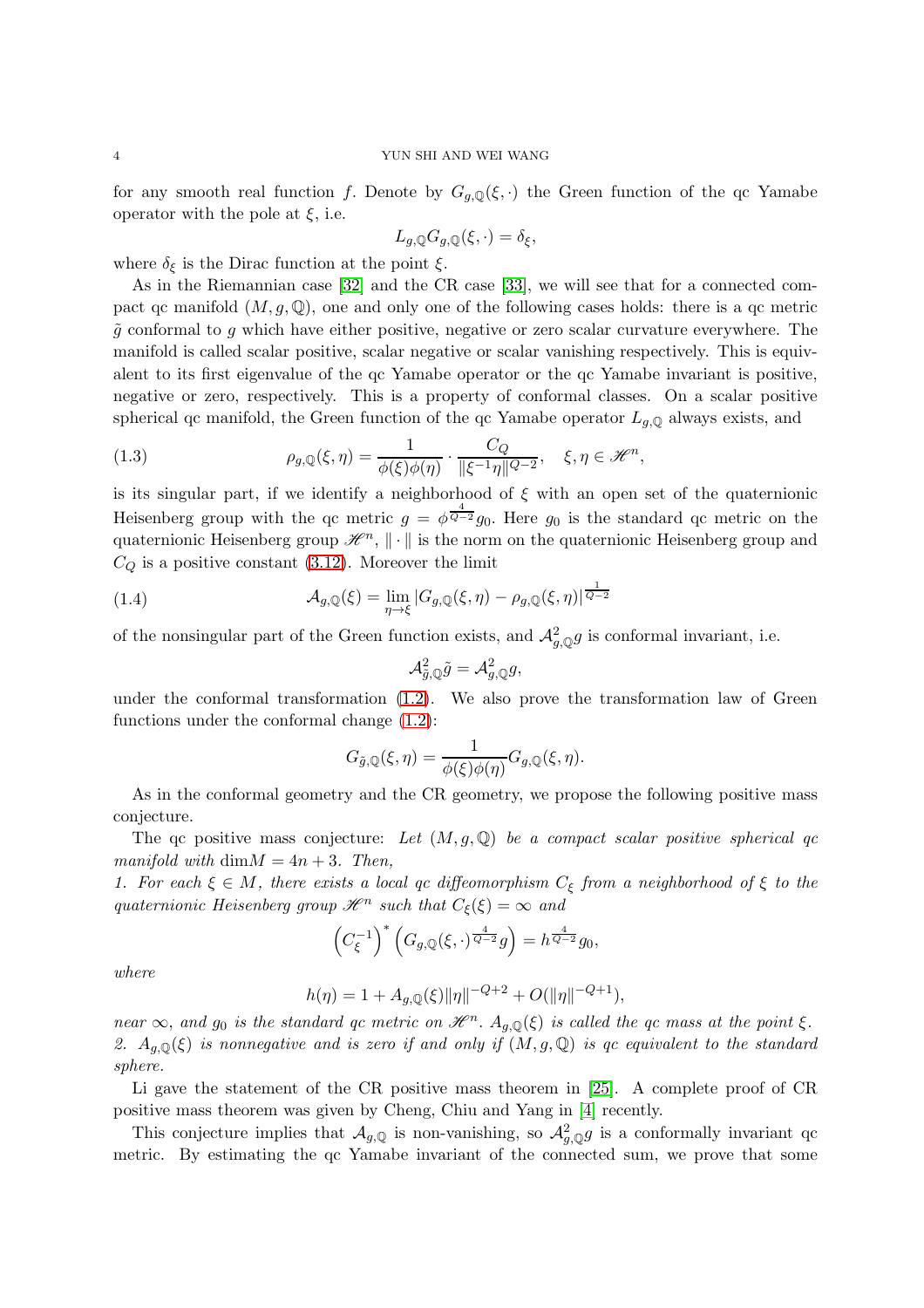for any smooth real function $f$. Denote by $G_{g,\mathbb{Q}}(\xi,\cdot)$ the Green function of the qc Yamabe operator with the pole at $\xi$, i.e.

$$L_{g,\mathbb{Q}}G_{g,\mathbb{Q}}(\xi,\cdot)=\delta_\xi,$$

where $\delta_\xi$ is the Dirac function at the point $\xi$.

As in the Riemannian case [32] and the CR case [33], we will see that for a connected compact qc manifold $(M,g,\mathbb{Q})$, one and only one of the following cases holds: there is a qc metric $\tilde{g}$ conformal to $g$ which have either positive, negative or zero scalar curvature everywhere. The manifold is called scalar positive, scalar negative or scalar vanishing respectively. This is equivalent to its first eigenvalue of the qc Yamabe operator or the qc Yamabe invariant is positive, negative or zero, respectively. This is a property of conformal classes. On a scalar positive spherical qc manifold, the Green function of the qc Yamabe operator $L_{g,\mathbb{Q}}$ always exists, and

$$\rho_{g,\mathbb{Q}}(\xi,\eta)=\frac{1}{\phi(\xi)\phi(\eta)}\cdot\frac{C_Q}{\|\xi^{-1}\eta\|^{Q-2}},\quad \xi,\eta\in\mathscr{H}^n, \tag{1.3}$$

is its singular part, if we identify a neighborhood of $\xi$ with an open set of the quaternionic Heisenberg group with the qc metric $g=\phi^{\frac{4}{Q-2}}g_0$. Here $g_0$ is the standard qc metric on the quaternionic Heisenberg group $\mathscr{H}^n$, $\|\cdot\|$ is the norm on the quaternionic Heisenberg group and $C_Q$ is a positive constant (3.12). Moreover the limit

$$\mathcal{A}_{g,\mathbb{Q}}(\xi)=\lim_{\eta\to\xi}|G_{g,\mathbb{Q}}(\xi,\eta)-\rho_{g,\mathbb{Q}}(\xi,\eta)|^{\frac{1}{Q-2}} \tag{1.4}$$

of the nonsingular part of the Green function exists, and $\mathcal{A}^2_{g,\mathbb{Q}}g$ is conformal invariant, i.e.

$$\mathcal{A}^2_{\tilde{g},\mathbb{Q}}\tilde{g}=\mathcal{A}^2_{g,\mathbb{Q}}g,$$

under the conformal transformation (1.2). We also prove the transformation law of Green functions under the conformal change (1.2):

$$G_{\tilde{g},\mathbb{Q}}(\xi,\eta)=\frac{1}{\phi(\xi)\phi(\eta)}G_{g,\mathbb{Q}}(\xi,\eta).$$

As in the conformal geometry and the CR geometry, we propose the following positive mass conjecture.

The qc positive mass conjecture: *Let $(M,g,\mathbb{Q})$ be a compact scalar positive spherical qc manifold with* $\dim M=4n+3$. *Then,*

*1. For each $\xi\in M$, there exists a local qc diffeomorphism $C_\xi$ from a neighborhood of $\xi$ to the quaternionic Heisenberg group $\mathscr{H}^n$ such that $C_\xi(\xi)=\infty$ and*

$$\left(C_\xi^{-1}\right)^*\left(G_{g,\mathbb{Q}}(\xi,\cdot)^{\frac{4}{Q-2}}g\right)=h^{\frac{4}{Q-2}}g_0,$$

*where*

$$h(\eta)=1+A_{g,\mathbb{Q}}(\xi)\|\eta\|^{-Q+2}+O(\|\eta\|^{-Q+1}),$$

*near $\infty$, and $g_0$ is the standard qc metric on $\mathscr{H}^n$. $A_{g,\mathbb{Q}}(\xi)$ is called the qc mass at the point $\xi$.*
*2. $A_{g,\mathbb{Q}}(\xi)$ is nonnegative and is zero if and only if $(M,g,\mathbb{Q})$ is qc equivalent to the standard sphere.*

Li gave the statement of the CR positive mass theorem in [25]. A complete proof of CR positive mass theorem was given by Cheng, Chiu and Yang in [4] recently.

This conjecture implies that $\mathcal{A}_{g,\mathbb{Q}}$ is non-vanishing, so $\mathcal{A}^2_{g,\mathbb{Q}}g$ is a conformally invariant qc metric. By estimating the qc Yamabe invariant of the connected sum, we prove that some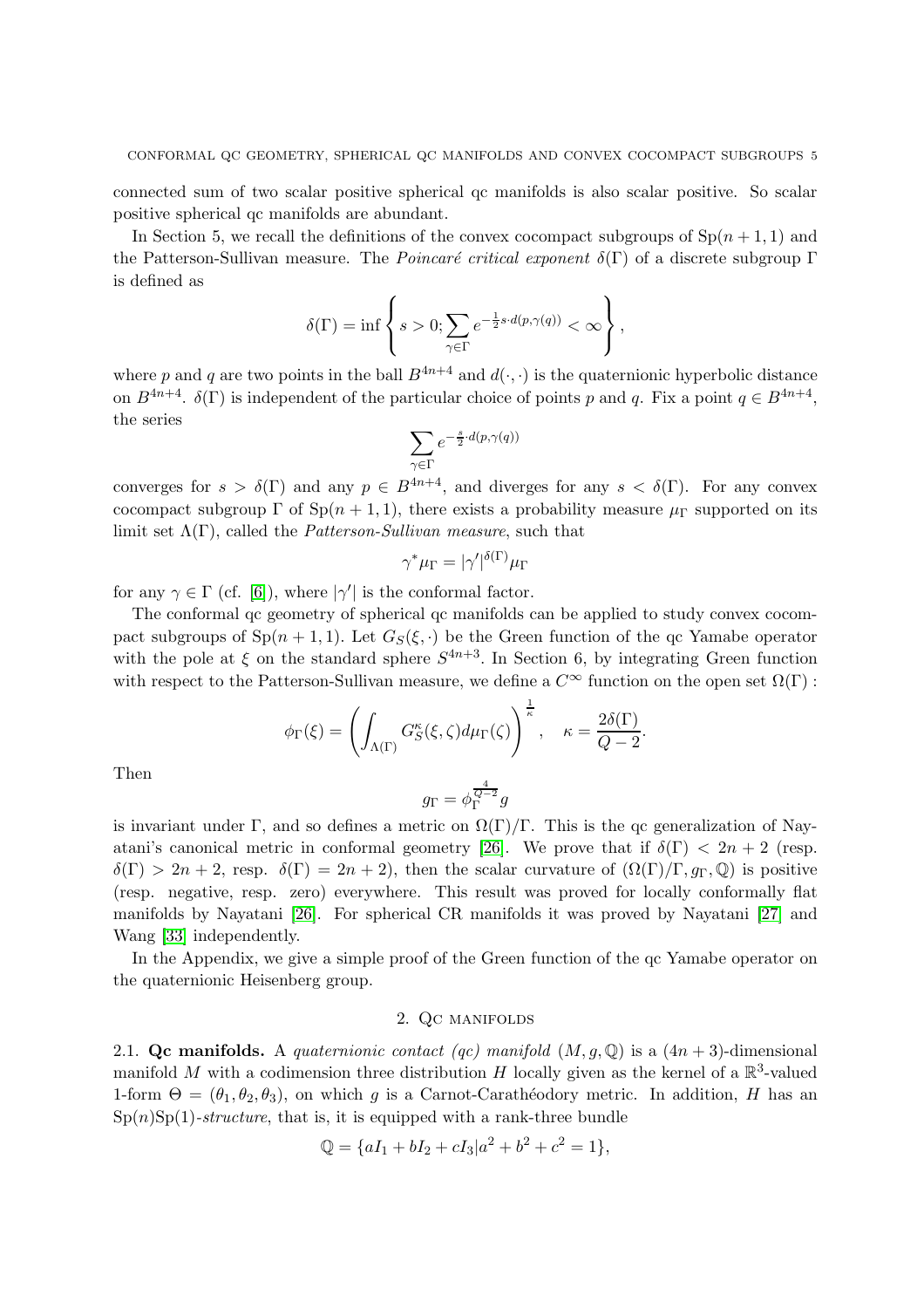connected sum of two scalar positive spherical qc manifolds is also scalar positive. So scalar positive spherical qc manifolds are abundant.

In Section 5, we recall the definitions of the convex cocompact subgroups of $\mathrm{Sp}(n+1,1)$ and the Patterson-Sullivan measure. The *Poincaré critical exponent* $\delta(\Gamma)$ of a discrete subgroup $\Gamma$ is defined as

$$\delta(\Gamma) = \inf \left\{ s > 0; \sum_{\gamma \in \Gamma} e^{-\frac{1}{2} s \cdot d(p, \gamma(q))} < \infty \right\},$$

where $p$ and $q$ are two points in the ball $B^{4n+4}$ and $d(\cdot, \cdot)$ is the quaternionic hyperbolic distance on $B^{4n+4}$. $\delta(\Gamma)$ is independent of the particular choice of points $p$ and $q$. Fix a point $q \in B^{4n+4}$, the series

$$\sum_{\gamma \in \Gamma} e^{-\frac{s}{2} \cdot d(p, \gamma(q))}$$

converges for $s > \delta(\Gamma)$ and any $p \in B^{4n+4}$, and diverges for any $s < \delta(\Gamma)$. For any convex cocompact subgroup $\Gamma$ of $\mathrm{Sp}(n+1,1)$, there exists a probability measure $\mu_\Gamma$ supported on its limit set $\Lambda(\Gamma)$, called the *Patterson-Sullivan measure*, such that

$$\gamma^* \mu_\Gamma = |\gamma'|^{\delta(\Gamma)} \mu_\Gamma$$

for any $\gamma \in \Gamma$ (cf. [6]), where $|\gamma'|$ is the conformal factor.

The conformal qc geometry of spherical qc manifolds can be applied to study convex cocompact subgroups of $\mathrm{Sp}(n+1,1)$. Let $G_S(\xi, \cdot)$ be the Green function of the qc Yamabe operator with the pole at $\xi$ on the standard sphere $S^{4n+3}$. In Section 6, by integrating Green function with respect to the Patterson-Sullivan measure, we define a $C^\infty$ function on the open set $\Omega(\Gamma)$ :

$$\phi_\Gamma(\xi) = \left( \int_{\Lambda(\Gamma)} G_S^\kappa(\xi, \zeta) d\mu_\Gamma(\zeta) \right)^{\frac{1}{\kappa}}, \quad \kappa = \frac{2\delta(\Gamma)}{Q-2}.$$

Then

$$g_\Gamma = \phi_\Gamma^{\frac{4}{Q-2}} g$$

is invariant under $\Gamma$, and so defines a metric on $\Omega(\Gamma)/\Gamma$. This is the qc generalization of Nayatani's canonical metric in conformal geometry [26]. We prove that if $\delta(\Gamma) < 2n+2$ (resp. $\delta(\Gamma) > 2n+2$, resp. $\delta(\Gamma) = 2n+2$), then the scalar curvature of $(\Omega(\Gamma)/\Gamma, g_\Gamma, \mathbb{Q})$ is positive (resp. negative, resp. zero) everywhere. This result was proved for locally conformally flat manifolds by Nayatani [26]. For spherical CR manifolds it was proved by Nayatani [27] and Wang [33] independently.

In the Appendix, we give a simple proof of the Green function of the qc Yamabe operator on the quaternionic Heisenberg group.

## 2. Qc manifolds

**2.1. Qc manifolds.** A *quaternionic contact (qc) manifold* $(M, g, \mathbb{Q})$ is a $(4n+3)$-dimensional manifold $M$ with a codimension three distribution $H$ locally given as the kernel of a $\mathbb{R}^3$-valued 1-form $\Theta = (\theta_1, \theta_2, \theta_3)$, on which $g$ is a Carnot-Carathéodory metric. In addition, $H$ has an $\mathrm{Sp}(n)\mathrm{Sp}(1)$-*structure*, that is, it is equipped with a rank-three bundle

$$\mathbb{Q} = \{aI_1 + bI_2 + cI_3 | a^2 + b^2 + c^2 = 1\},$$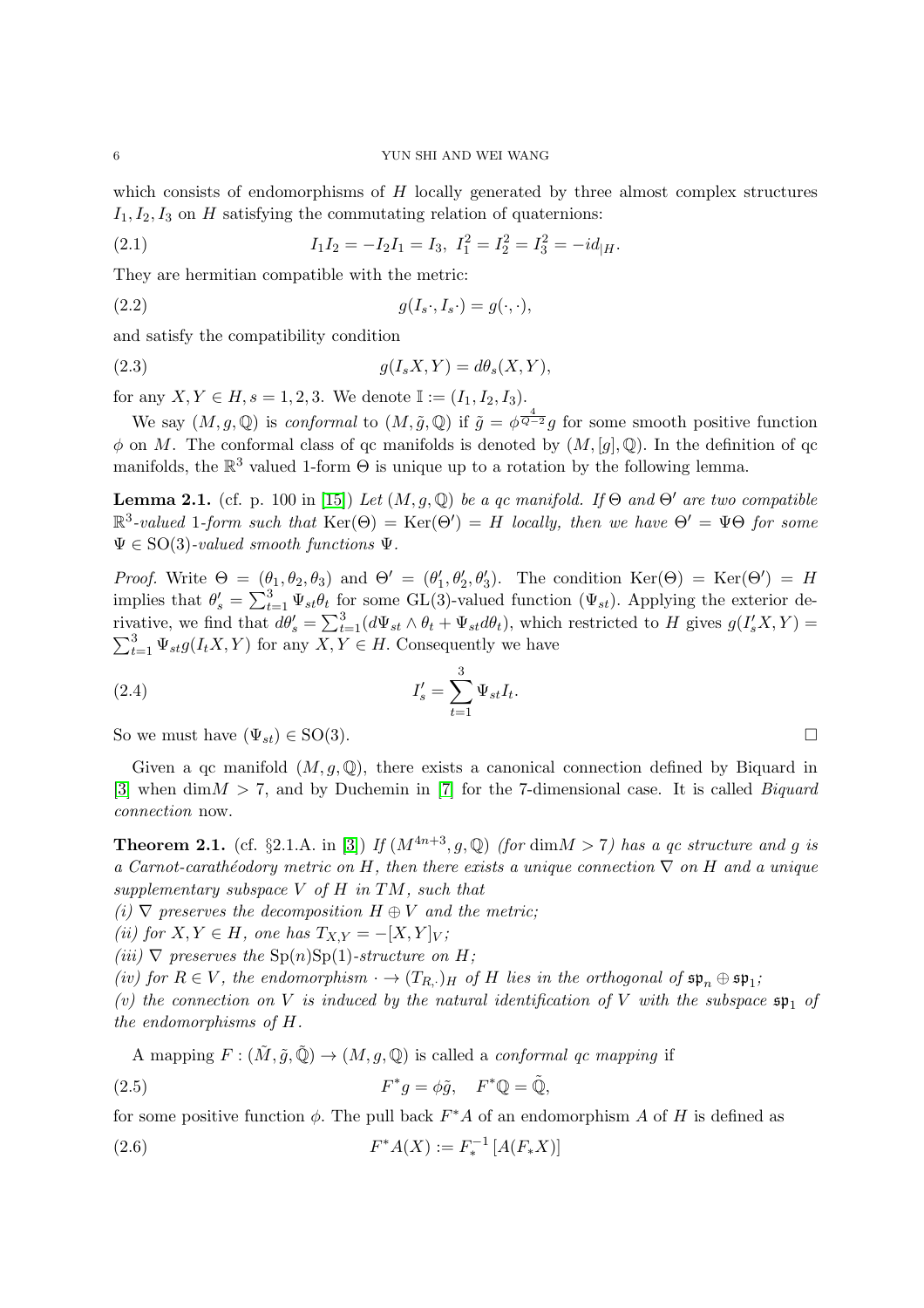which consists of endomorphisms of $H$ locally generated by three almost complex structures $I_1, I_2, I_3$ on $H$ satisfying the commutating relation of quaternions:

$$I_1 I_2 = -I_2 I_1 = I_3, \ I_1^2 = I_2^2 = I_3^2 = -id_{|H}. \tag{2.1}$$

They are hermitian compatible with the metric:

$$g(I_s \cdot, I_s \cdot) = g(\cdot, \cdot), \tag{2.2}$$

and satisfy the compatibility condition

$$g(I_s X, Y) = d\theta_s(X, Y), \tag{2.3}$$

for any $X, Y \in H$, $s = 1, 2, 3$. We denote $\mathbb{I} := (I_1, I_2, I_3)$.

We say $(M, g, \mathbb{Q})$ is *conformal* to $(M, \tilde{g}, \mathbb{Q})$ if $\tilde{g} = \phi^{\frac{4}{Q-2}} g$ for some smooth positive function $\phi$ on $M$. The conformal class of qc manifolds is denoted by $(M, [g], \mathbb{Q})$. In the definition of qc manifolds, the $\mathbb{R}^3$ valued 1-form $\Theta$ is unique up to a rotation by the following lemma.

**Lemma 2.1.** (cf. p. 100 in [15]) *Let $(M, g, \mathbb{Q})$ be a qc manifold. If $\Theta$ and $\Theta'$ are two compatible $\mathbb{R}^3$-valued 1-form such that $\mathrm{Ker}(\Theta) = \mathrm{Ker}(\Theta') = H$ locally, then we have $\Theta' = \Psi\Theta$ for some $\Psi \in \mathrm{SO}(3)$-valued smooth functions $\Psi$.*

*Proof.* Write $\Theta = (\theta_1, \theta_2, \theta_3)$ and $\Theta' = (\theta_1', \theta_2', \theta_3')$. The condition $\mathrm{Ker}(\Theta) = \mathrm{Ker}(\Theta') = H$ implies that $\theta_s' = \sum_{t=1}^3 \Psi_{st}\theta_t$ for some $\mathrm{GL}(3)$-valued function $(\Psi_{st})$. Applying the exterior derivative, we find that $d\theta_s' = \sum_{t=1}^3 (d\Psi_{st} \wedge \theta_t + \Psi_{st} d\theta_t)$, which restricted to $H$ gives $g(I_s' X, Y) = \sum_{t=1}^3 \Psi_{st} g(I_t X, Y)$ for any $X, Y \in H$. Consequently we have

$$I_s' = \sum_{t=1}^3 \Psi_{st} I_t. \tag{2.4}$$

So we must have $(\Psi_{st}) \in \mathrm{SO}(3)$. □

Given a qc manifold $(M, g, \mathbb{Q})$, there exists a canonical connection defined by Biquard in [3] when $\dim M > 7$, and by Duchemin in [7] for the 7-dimensional case. It is called *Biquard connection* now.

**Theorem 2.1.** (cf. §2.1.A. in [3]) *If $(M^{4n+3}, g, \mathbb{Q})$ (for $\dim M > 7$) has a qc structure and $g$ is a Carnot-carathéodory metric on $H$, then there exists a unique connection $\nabla$ on $H$ and a unique supplementary subspace $V$ of $H$ in $TM$, such that*

*(i) $\nabla$ preserves the decomposition $H \oplus V$ and the metric;*

*(ii) for $X, Y \in H$, one has $T_{X,Y} = -[X, Y]_V$;*

*(iii) $\nabla$ preserves the $\mathrm{Sp}(n)\mathrm{Sp}(1)$-structure on $H$;*

*(iv) for $R \in V$, the endomorphism $\cdot \to (T_{R,\cdot})_H$ of $H$ lies in the orthogonal of $\mathfrak{sp}_n \oplus \mathfrak{sp}_1$;*

*(v) the connection on $V$ is induced by the natural identification of $V$ with the subspace $\mathfrak{sp}_1$ of the endomorphisms of $H$.*

A mapping $F : (\tilde{M}, \tilde{g}, \tilde{\mathbb{Q}}) \to (M, g, \mathbb{Q})$ is called a *conformal qc mapping* if

$$F^* g = \phi \tilde{g}, \quad F^* \mathbb{Q} = \tilde{\mathbb{Q}}, \tag{2.5}$$

for some positive function $\phi$. The pull back $F^* A$ of an endomorphism $A$ of $H$ is defined as

$$F^* A(X) := F_*^{-1} [A(F_* X)] \tag{2.6}$$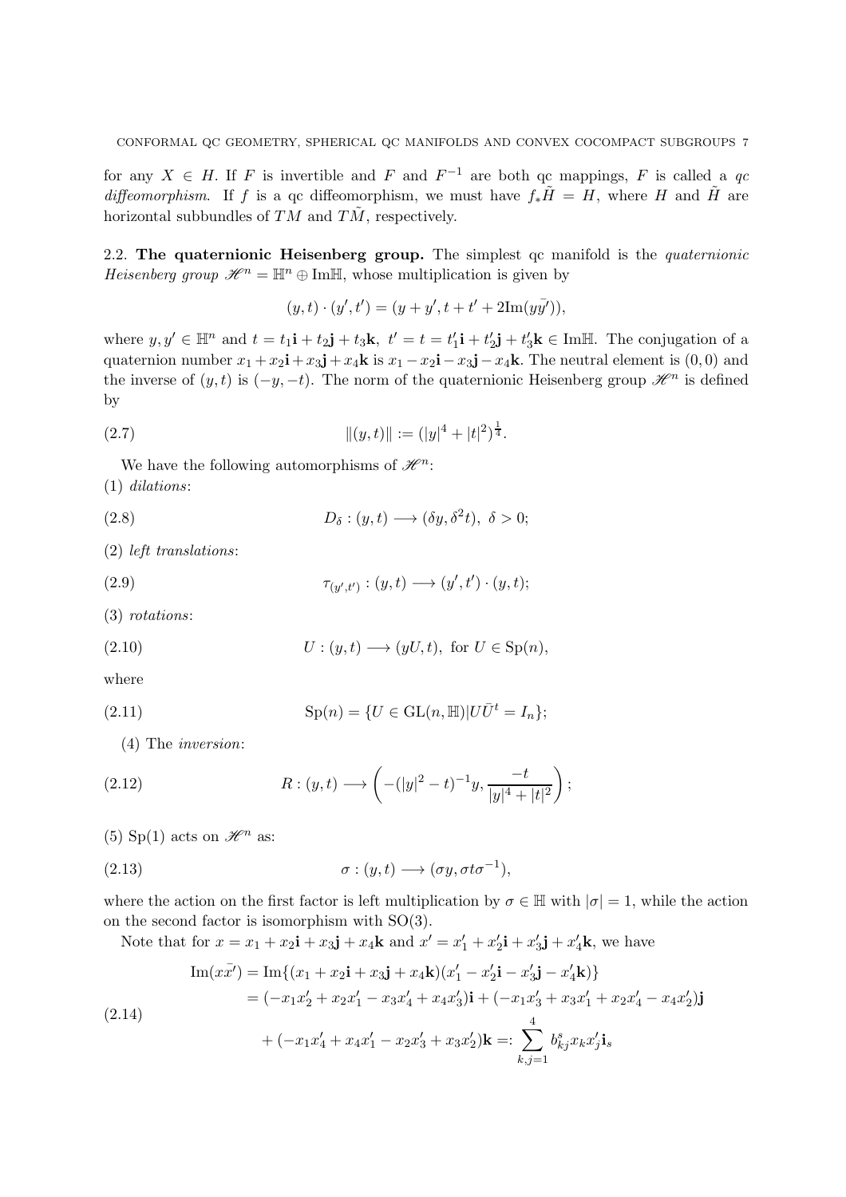for any $X \in H$. If $F$ is invertible and $F$ and $F^{-1}$ are both qc mappings, $F$ is called a *qc diffeomorphism*. If $f$ is a qc diffeomorphism, we must have $f_*\tilde{H} = H$, where $H$ and $\tilde{H}$ are horizontal subbundles of $TM$ and $T\tilde{M}$, respectively.

**2.2. The quaternionic Heisenberg group.** The simplest qc manifold is the *quaternionic Heisenberg group* $\mathscr{H}^n = \mathbb{H}^n \oplus \mathrm{Im}\mathbb{H}$, whose multiplication is given by

$$(y,t)\cdot(y',t') = (y+y', t+t'+2\mathrm{Im}(y\bar{y'})),$$

where $y, y' \in \mathbb{H}^n$ and $t = t_1\mathbf{i} + t_2\mathbf{j} + t_3\mathbf{k}$, $t' = t = t_1'\mathbf{i} + t_2'\mathbf{j} + t_3'\mathbf{k} \in \mathrm{Im}\mathbb{H}$. The conjugation of a quaternion number $x_1 + x_2\mathbf{i} + x_3\mathbf{j} + x_4\mathbf{k}$ is $x_1 - x_2\mathbf{i} - x_3\mathbf{j} - x_4\mathbf{k}$. The neutral element is $(0,0)$ and the inverse of $(y,t)$ is $(-y,-t)$. The norm of the quaternionic Heisenberg group $\mathscr{H}^n$ is defined by

$$\|(y,t)\| := (|y|^4 + |t|^2)^{\frac{1}{4}}. \tag{2.7}$$

We have the following automorphisms of $\mathscr{H}^n$:

(1) *dilations*:

$$D_\delta : (y,t) \longrightarrow (\delta y, \delta^2 t),\ \delta > 0; \tag{2.8}$$

(2) *left translations*:

$$\tau_{(y',t')} : (y,t) \longrightarrow (y',t')\cdot(y,t); \tag{2.9}$$

(3) *rotations*:

$$U : (y,t) \longrightarrow (yU, t),\ \text{for } U \in \mathrm{Sp}(n), \tag{2.10}$$

where

$$\mathrm{Sp}(n) = \{U \in \mathrm{GL}(n,\mathbb{H}) | U\bar{U}^t = I_n\}; \tag{2.11}$$

(4) The *inversion*:

$$R : (y,t) \longrightarrow \left(-(|y|^2 - t)^{-1}y, \frac{-t}{|y|^4 + |t|^2}\right); \tag{2.12}$$

(5) $\mathrm{Sp}(1)$ acts on $\mathscr{H}^n$ as:

$$\sigma : (y,t) \longrightarrow (\sigma y, \sigma t \sigma^{-1}), \tag{2.13}$$

where the action on the first factor is left multiplication by $\sigma \in \mathbb{H}$ with $|\sigma| = 1$, while the action on the second factor is isomorphism with $\mathrm{SO}(3)$.

Note that for $x = x_1 + x_2\mathbf{i} + x_3\mathbf{j} + x_4\mathbf{k}$ and $x' = x_1' + x_2'\mathbf{i} + x_3'\mathbf{j} + x_4'\mathbf{k}$, we have

$$\begin{aligned}
\mathrm{Im}(x\bar{x'}) &= \mathrm{Im}\{(x_1 + x_2\mathbf{i} + x_3\mathbf{j} + x_4\mathbf{k})(x_1' - x_2'\mathbf{i} - x_3'\mathbf{j} - x_4'\mathbf{k})\} \\
&= (-x_1x_2' + x_2x_1' - x_3x_4' + x_4x_3')\mathbf{i} + (-x_1x_3' + x_3x_1' + x_2x_4' - x_4x_2')\mathbf{j} \\
&\quad + (-x_1x_4' + x_4x_1' - x_2x_3' + x_3x_2')\mathbf{k} =: \sum_{k,j=1}^{4} b_{kj}^s x_k x_j' \mathbf{i}_s
\end{aligned} \tag{2.14}$$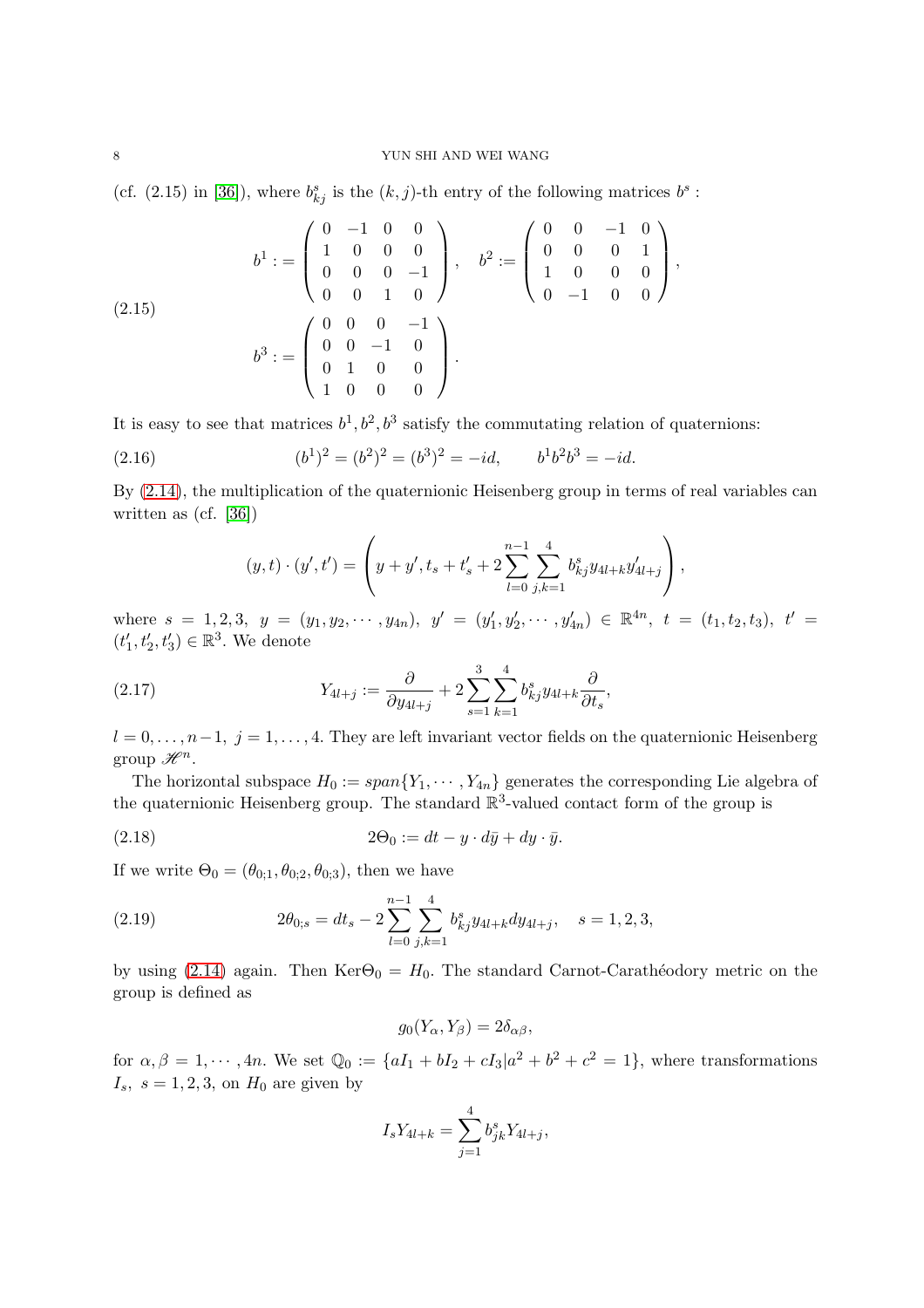(cf. (2.15) in [36]), where $b^s_{kj}$ is the $(k,j)$-th entry of the following matrices $b^s$ :

$$
b^1 := \begin{pmatrix} 0 & -1 & 0 & 0 \\ 1 & 0 & 0 & 0 \\ 0 & 0 & 0 & -1 \\ 0 & 0 & 1 & 0 \end{pmatrix}, \quad b^2 := \begin{pmatrix} 0 & 0 & -1 & 0 \\ 0 & 0 & 0 & 1 \\ 1 & 0 & 0 & 0 \\ 0 & -1 & 0 & 0 \end{pmatrix},
$$

$$
b^3 := \begin{pmatrix} 0 & 0 & 0 & -1 \\ 0 & 0 & -1 & 0 \\ 0 & 1 & 0 & 0 \\ 1 & 0 & 0 & 0 \end{pmatrix}. \tag{2.15}
$$

It is easy to see that matrices $b^1, b^2, b^3$ satisfy the commutating relation of quaternions:

$$
(b^1)^2 = (b^2)^2 = (b^3)^2 = -id, \qquad b^1 b^2 b^3 = -id. \tag{2.16}
$$

By (2.14), the multiplication of the quaternionic Heisenberg group in terms of real variables can written as (cf. [36])

$$
(y,t)\cdot(y',t') = \left( y + y', t_s + t'_s + 2\sum_{l=0}^{n-1}\sum_{j,k=1}^{4} b^s_{kj} y_{4l+k} y'_{4l+j} \right),
$$

where $s = 1,2,3$, $y = (y_1, y_2, \cdots, y_{4n})$, $y' = (y'_1, y'_2, \cdots, y'_{4n}) \in \mathbb{R}^{4n}$, $t = (t_1, t_2, t_3)$, $t' = (t'_1, t'_2, t'_3) \in \mathbb{R}^3$. We denote

$$
Y_{4l+j} := \frac{\partial}{\partial y_{4l+j}} + 2\sum_{s=1}^{3}\sum_{k=1}^{4} b^s_{kj} y_{4l+k} \frac{\partial}{\partial t_s}, \tag{2.17}
$$

$l = 0, \ldots, n-1$, $j = 1, \ldots, 4$. They are left invariant vector fields on the quaternionic Heisenberg group $\mathscr{H}^n$.

The horizontal subspace $H_0 := span\{Y_1, \cdots, Y_{4n}\}$ generates the corresponding Lie algebra of the quaternionic Heisenberg group. The standard $\mathbb{R}^3$-valued contact form of the group is

$$
2\Theta_0 := dt - y \cdot d\bar{y} + dy \cdot \bar{y}. \tag{2.18}
$$

If we write $\Theta_0 = (\theta_{0;1}, \theta_{0;2}, \theta_{0;3})$, then we have

$$
2\theta_{0;s} = dt_s - 2\sum_{l=0}^{n-1}\sum_{j,k=1}^{4} b^s_{kj} y_{4l+k} dy_{4l+j}, \quad s = 1,2,3, \tag{2.19}
$$

by using (2.14) again. Then $\mathrm{Ker}\Theta_0 = H_0$. The standard Carnot-Carathéodory metric on the group is defined as

$$
g_0(Y_\alpha, Y_\beta) = 2\delta_{\alpha\beta},
$$

for $\alpha, \beta = 1, \cdots, 4n$. We set $\mathbb{Q}_0 := \{aI_1 + bI_2 + cI_3 | a^2 + b^2 + c^2 = 1\}$, where transformations $I_s$, $s = 1,2,3$, on $H_0$ are given by

$$
I_s Y_{4l+k} = \sum_{j=1}^{4} b^s_{jk} Y_{4l+j},
$$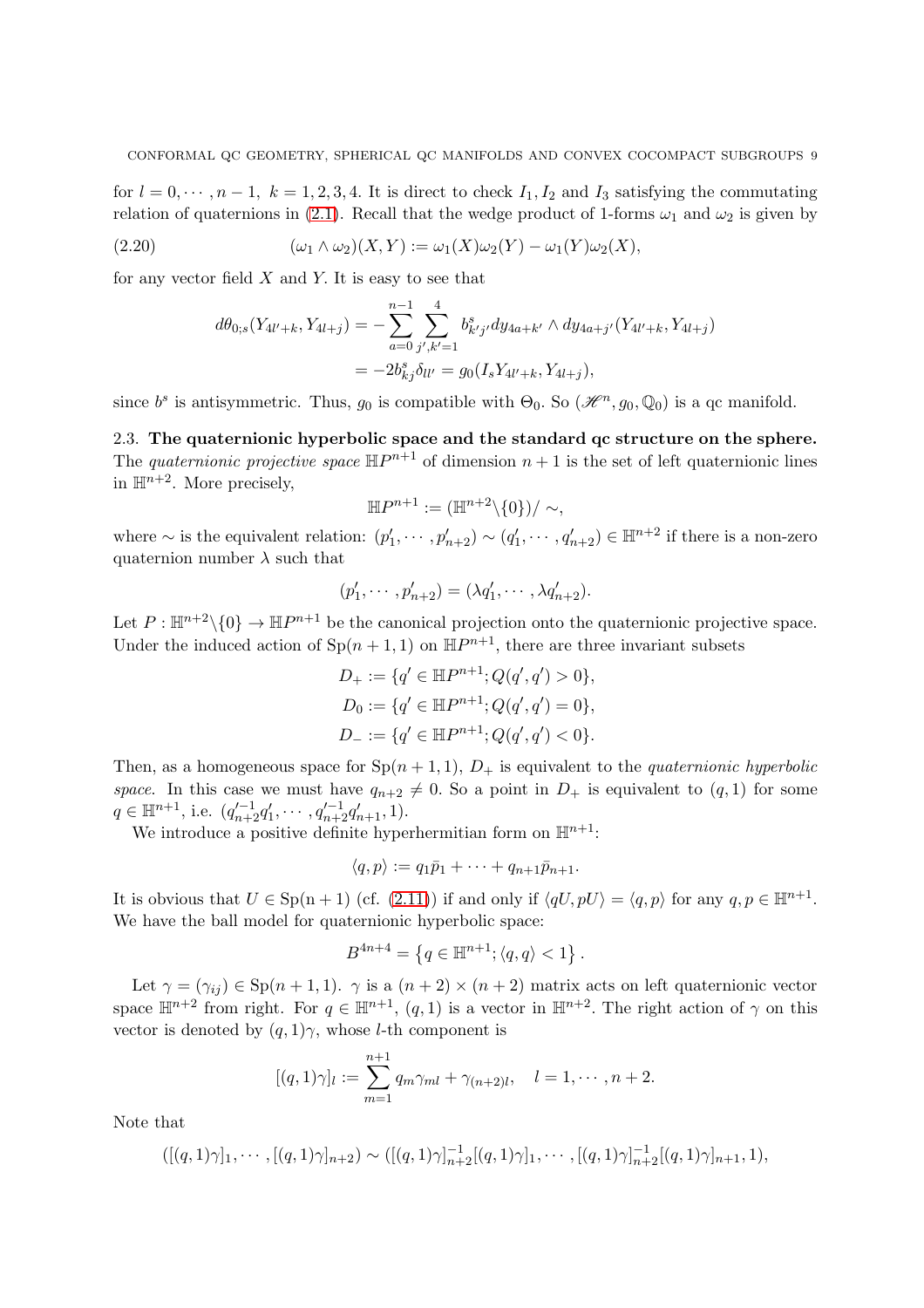for $l = 0, \cdots, n-1$, $k = 1, 2, 3, 4$. It is direct to check $I_1, I_2$ and $I_3$ satisfying the commutating relation of quaternions in (2.1). Recall that the wedge product of 1-forms $\omega_1$ and $\omega_2$ is given by

$$
(\omega_1 \wedge \omega_2)(X, Y) := \omega_1(X)\omega_2(Y) - \omega_1(Y)\omega_2(X), \tag{2.20}
$$

for any vector field $X$ and $Y$. It is easy to see that

$$
\begin{aligned}
d\theta_{0;s}(Y_{4l'+k}, Y_{4l+j}) &= -\sum_{a=0}^{n-1} \sum_{j',k'=1}^{4} b^s_{k'j'} dy_{4a+k'} \wedge dy_{4a+j'}(Y_{4l'+k}, Y_{4l+j}) \\
&= -2b^s_{kj}\delta_{ll'} = g_0(I_s Y_{4l'+k}, Y_{4l+j}),
\end{aligned}
$$

since $b^s$ is antisymmetric. Thus, $g_0$ is compatible with $\Theta_0$. So $(\mathscr{H}^n, g_0, \mathbb{Q}_0)$ is a qc manifold.

## 2.3. The quaternionic hyperbolic space and the standard qc structure on the sphere.

The *quaternionic projective space* $\mathbb{H}P^{n+1}$ of dimension $n+1$ is the set of left quaternionic lines in $\mathbb{H}^{n+2}$. More precisely,

$$
\mathbb{H}P^{n+1} := (\mathbb{H}^{n+2} \backslash \{0\}) / \sim,
$$

where $\sim$ is the equivalent relation: $(p'_1, \cdots, p'_{n+2}) \sim (q'_1, \cdots, q'_{n+2}) \in \mathbb{H}^{n+2}$ if there is a non-zero quaternion number $\lambda$ such that

$$
(p'_1, \cdots, p'_{n+2}) = (\lambda q'_1, \cdots, \lambda q'_{n+2}).
$$

Let $P : \mathbb{H}^{n+2} \backslash \{0\} \to \mathbb{H}P^{n+1}$ be the canonical projection onto the quaternionic projective space. Under the induced action of $\mathrm{Sp}(n+1, 1)$ on $\mathbb{H}P^{n+1}$, there are three invariant subsets

$$
\begin{aligned}
D_+ &:= \{q' \in \mathbb{H}P^{n+1}; Q(q', q') > 0\}, \\
D_0 &:= \{q' \in \mathbb{H}P^{n+1}; Q(q', q') = 0\}, \\
D_- &:= \{q' \in \mathbb{H}P^{n+1}; Q(q', q') < 0\}.
\end{aligned}
$$

Then, as a homogeneous space for $\mathrm{Sp}(n+1, 1)$, $D_+$ is equivalent to the *quaternionic hyperbolic space*. In this case we must have $q_{n+2} \neq 0$. So a point in $D_+$ is equivalent to $(q, 1)$ for some $q \in \mathbb{H}^{n+1}$, i.e. $(q'^{-1}_{n+2} q'_1, \cdots, q'^{-1}_{n+2} q'_{n+1}, 1)$.

We introduce a positive definite hyperhermitian form on $\mathbb{H}^{n+1}$:

$$
\langle q, p \rangle := q_1 \bar{p}_1 + \cdots + q_{n+1} \bar{p}_{n+1}.
$$

It is obvious that $U \in \mathrm{Sp(n+1)}$ (cf. (2.11)) if and only if $\langle qU, pU \rangle = \langle q, p \rangle$ for any $q, p \in \mathbb{H}^{n+1}$. We have the ball model for quaternionic hyperbolic space:

$$
B^{4n+4} = \left\{ q \in \mathbb{H}^{n+1}; \langle q, q \rangle < 1 \right\}.
$$

Let $\gamma = (\gamma_{ij}) \in \mathrm{Sp}(n+1, 1)$. $\gamma$ is a $(n+2) \times (n+2)$ matrix acts on left quaternionic vector space $\mathbb{H}^{n+2}$ from right. For $q \in \mathbb{H}^{n+1}$, $(q, 1)$ is a vector in $\mathbb{H}^{n+2}$. The right action of $\gamma$ on this vector is denoted by $(q, 1)\gamma$, whose $l$-th component is

$$
[(q, 1)\gamma]_l := \sum_{m=1}^{n+1} q_m \gamma_{ml} + \gamma_{(n+2)l}, \quad l = 1, \cdots, n+2.
$$

Note that

$$
([(q, 1)\gamma]_1, \cdots, [(q, 1)\gamma]_{n+2}) \sim ([(q, 1)\gamma]^{-1}_{n+2}[(q, 1)\gamma]_1, \cdots, [(q, 1)\gamma]^{-1}_{n+2}[(q, 1)\gamma]_{n+1}, 1),
$$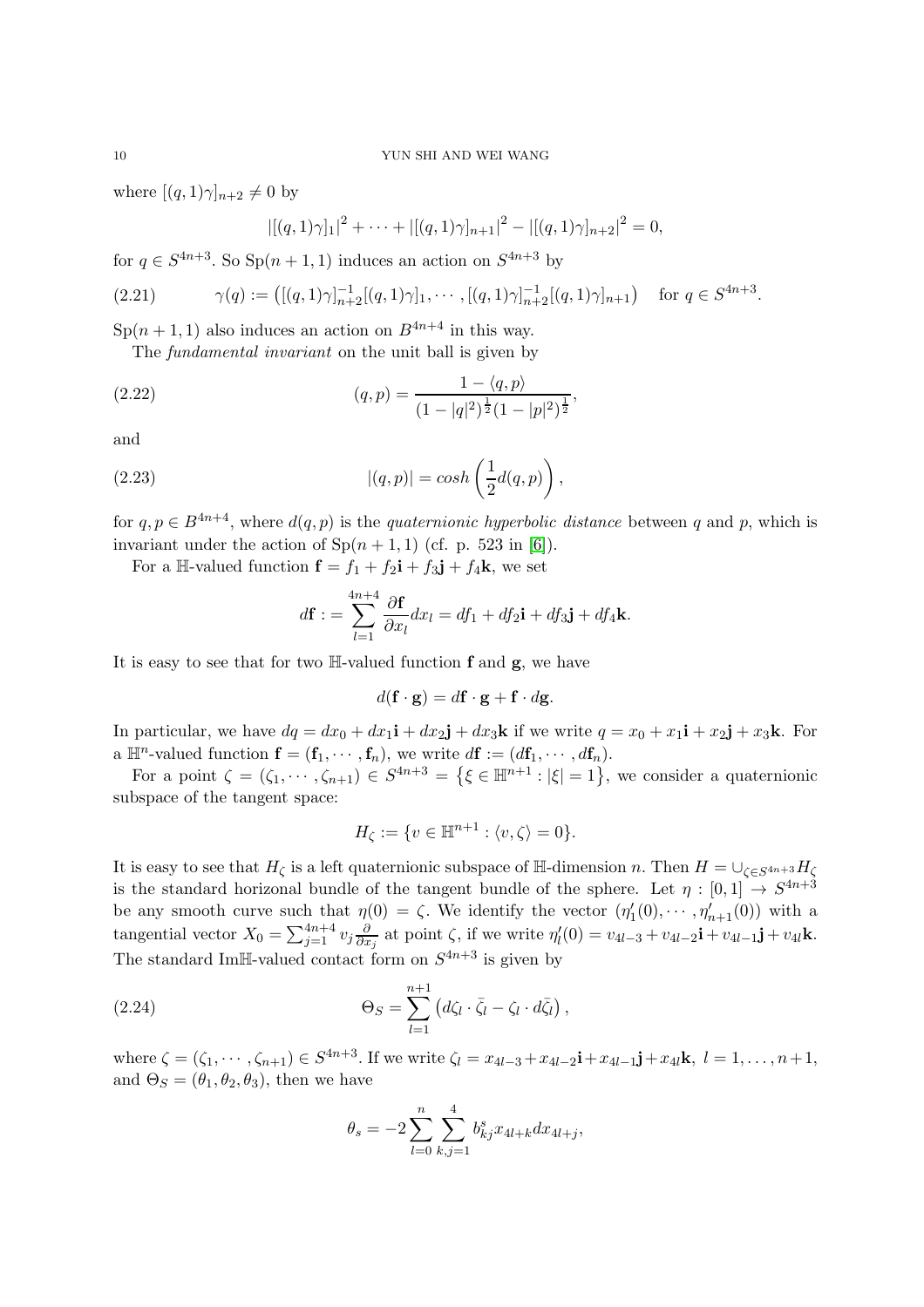where $[(q,1)\gamma]_{n+2} \neq 0$ by

$$|[(q,1)\gamma]_1|^2 + \cdots + |[(q,1)\gamma]_{n+1}|^2 - |[(q,1)\gamma]_{n+2}|^2 = 0,$$

for $q \in S^{4n+3}$. So $\mathrm{Sp}(n+1,1)$ induces an action on $S^{4n+3}$ by

$$\gamma(q) := \left([(q,1)\gamma]_{n+2}^{-1}[(q,1)\gamma]_1, \cdots, [(q,1)\gamma]_{n+2}^{-1}[(q,1)\gamma]_{n+1}\right) \quad \text{for } q \in S^{4n+3}. \tag{2.21}$$

$\mathrm{Sp}(n+1,1)$ also induces an action on $B^{4n+4}$ in this way.

The *fundamental invariant* on the unit ball is given by

$$(q,p) = \frac{1 - \langle q, p\rangle}{(1-|q|^2)^{\frac{1}{2}}(1-|p|^2)^{\frac{1}{2}}}, \tag{2.22}$$

and

$$|(q,p)| = cosh\left(\frac{1}{2}d(q,p)\right), \tag{2.23}$$

for $q, p \in B^{4n+4}$, where $d(q,p)$ is the *quaternionic hyperbolic distance* between $q$ and $p$, which is invariant under the action of $\mathrm{Sp}(n+1,1)$ (cf. p. 523 in [6]).

For a $\mathbb{H}$-valued function $\mathbf{f} = f_1 + f_2\mathbf{i} + f_3\mathbf{j} + f_4\mathbf{k}$, we set

$$d\mathbf{f} := \sum_{l=1}^{4n+4} \frac{\partial \mathbf{f}}{\partial x_l} dx_l = df_1 + df_2\mathbf{i} + df_3\mathbf{j} + df_4\mathbf{k}.$$

It is easy to see that for two $\mathbb{H}$-valued function $\mathbf{f}$ and $\mathbf{g}$, we have

$$d(\mathbf{f}\cdot\mathbf{g}) = d\mathbf{f}\cdot\mathbf{g} + \mathbf{f}\cdot d\mathbf{g}.$$

In particular, we have $dq = dx_0 + dx_1\mathbf{i} + dx_2\mathbf{j} + dx_3\mathbf{k}$ if we write $q = x_0 + x_1\mathbf{i} + x_2\mathbf{j} + x_3\mathbf{k}$. For a $\mathbb{H}^n$-valued function $\mathbf{f} = (\mathbf{f}_1, \cdots, \mathbf{f}_n)$, we write $d\mathbf{f} := (d\mathbf{f}_1, \cdots, d\mathbf{f}_n)$.

For a point $\zeta = (\zeta_1, \cdots, \zeta_{n+1}) \in S^{4n+3} = \left\{\xi \in \mathbb{H}^{n+1} : |\xi| = 1\right\}$, we consider a quaternionic subspace of the tangent space:

$$H_\zeta := \{v \in \mathbb{H}^{n+1} : \langle v, \zeta\rangle = 0\}.$$

It is easy to see that $H_\zeta$ is a left quaternionic subspace of $\mathbb{H}$-dimension $n$. Then $H = \cup_{\zeta\in S^{4n+3}} H_\zeta$ is the standard horizonal bundle of the tangent bundle of the sphere. Let $\eta : [0,1] \to S^{4n+3}$ be any smooth curve such that $\eta(0) = \zeta$. We identify the vector $(\eta_1'(0), \cdots, \eta_{n+1}'(0))$ with a tangential vector $X_0 = \sum_{j=1}^{4n+4} v_j \frac{\partial}{\partial x_j}$ at point $\zeta$, if we write $\eta_l'(0) = v_{4l-3} + v_{4l-2}\mathbf{i} + v_{4l-1}\mathbf{j} + v_{4l}\mathbf{k}$. The standard $\mathrm{Im}\mathbb{H}$-valued contact form on $S^{4n+3}$ is given by

$$\Theta_S = \sum_{l=1}^{n+1}\left(d\zeta_l \cdot \bar{\zeta}_l - \zeta_l \cdot d\bar{\zeta}_l\right), \tag{2.24}$$

where $\zeta = (\zeta_1, \cdots, \zeta_{n+1}) \in S^{4n+3}$. If we write $\zeta_l = x_{4l-3} + x_{4l-2}\mathbf{i} + x_{4l-1}\mathbf{j} + x_{4l}\mathbf{k}$, $l = 1, \ldots, n+1$, and $\Theta_S = (\theta_1, \theta_2, \theta_3)$, then we have

$$\theta_s = -2\sum_{l=0}^{n}\sum_{k,j=1}^{4} b_{kj}^s x_{4l+k} dx_{4l+j},$$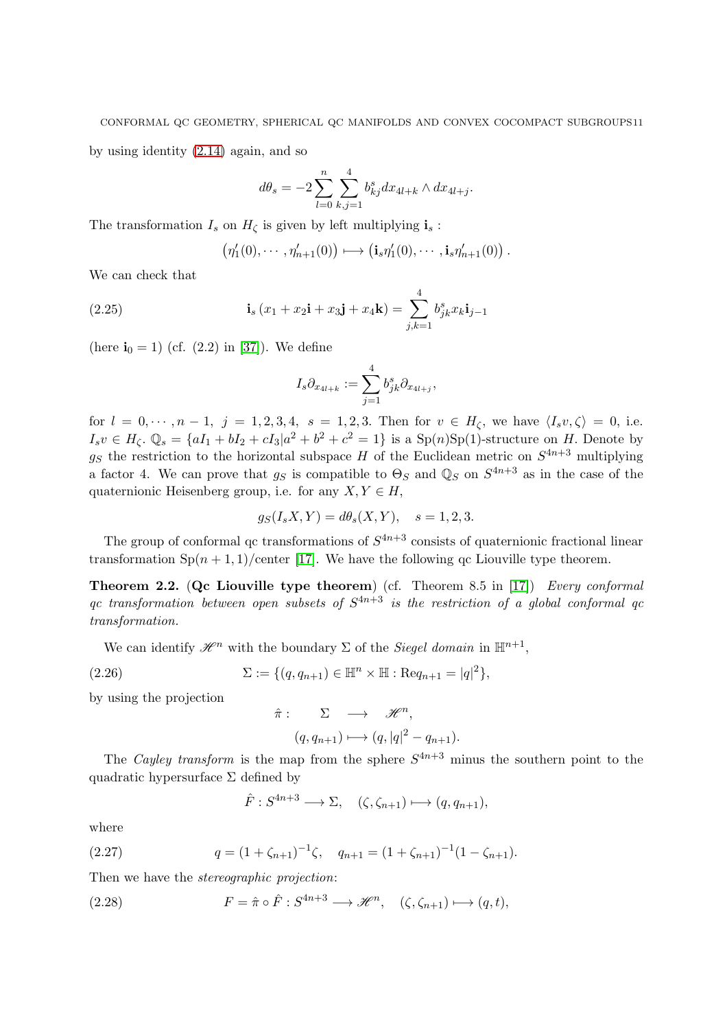by using identity (2.14) again, and so

$$d\theta_s = -2\sum_{l=0}^{n}\sum_{k,j=1}^{4} b^s_{kj} dx_{4l+k}\wedge dx_{4l+j}.$$

The transformation $I_s$ on $H_\zeta$ is given by left multiplying $\mathbf{i}_s$ :

$$\left(\eta_1'(0),\cdots,\eta_{n+1}'(0)\right)\longmapsto\left(\mathbf{i}_s\eta_1'(0),\cdots,\mathbf{i}_s\eta_{n+1}'(0)\right).$$

We can check that

$$\mathbf{i}_s\left(x_1+x_2\mathbf{i}+x_3\mathbf{j}+x_4\mathbf{k}\right)=\sum_{j,k=1}^{4} b^s_{jk}x_k\mathbf{i}_{j-1} \tag{2.25}$$

(here $\mathbf{i}_0=1$) (cf. (2.2) in [37]). We define

$$I_s\partial_{x_{4l+k}} := \sum_{j=1}^{4} b^s_{jk}\partial_{x_{4l+j}},$$

for $l=0,\cdots,n-1$, $j=1,2,3,4$, $s=1,2,3$. Then for $v\in H_\zeta$, we have $\langle I_s v,\zeta\rangle=0$, i.e. $I_s v\in H_\zeta$. $\mathbb{Q}_s=\{aI_1+bI_2+cI_3|a^2+b^2+c^2=1\}$ is a $\mathrm{Sp}(n)\mathrm{Sp}(1)$-structure on $H$. Denote by $g_S$ the restriction to the horizontal subspace $H$ of the Euclidean metric on $S^{4n+3}$ multiplying a factor 4. We can prove that $g_S$ is compatible to $\Theta_S$ and $\mathbb{Q}_S$ on $S^{4n+3}$ as in the case of the quaternionic Heisenberg group, i.e. for any $X,Y\in H$,

$$g_S(I_sX,Y)=d\theta_s(X,Y),\quad s=1,2,3.$$

The group of conformal qc transformations of $S^{4n+3}$ consists of quaternionic fractional linear transformation $\mathrm{Sp}(n+1,1)$/center [17]. We have the following qc Liouville type theorem.

**Theorem 2.2.** (**Qc Liouville type theorem**) (cf. Theorem 8.5 in [17]) *Every conformal qc transformation between open subsets of $S^{4n+3}$ is the restriction of a global conformal qc transformation.*

We can identify $\mathscr{H}^n$ with the boundary $\Sigma$ of the *Siegel domain* in $\mathbb{H}^{n+1}$,

$$\Sigma := \{(q,q_{n+1})\in\mathbb{H}^n\times\mathbb{H} : \mathrm{Re}q_{n+1}=|q|^2\}, \tag{2.26}$$

by using the projection

$$\hat{\pi}:\qquad \Sigma\quad\longrightarrow\quad\mathscr{H}^n,$$
$$(q,q_{n+1})\longmapsto(q,|q|^2-q_{n+1}).$$

The *Cayley transform* is the map from the sphere $S^{4n+3}$ minus the southern point to the quadratic hypersurface $\Sigma$ defined by

$$\hat{F}:S^{4n+3}\longrightarrow\Sigma,\quad(\zeta,\zeta_{n+1})\longmapsto(q,q_{n+1}),$$

where

$$q=(1+\zeta_{n+1})^{-1}\zeta,\quad q_{n+1}=(1+\zeta_{n+1})^{-1}(1-\zeta_{n+1}). \tag{2.27}$$

Then we have the *stereographic projection*:

$$F=\hat{\pi}\circ\hat{F}:S^{4n+3}\longrightarrow\mathscr{H}^n,\quad(\zeta,\zeta_{n+1})\longmapsto(q,t), \tag{2.28}$$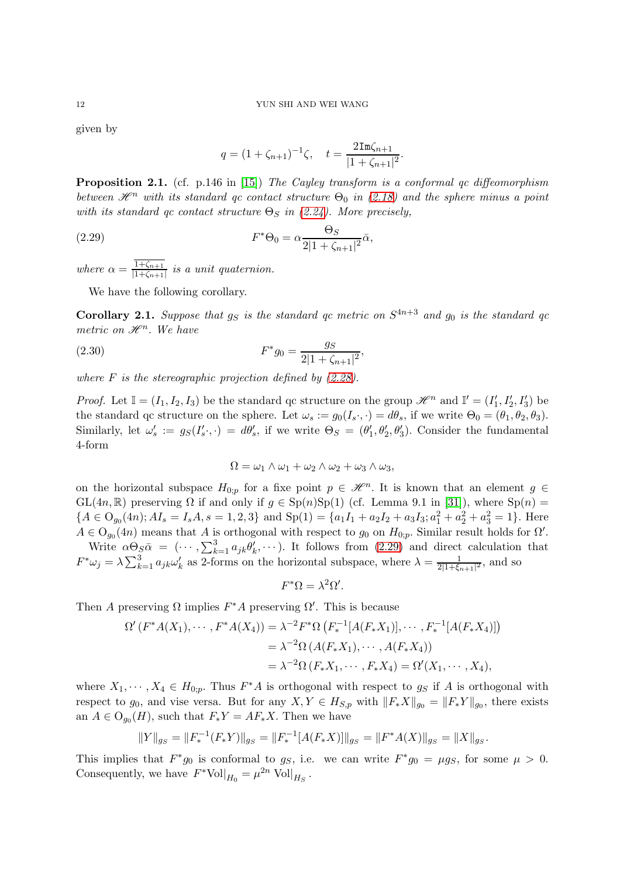given by

$$q = (1 + \zeta_{n+1})^{-1}\zeta, \quad t = \frac{2\mathtt{Im}\zeta_{n+1}}{|1 + \zeta_{n+1}|^2}.$$

**Proposition 2.1.** (cf. p.146 in [15]) *The Cayley transform is a conformal qc diffeomorphism between $\mathscr{H}^n$ with its standard qc contact structure $\Theta_0$ in (2.18) and the sphere minus a point with its standard qc contact structure $\Theta_S$ in (2.24). More precisely,*

$$F^*\Theta_0 = \alpha \frac{\Theta_S}{2|1 + \zeta_{n+1}|^2}\bar{\alpha}, \tag{2.29}$$

*where $\alpha = \frac{\overline{1+\zeta_{n+1}}}{|1+\zeta_{n+1}|}$ is a unit quaternion.*

We have the following corollary.

**Corollary 2.1.** *Suppose that $g_S$ is the standard qc metric on $S^{4n+3}$ and $g_0$ is the standard qc metric on $\mathscr{H}^n$. We have*

$$F^*g_0 = \frac{g_S}{2|1 + \zeta_{n+1}|^2}, \tag{2.30}$$

*where $F$ is the stereographic projection defined by (2.28).*

*Proof.* Let $\mathbb{I} = (I_1, I_2, I_3)$ be the standard qc structure on the group $\mathscr{H}^n$ and $\mathbb{I}' = (I_1', I_2', I_3')$ be the standard qc structure on the sphere. Let $\omega_s := g_0(I_s\cdot, \cdot) = d\theta_s$, if we write $\Theta_0 = (\theta_1, \theta_2, \theta_3)$. Similarly, let $\omega_s' := g_S(I_s'\cdot, \cdot) = d\theta_s'$, if we write $\Theta_S = (\theta_1', \theta_2', \theta_3')$. Consider the fundamental 4-form

$$\Omega = \omega_1 \wedge \omega_1 + \omega_2 \wedge \omega_2 + \omega_3 \wedge \omega_3,$$

on the horizontal subspace $H_{0;p}$ for a fixe point $p \in \mathscr{H}^n$. It is known that an element $g \in \mathrm{GL}(4n, \mathbb{R})$ preserving $\Omega$ if and only if $g \in \mathrm{Sp}(n)\mathrm{Sp}(1)$ (cf. Lemma 9.1 in [31]), where $\mathrm{Sp}(n) = \{A \in \mathrm{O}_{g_0}(4n); AI_s = I_sA, s = 1, 2, 3\}$ and $\mathrm{Sp}(1) = \{a_1I_1 + a_2I_2 + a_3I_3; a_1^2 + a_2^2 + a_3^2 = 1\}$. Here $A \in \mathrm{O}_{g_0}(4n)$ means that $A$ is orthogonal with respect to $g_0$ on $H_{0;p}$. Similar result holds for $\Omega'$.

Write $\alpha\Theta_S\bar{\alpha} = (\cdots, \sum_{k=1}^3 a_{jk}\theta_k', \cdots)$. It follows from (2.29) and direct calculation that $F^*\omega_j = \lambda\sum_{k=1}^3 a_{jk}\omega_k'$ as 2-forms on the horizontal subspace, where $\lambda = \frac{1}{2|1+\xi_{n+1}|^2}$, and so

$$F^*\Omega = \lambda^2\Omega'.$$

Then $A$ preserving $\Omega$ implies $F^*A$ preserving $\Omega'$. This is because

$$\begin{aligned}
\Omega'\left(F^*A(X_1), \cdots, F^*A(X_4)\right) &= \lambda^{-2}F^*\Omega\left(F_*^{-1}[A(F_*X_1)], \cdots, F_*^{-1}[A(F_*X_4)]\right) \\
&= \lambda^{-2}\Omega\left(A(F_*X_1), \cdots, A(F_*X_4)\right) \\
&= \lambda^{-2}\Omega\left(F_*X_1, \cdots, F_*X_4\right) = \Omega'(X_1, \cdots, X_4),
\end{aligned}$$

where $X_1, \cdots, X_4 \in H_{0;p}$. Thus $F^*A$ is orthogonal with respect to $g_S$ if $A$ is orthogonal with respect to $g_0$, and vise versa. But for any $X, Y \in H_{S,p}$ with $\|F_*X\|_{g_0} = \|F_*Y\|_{g_0}$, there exists an $A \in \mathrm{O}_{g_0}(H)$, such that $F_*Y = AF_*X$. Then we have

$$\|Y\|_{g_S} = \|F_*^{-1}(F_*Y)\|_{g_S} = \|F_*^{-1}[A(F_*X)]\|_{g_S} = \|F^*A(X)\|_{g_S} = \|X\|_{g_S}.$$

This implies that $F^*g_0$ is conformal to $g_S$, i.e. we can write $F^*g_0 = \mu g_S$, for some $\mu > 0$. Consequently, we have $F^*\mathrm{Vol}|_{H_0} = \mu^{2n}\,\mathrm{Vol}|_{H_S}$.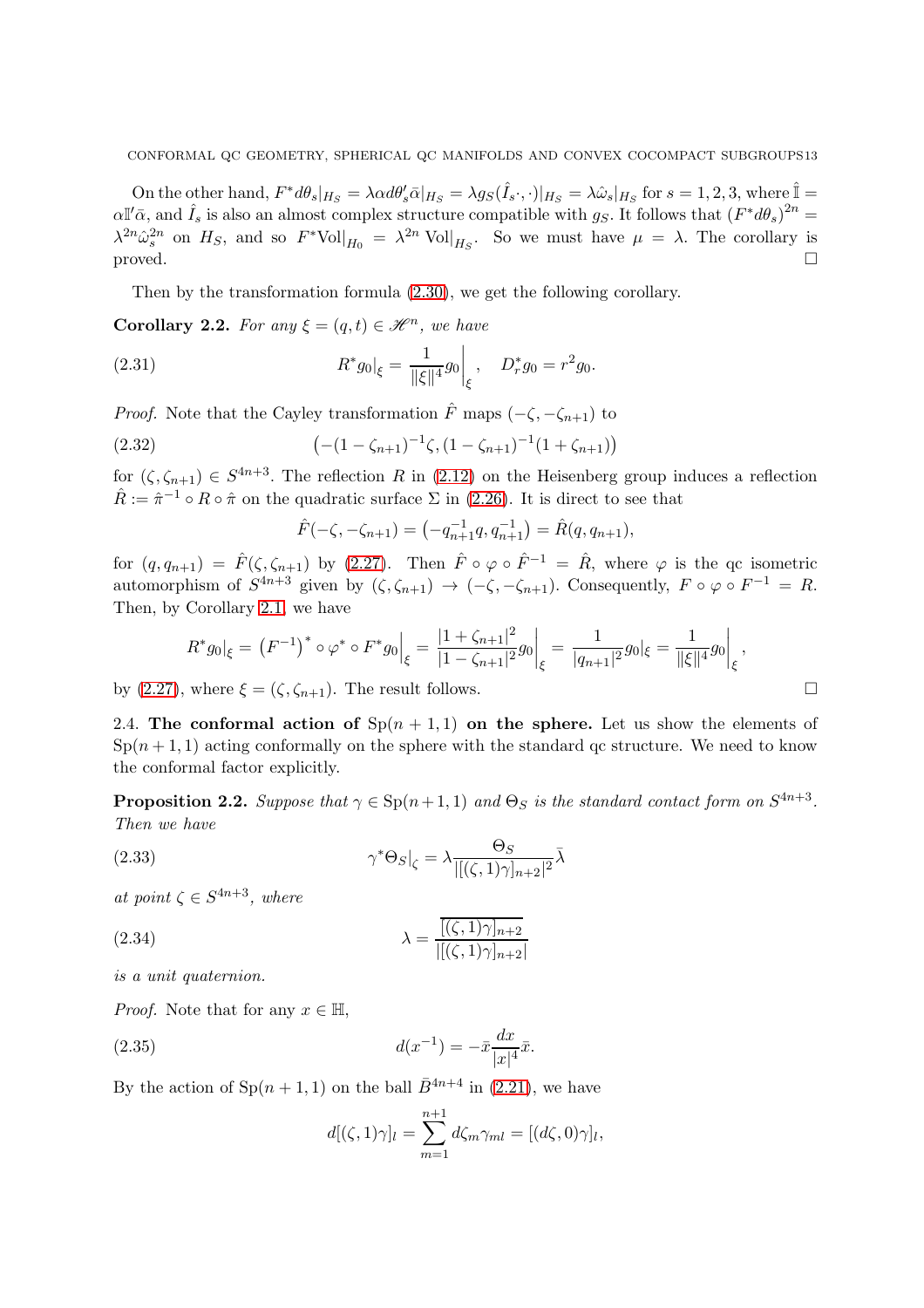On the other hand, $F^*d\theta_s|_{H_S} = \lambda\alpha d\theta'_s\bar{\alpha}|_{H_S} = \lambda g_S(\hat{I}_s\cdot,\cdot)|_{H_S} = \lambda\hat{\omega}_s|_{H_S}$ for $s=1,2,3$, where $\hat{\mathbb{I}} = \alpha\mathbb{I}'\bar{\alpha}$, and $\hat{I}_s$ is also an almost complex structure compatible with $g_S$. It follows that $(F^*d\theta_s)^{2n} = \lambda^{2n}\hat{\omega}_s^{2n}$ on $H_S$, and so $F^*\mathrm{Vol}|_{H_0} = \lambda^{2n}\,\mathrm{Vol}|_{H_S}$. So we must have $\mu = \lambda$. The corollary is proved. □

Then by the transformation formula (2.30), we get the following corollary.

**Corollary 2.2.** *For any $\xi = (q,t) \in \mathscr{H}^n$, we have*

$$R^*g_0|_\xi = \frac{1}{\|\xi\|^4}g_0\bigg|_\xi, \quad D_r^*g_0 = r^2g_0. \tag{2.31}$$

*Proof.* Note that the Cayley transformation $\hat{F}$ maps $(-\zeta,-\zeta_{n+1})$ to

$$\left(-(1-\zeta_{n+1})^{-1}\zeta, (1-\zeta_{n+1})^{-1}(1+\zeta_{n+1})\right) \tag{2.32}$$

for $(\zeta,\zeta_{n+1}) \in S^{4n+3}$. The reflection $R$ in (2.12) on the Heisenberg group induces a reflection $\hat{R} := \hat{\pi}^{-1}\circ R\circ\hat{\pi}$ on the quadratic surface $\Sigma$ in (2.26). It is direct to see that

$$\hat{F}(-\zeta,-\zeta_{n+1}) = \left(-q_{n+1}^{-1}q, q_{n+1}^{-1}\right) = \hat{R}(q,q_{n+1}),$$

for $(q,q_{n+1}) = \hat{F}(\zeta,\zeta_{n+1})$ by (2.27). Then $\hat{F}\circ\varphi\circ\hat{F}^{-1} = \hat{R}$, where $\varphi$ is the qc isometric automorphism of $S^{4n+3}$ given by $(\zeta,\zeta_{n+1}) \to (-\zeta,-\zeta_{n+1})$. Consequently, $F\circ\varphi\circ F^{-1} = R$. Then, by Corollary 2.1, we have

$$R^*g_0|_\xi = \left(F^{-1}\right)^*\circ\varphi^*\circ F^*g_0\Big|_\xi = \frac{|1+\zeta_{n+1}|^2}{|1-\zeta_{n+1}|^2}g_0\bigg|_\xi = \frac{1}{|q_{n+1}|^2}g_0|_\xi = \frac{1}{\|\xi\|^4}g_0\bigg|_\xi,$$

by (2.27), where $\xi = (\zeta,\zeta_{n+1})$. The result follows. □

2.4. **The conformal action of $\mathrm{Sp}(n+1,1)$ on the sphere.** Let us show the elements of $\mathrm{Sp}(n+1,1)$ acting conformally on the sphere with the standard qc structure. We need to know the conformal factor explicitly.

**Proposition 2.2.** *Suppose that $\gamma \in \mathrm{Sp}(n+1,1)$ and $\Theta_S$ is the standard contact form on $S^{4n+3}$. Then we have*

$$\gamma^*\Theta_S|_\zeta = \lambda\frac{\Theta_S}{|[(\zeta,1)\gamma]_{n+2}|^2}\bar{\lambda} \tag{2.33}$$

*at point $\zeta \in S^{4n+3}$, where*

$$\lambda = \frac{\overline{[(\zeta,1)\gamma]_{n+2}}}{|[(\zeta,1)\gamma]_{n+2}|} \tag{2.34}$$

*is a unit quaternion.*

*Proof.* Note that for any $x \in \mathbb{H}$,

$$d(x^{-1}) = -\bar{x}\frac{dx}{|x|^4}\bar{x}. \tag{2.35}$$

By the action of $\mathrm{Sp}(n+1,1)$ on the ball $\bar{B}^{4n+4}$ in (2.21), we have

$$d[(\zeta,1)\gamma]_l = \sum_{m=1}^{n+1} d\zeta_m\gamma_{ml} = [(d\zeta,0)\gamma]_l,$$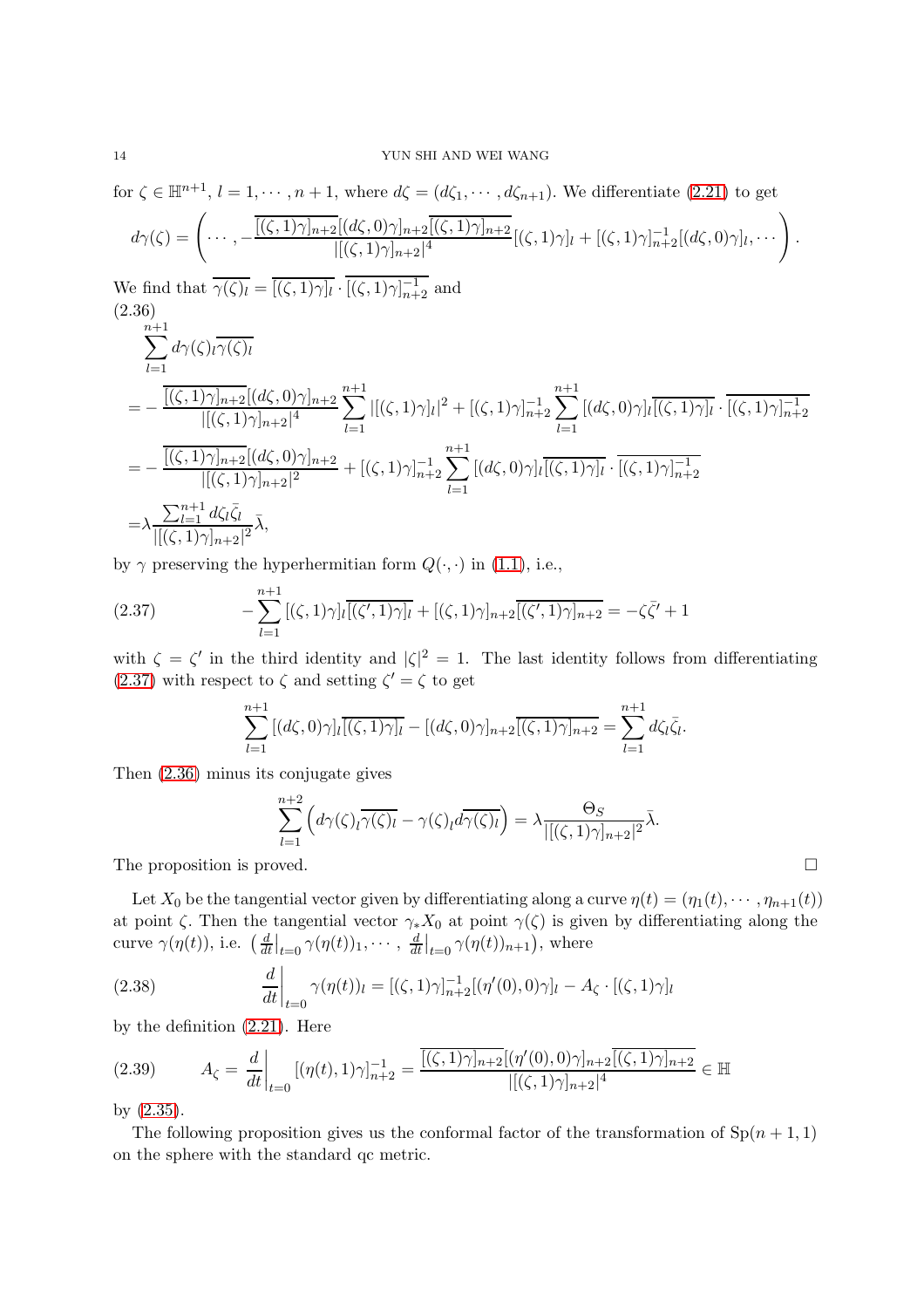for $\zeta \in \mathbb{H}^{n+1}$, $l = 1, \cdots, n+1$, where $d\zeta = (d\zeta_1, \cdots, d\zeta_{n+1})$. We differentiate (2.21) to get

$$
d\gamma(\zeta) = \left( \cdots, -\frac{\overline{[(\zeta,1)\gamma]_{n+2}}[(d\zeta,0)\gamma]_{n+2}\overline{[(\zeta,1)\gamma]_{n+2}}}{|[(\zeta,1)\gamma]_{n+2}|^4}[(\zeta,1)\gamma]_l + [(\zeta,1)\gamma]_{n+2}^{-1}[(d\zeta,0)\gamma]_l, \cdots \right).
$$

We find that $\overline{\gamma(\zeta)_l} = \overline{[(\zeta,1)\gamma]_l} \cdot \overline{[(\zeta,1)\gamma]_{n+2}^{-1}}$ and

$$
\begin{aligned}
&\sum_{l=1}^{n+1} d\gamma(\zeta)_l \overline{\gamma(\zeta)_l} \\
=& -\frac{\overline{[(\zeta,1)\gamma]_{n+2}}[(d\zeta,0)\gamma]_{n+2}}{|[(\zeta,1)\gamma]_{n+2}|^4} \sum_{l=1}^{n+1} |[(\zeta,1)\gamma]_l|^2 + [(\zeta,1)\gamma]_{n+2}^{-1} \sum_{l=1}^{n+1} [(d\zeta,0)\gamma]_l \overline{[(\zeta,1)\gamma]_l} \cdot \overline{[(\zeta,1)\gamma]_{n+2}^{-1}} \\
=& -\frac{\overline{[(\zeta,1)\gamma]_{n+2}}[(d\zeta,0)\gamma]_{n+2}}{|[(\zeta,1)\gamma]_{n+2}|^2} + [(\zeta,1)\gamma]_{n+2}^{-1} \sum_{l=1}^{n+1} [(d\zeta,0)\gamma]_l \overline{[(\zeta,1)\gamma]_l} \cdot \overline{[(\zeta,1)\gamma]_{n+2}^{-1}} \\
=& \lambda \frac{\sum_{l=1}^{n+1} d\zeta_l \bar{\zeta}_l}{|[(\zeta,1)\gamma]_{n+2}|^2} \bar{\lambda},
\end{aligned} \tag{2.36}
$$

by $\gamma$ preserving the hyperhermitian form $Q(\cdot,\cdot)$ in (1.1), i.e.,

$$
-\sum_{l=1}^{n+1} [(\zeta,1)\gamma]_l \overline{[(\zeta',1)\gamma]_l} + [(\zeta,1)\gamma]_{n+2} \overline{[(\zeta',1)\gamma]_{n+2}} = -\zeta\bar{\zeta}' + 1 \tag{2.37}
$$

with $\zeta = \zeta'$ in the third identity and $|\zeta|^2 = 1$. The last identity follows from differentiating (2.37) with respect to $\zeta$ and setting $\zeta' = \zeta$ to get

$$
\sum_{l=1}^{n+1} [(d\zeta,0)\gamma]_l \overline{[(\zeta,1)\gamma]_l} - [(d\zeta,0)\gamma]_{n+2} \overline{[(\zeta,1)\gamma]_{n+2}} = \sum_{l=1}^{n+1} d\zeta_l \bar{\zeta}_l.
$$

Then (2.36) minus its conjugate gives

$$
\sum_{l=1}^{n+2} \left( d\gamma(\zeta)_l \overline{\gamma(\zeta)_l} - \gamma(\zeta)_l d\overline{\gamma(\zeta)_l} \right) = \lambda \frac{\Theta_S}{|[(\zeta,1)\gamma]_{n+2}|^2} \bar{\lambda}.
$$

The proposition is proved. $\square$

Let $X_0$ be the tangential vector given by differentiating along a curve $\eta(t) = (\eta_1(t), \cdots, \eta_{n+1}(t))$ at point $\zeta$. Then the tangential vector $\gamma_* X_0$ at point $\gamma(\zeta)$ is given by differentiating along the curve $\gamma(\eta(t))$, i.e. $\left( \frac{d}{dt}\big|_{t=0} \gamma(\eta(t))_1, \cdots, \frac{d}{dt}\big|_{t=0} \gamma(\eta(t))_{n+1} \right)$, where

$$
\left. \frac{d}{dt} \right|_{t=0} \gamma(\eta(t))_l = [(\zeta,1)\gamma]_{n+2}^{-1} [(\eta'(0),0)\gamma]_l - A_\zeta \cdot [(\zeta,1)\gamma]_l \tag{2.38}
$$

by the definition (2.21). Here

$$
A_\zeta = \left. \frac{d}{dt} \right|_{t=0} [(\eta(t),1)\gamma]_{n+2}^{-1} = \frac{\overline{[(\zeta,1)\gamma]_{n+2}}[(\eta'(0),0)\gamma]_{n+2}\overline{[(\zeta,1)\gamma]_{n+2}}}{|[(\zeta,1)\gamma]_{n+2}|^4} \in \mathbb{H} \tag{2.39}
$$

by (2.35).

The following proposition gives us the conformal factor of the transformation of $\mathrm{Sp}(n+1,1)$ on the sphere with the standard qc metric.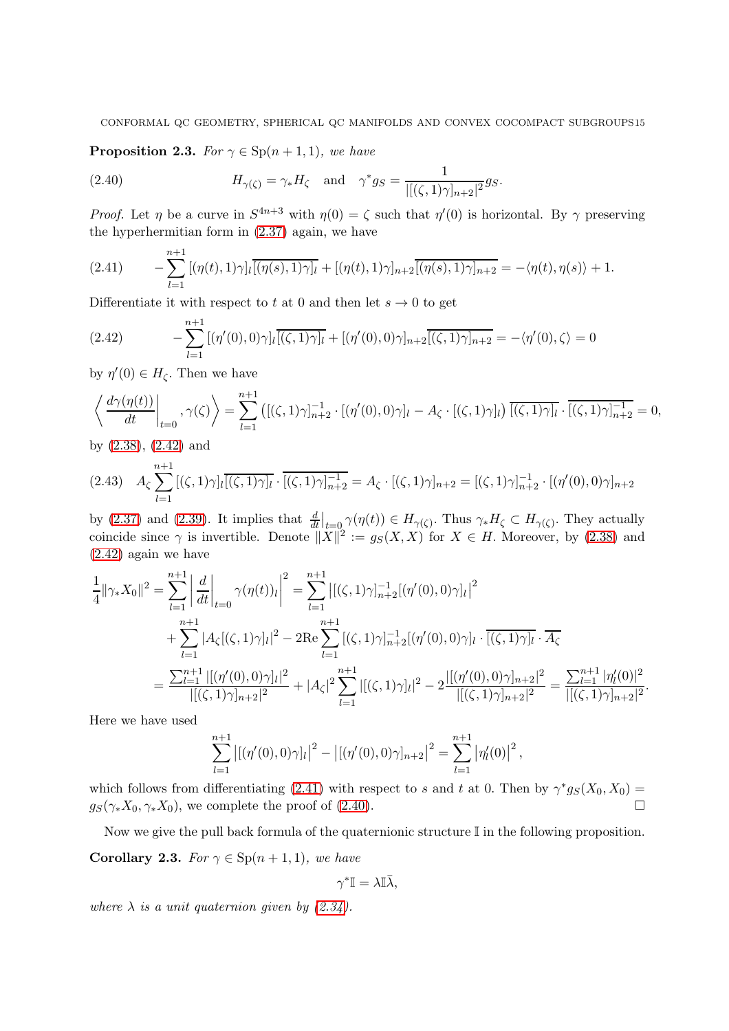**Proposition 2.3.** *For $\gamma \in \mathrm{Sp}(n+1,1)$, we have*

$$H_{\gamma(\zeta)} = \gamma_* H_\zeta \quad \text{and} \quad \gamma^* g_S = \frac{1}{|[(\zeta,1)\gamma]_{n+2}|^2} g_S. \tag{2.40}$$

*Proof.* Let $\eta$ be a curve in $S^{4n+3}$ with $\eta(0)=\zeta$ such that $\eta'(0)$ is horizontal. By $\gamma$ preserving the hyperhermitian form in (2.37) again, we have

$$-\sum_{l=1}^{n+1}[(\eta(t),1)\gamma]_l\overline{[(\eta(s),1)\gamma]_l} + [(\eta(t),1)\gamma]_{n+2}\overline{[(\eta(s),1)\gamma]_{n+2}} = -\langle \eta(t),\eta(s)\rangle + 1. \tag{2.41}$$

Differentiate it with respect to $t$ at 0 and then let $s \to 0$ to get

$$-\sum_{l=1}^{n+1}[(\eta'(0),0)\gamma]_l\overline{[(\zeta,1)\gamma]_l} + [(\eta'(0),0)\gamma]_{n+2}\overline{[(\zeta,1)\gamma]_{n+2}} = -\langle \eta'(0),\zeta\rangle = 0 \tag{2.42}$$

by $\eta'(0)\in H_\zeta$. Then we have

$$\left\langle \left.\frac{d\gamma(\eta(t))}{dt}\right|_{t=0}, \gamma(\zeta)\right\rangle = \sum_{l=1}^{n+1}\left([(\zeta,1)\gamma]_{n+2}^{-1}\cdot[(\eta'(0),0)\gamma]_l - A_\zeta\cdot[(\zeta,1)\gamma]_l\right)\overline{[(\zeta,1)\gamma]_l}\cdot\overline{[(\zeta,1)\gamma]_{n+2}^{-1}} = 0,$$

by (2.38), (2.42) and

$$A_\zeta\sum_{l=1}^{n+1}[(\zeta,1)\gamma]_l\overline{[(\zeta,1)\gamma]_l}\cdot\overline{[(\zeta,1)\gamma]_{n+2}^{-1}} = A_\zeta\cdot[(\zeta,1)\gamma]_{n+2} = [(\zeta,1)\gamma]_{n+2}^{-1}\cdot[(\eta'(0),0)\gamma]_{n+2} \tag{2.43}$$

by (2.37) and (2.39). It implies that $\frac{d}{dt}\big|_{t=0}\gamma(\eta(t))\in H_{\gamma(\zeta)}$. Thus $\gamma_*H_\zeta \subset H_{\gamma(\zeta)}$. They actually coincide since $\gamma$ is invertible. Denote $\|X\|^2 := g_S(X,X)$ for $X\in H$. Moreover, by (2.38) and (2.42) again we have

$$\begin{aligned}
\frac{1}{4}\|\gamma_*X_0\|^2 &= \sum_{l=1}^{n+1}\left|\left.\frac{d}{dt}\right|_{t=0}\gamma(\eta(t))_l\right|^2 = \sum_{l=1}^{n+1}\left|[(\zeta,1)\gamma]_{n+2}^{-1}[(\eta'(0),0)\gamma]_l\right|^2 \\
&\quad + \sum_{l=1}^{n+1}|A_\zeta[(\zeta,1)\gamma]_l|^2 - 2\mathrm{Re}\sum_{l=1}^{n+1}[(\zeta,1)\gamma]_{n+2}^{-1}[(\eta'(0),0)\gamma]_l\cdot\overline{[(\zeta,1)\gamma]_l}\cdot\overline{A_\zeta} \\
&= \frac{\sum_{l=1}^{n+1}|[(\eta'(0),0)\gamma]_l|^2}{|[(\zeta,1)\gamma]_{n+2}|^2} + |A_\zeta|^2\sum_{l=1}^{n+1}|[(\zeta,1)\gamma]_l|^2 - 2\frac{|[(\eta'(0),0)\gamma]_{n+2}|^2}{|[(\zeta,1)\gamma]_{n+2}|^2} = \frac{\sum_{l=1}^{n+1}|\eta_l'(0)|^2}{|[(\zeta,1)\gamma]_{n+2}|^2}.
\end{aligned}$$

Here we have used

$$\sum_{l=1}^{n+1}\left|[(\eta'(0),0)\gamma]_l\right|^2 - \left|[(\eta'(0),0)\gamma]_{n+2}\right|^2 = \sum_{l=1}^{n+1}\left|\eta_l'(0)\right|^2,$$

which follows from differentiating (2.41) with respect to $s$ and $t$ at 0. Then by $\gamma^*g_S(X_0,X_0) = g_S(\gamma_*X_0,\gamma_*X_0)$, we complete the proof of (2.40). $\square$

Now we give the pull back formula of the quaternionic structure $\mathbb{I}$ in the following proposition.

**Corollary 2.3.** *For $\gamma \in \mathrm{Sp}(n+1,1)$, we have*

$$\gamma^*\mathbb{I} = \lambda\mathbb{I}\bar{\lambda},$$

*where $\lambda$ is a unit quaternion given by (2.34).*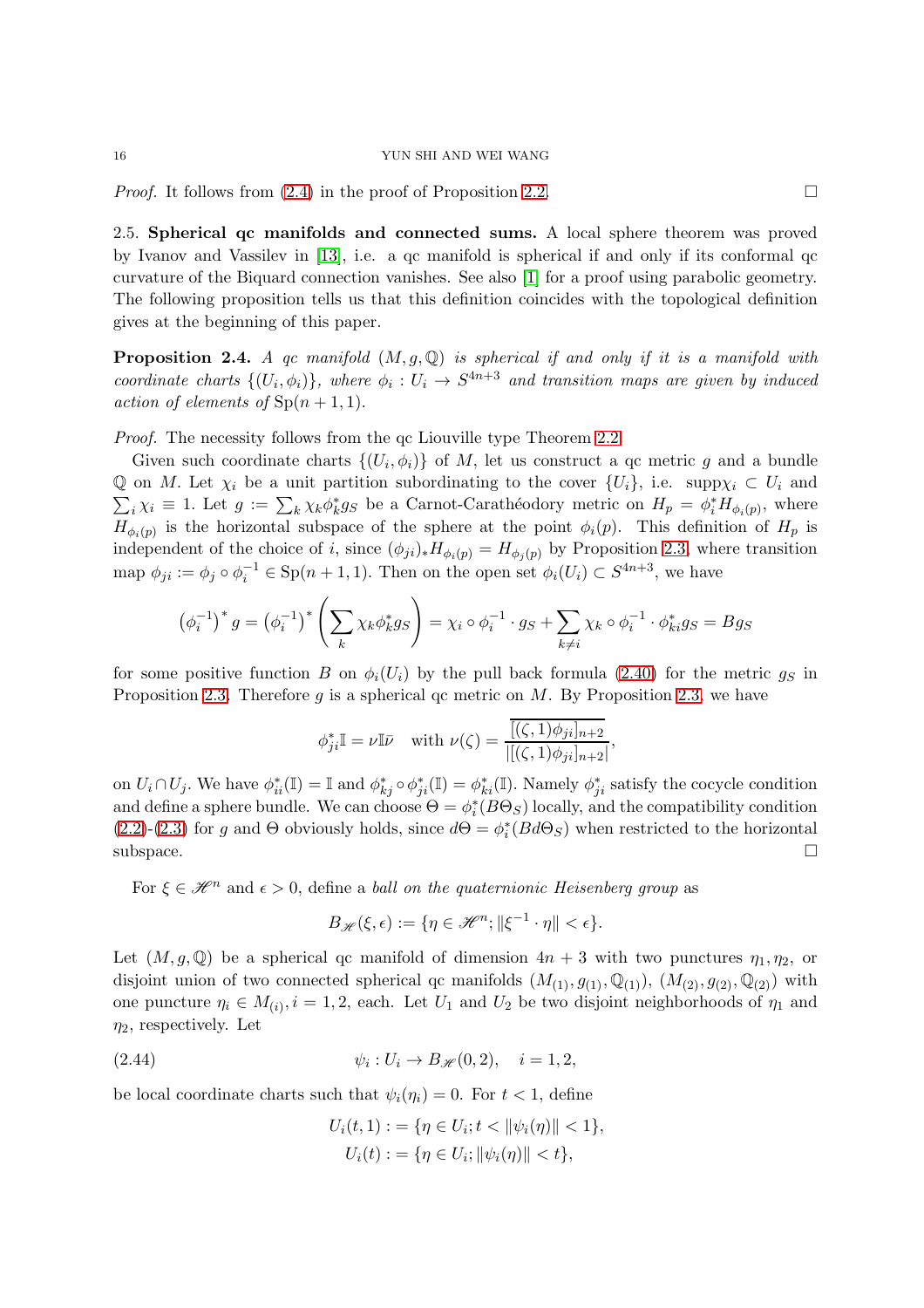*Proof.* It follows from (2.4) in the proof of Proposition 2.2. $\square$

2.5. **Spherical qc manifolds and connected sums.** A local sphere theorem was proved by Ivanov and Vassilev in [13], i.e. a qc manifold is spherical if and only if its conformal qc curvature of the Biquard connection vanishes. See also [1] for a proof using parabolic geometry. The following proposition tells us that this definition coincides with the topological definition gives at the beginning of this paper.

**Proposition 2.4.** *A qc manifold $(M, g, \mathbb{Q})$ is spherical if and only if it is a manifold with coordinate charts $\{(U_i, \phi_i)\}$, where $\phi_i : U_i \to S^{4n+3}$ and transition maps are given by induced action of elements of* $\mathrm{Sp}(n+1, 1)$.

*Proof.* The necessity follows from the qc Liouville type Theorem 2.2.

Given such coordinate charts $\{(U_i, \phi_i)\}$ of $M$, let us construct a qc metric $g$ and a bundle $\mathbb{Q}$ on $M$. Let $\chi_i$ be a unit partition subordinating to the cover $\{U_i\}$, i.e. $\mathrm{supp}\chi_i \subset U_i$ and $\sum_i \chi_i \equiv 1$. Let $g := \sum_k \chi_k \phi_k^* g_S$ be a Carnot-Carathéodory metric on $H_p = \phi_i^* H_{\phi_i(p)}$, where $H_{\phi_i(p)}$ is the horizontal subspace of the sphere at the point $\phi_i(p)$. This definition of $H_p$ is independent of the choice of $i$, since $(\phi_{ji})_* H_{\phi_i(p)} = H_{\phi_j(p)}$ by Proposition 2.3, where transition map $\phi_{ji} := \phi_j \circ \phi_i^{-1} \in \mathrm{Sp}(n+1, 1)$. Then on the open set $\phi_i(U_i) \subset S^{4n+3}$, we have

$$\left(\phi_i^{-1}\right)^* g = \left(\phi_i^{-1}\right)^* \left( \sum_k \chi_k \phi_k^* g_S \right) = \chi_i \circ \phi_i^{-1} \cdot g_S + \sum_{k \neq i} \chi_k \circ \phi_i^{-1} \cdot \phi_{ki}^* g_S = B g_S$$

for some positive function $B$ on $\phi_i(U_i)$ by the pull back formula (2.40) for the metric $g_S$ in Proposition 2.3. Therefore $g$ is a spherical qc metric on $M$. By Proposition 2.3, we have

$$\phi_{ji}^* \mathbb{I} = \nu \mathbb{I} \bar{\nu} \quad \text{with } \nu(\zeta) = \frac{\overline{[(\zeta, 1)\phi_{ji}]_{n+2}}}{|[(\zeta, 1)\phi_{ji}]_{n+2}|},$$

on $U_i \cap U_j$. We have $\phi_{ii}^*(\mathbb{I}) = \mathbb{I}$ and $\phi_{kj}^* \circ \phi_{ji}^*(\mathbb{I}) = \phi_{ki}^*(\mathbb{I})$. Namely $\phi_{ji}^*$ satisfy the cocycle condition and define a sphere bundle. We can choose $\Theta = \phi_i^*(B\Theta_S)$ locally, and the compatibility condition (2.2)-(2.3) for $g$ and $\Theta$ obviously holds, since $d\Theta = \phi_i^*(B d\Theta_S)$ when restricted to the horizontal subspace. $\square$

For $\xi \in \mathscr{H}^n$ and $\epsilon > 0$, define a *ball on the quaternionic Heisenberg group* as

$$B_{\mathscr{H}}(\xi, \epsilon) := \{\eta \in \mathscr{H}^n; \|\xi^{-1} \cdot \eta\| < \epsilon\}.$$

Let $(M, g, \mathbb{Q})$ be a spherical qc manifold of dimension $4n+3$ with two punctures $\eta_1, \eta_2$, or disjoint union of two connected spherical qc manifolds $(M_{(1)}, g_{(1)}, \mathbb{Q}_{(1)})$, $(M_{(2)}, g_{(2)}, \mathbb{Q}_{(2)})$ with one puncture $\eta_i \in M_{(i)}, i = 1, 2$, each. Let $U_1$ and $U_2$ be two disjoint neighborhoods of $\eta_1$ and $\eta_2$, respectively. Let

$$\psi_i : U_i \to B_{\mathscr{H}}(0, 2), \quad i = 1, 2, \tag{2.44}$$

be local coordinate charts such that $\psi_i(\eta_i) = 0$. For $t < 1$, define

$$U_i(t, 1) := \{\eta \in U_i; t < \|\psi_i(\eta)\| < 1\},$$
$$U_i(t) := \{\eta \in U_i; \|\psi_i(\eta)\| < t\},$$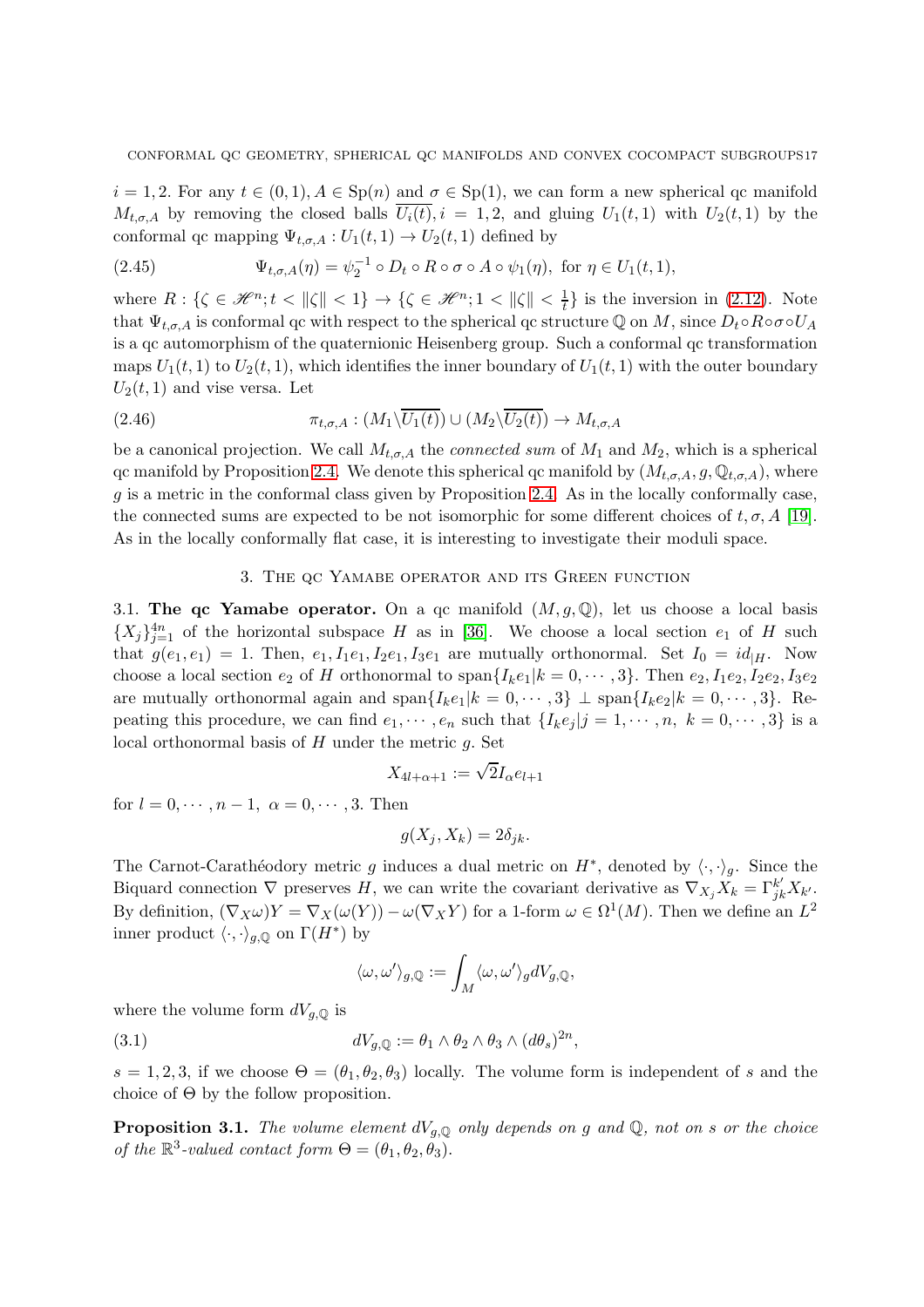$i = 1, 2$. For any $t \in (0,1)$, $A \in \mathrm{Sp}(n)$ and $\sigma \in \mathrm{Sp}(1)$, we can form a new spherical qc manifold $M_{t,\sigma,A}$ by removing the closed balls $\overline{U_i(t)}$, $i = 1, 2$, and gluing $U_1(t,1)$ with $U_2(t,1)$ by the conformal qc mapping $\Psi_{t,\sigma,A} : U_1(t,1) \to U_2(t,1)$ defined by

$$\Psi_{t,\sigma,A}(\eta) = \psi_2^{-1} \circ D_t \circ R \circ \sigma \circ A \circ \psi_1(\eta), \text{ for } \eta \in U_1(t,1), \tag{2.45}$$

where $R : \{\zeta \in \mathscr{H}^n; t < \|\zeta\| < 1\} \to \{\zeta \in \mathscr{H}^n; 1 < \|\zeta\| < \frac{1}{t}\}$ is the inversion in (2.12). Note that $\Psi_{t,\sigma,A}$ is conformal qc with respect to the spherical qc structure $\mathbb{Q}$ on $M$, since $D_t \circ R \circ \sigma \circ U_A$ is a qc automorphism of the quaternionic Heisenberg group. Such a conformal qc transformation maps $U_1(t,1)$ to $U_2(t,1)$, which identifies the inner boundary of $U_1(t,1)$ with the outer boundary $U_2(t,1)$ and vise versa. Let

$$\pi_{t,\sigma,A} : (M_1 \backslash \overline{U_1(t)}) \cup (M_2 \backslash \overline{U_2(t)}) \to M_{t,\sigma,A} \tag{2.46}$$

be a canonical projection. We call $M_{t,\sigma,A}$ the *connected sum* of $M_1$ and $M_2$, which is a spherical qc manifold by Proposition 2.4. We denote this spherical qc manifold by $(M_{t,\sigma,A}, g, \mathbb{Q}_{t,\sigma,A})$, where $g$ is a metric in the conformal class given by Proposition 2.4. As in the locally conformally case, the connected sums are expected to be not isomorphic for some different choices of $t, \sigma, A$ [19]. As in the locally conformally flat case, it is interesting to investigate their moduli space.

## 3. The qc Yamabe operator and its Green function

**3.1. The qc Yamabe operator.** On a qc manifold $(M, g, \mathbb{Q})$, let us choose a local basis $\{X_j\}_{j=1}^{4n}$ of the horizontal subspace $H$ as in [36]. We choose a local section $e_1$ of $H$ such that $g(e_1, e_1) = 1$. Then, $e_1, I_1e_1, I_2e_1, I_3e_1$ are mutually orthonormal. Set $I_0 = id_{|H}$. Now choose a local section $e_2$ of $H$ orthonormal to $\mathrm{span}\{I_ke_1 | k = 0, \cdots, 3\}$. Then $e_2, I_1e_2, I_2e_2, I_3e_2$ are mutually orthonormal again and $\mathrm{span}\{I_ke_1 | k = 0, \cdots, 3\} \perp \mathrm{span}\{I_ke_2 | k = 0, \cdots, 3\}$. Repeating this procedure, we can find $e_1, \cdots, e_n$ such that $\{I_ke_j | j = 1, \cdots, n,\ k = 0, \cdots, 3\}$ is a local orthonormal basis of $H$ under the metric $g$. Set

$$X_{4l+\alpha+1} := \sqrt{2} I_\alpha e_{l+1}$$

for $l = 0, \cdots, n-1,\ \alpha = 0, \cdots, 3$. Then

$$g(X_j, X_k) = 2\delta_{jk}.$$

The Carnot-Carathéodory metric $g$ induces a dual metric on $H^*$, denoted by $\langle \cdot, \cdot \rangle_g$. Since the Biquard connection $\nabla$ preserves $H$, we can write the covariant derivative as $\nabla_{X_j} X_k = \Gamma_{jk}^{k'} X_{k'}$. By definition, $(\nabla_X \omega)Y = \nabla_X(\omega(Y)) - \omega(\nabla_X Y)$ for a 1-form $\omega \in \Omega^1(M)$. Then we define an $L^2$ inner product $\langle \cdot, \cdot \rangle_{g,\mathbb{Q}}$ on $\Gamma(H^*)$ by

$$\langle \omega, \omega' \rangle_{g,\mathbb{Q}} := \int_M \langle \omega, \omega' \rangle_g dV_{g,\mathbb{Q}},$$

where the volume form $dV_{g,\mathbb{Q}}$ is

$$dV_{g,\mathbb{Q}} := \theta_1 \wedge \theta_2 \wedge \theta_3 \wedge (d\theta_s)^{2n}, \tag{3.1}$$

$s = 1, 2, 3$, if we choose $\Theta = (\theta_1, \theta_2, \theta_3)$ locally. The volume form is independent of $s$ and the choice of $\Theta$ by the follow proposition.

**Proposition 3.1.** *The volume element $dV_{g,\mathbb{Q}}$ only depends on $g$ and $\mathbb{Q}$, not on $s$ or the choice of the $\mathbb{R}^3$-valued contact form $\Theta = (\theta_1, \theta_2, \theta_3)$.*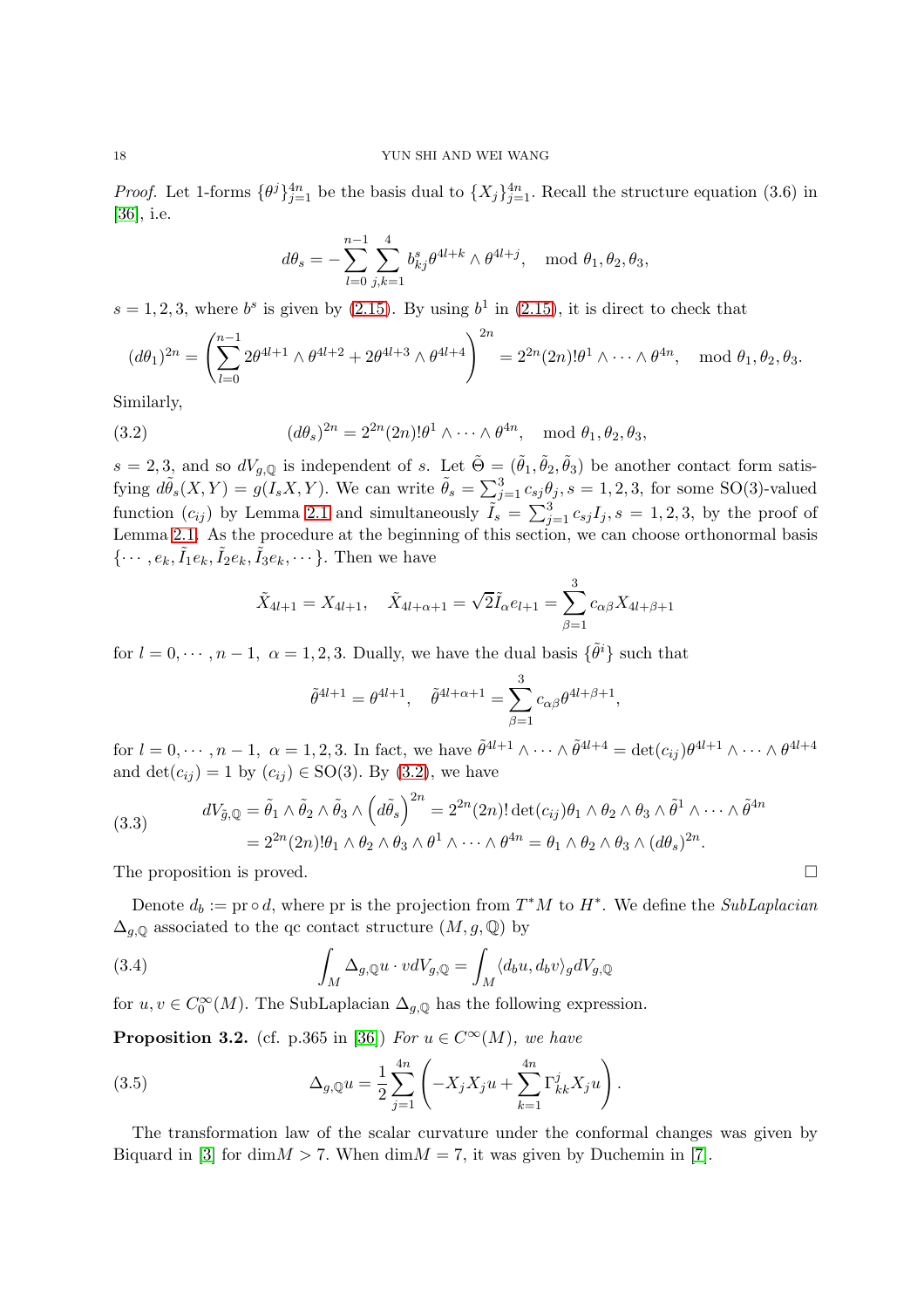*Proof.* Let 1-forms $\{\theta^j\}_{j=1}^{4n}$ be the basis dual to $\{X_j\}_{j=1}^{4n}$. Recall the structure equation (3.6) in [36], i.e.

$$d\theta_s = -\sum_{l=0}^{n-1}\sum_{j,k=1}^{4} b_{kj}^s \theta^{4l+k} \wedge \theta^{4l+j}, \quad \text{mod } \theta_1, \theta_2, \theta_3,$$

$s = 1, 2, 3$, where $b^s$ is given by (2.15). By using $b^1$ in (2.15), it is direct to check that

$$(d\theta_1)^{2n} = \left(\sum_{l=0}^{n-1} 2\theta^{4l+1} \wedge \theta^{4l+2} + 2\theta^{4l+3} \wedge \theta^{4l+4}\right)^{2n} = 2^{2n}(2n)!\theta^1 \wedge \cdots \wedge \theta^{4n}, \quad \text{mod } \theta_1, \theta_2, \theta_3.$$

Similarly,

$$(d\theta_s)^{2n} = 2^{2n}(2n)!\theta^1 \wedge \cdots \wedge \theta^{4n}, \quad \text{mod } \theta_1, \theta_2, \theta_3, \tag{3.2}$$

$s = 2, 3$, and so $dV_{g,\mathbb{Q}}$ is independent of $s$. Let $\tilde{\Theta} = (\tilde{\theta}_1, \tilde{\theta}_2, \tilde{\theta}_3)$ be another contact form satisfying $d\tilde{\theta}_s(X, Y) = g(I_s X, Y)$. We can write $\tilde{\theta}_s = \sum_{j=1}^3 c_{sj}\theta_j$, $s = 1, 2, 3$, for some SO(3)-valued function $(c_{ij})$ by Lemma 2.1 and simultaneously $\tilde{I}_s = \sum_{j=1}^3 c_{sj} I_j$, $s = 1, 2, 3$, by the proof of Lemma 2.1. As the procedure at the beginning of this section, we can choose orthonormal basis $\{\cdots, e_k, \tilde{I}_1 e_k, \tilde{I}_2 e_k, \tilde{I}_3 e_k, \cdots\}$. Then we have

$$\tilde{X}_{4l+1} = X_{4l+1}, \quad \tilde{X}_{4l+\alpha+1} = \sqrt{2}\tilde{I}_\alpha e_{l+1} = \sum_{\beta=1}^3 c_{\alpha\beta} X_{4l+\beta+1}$$

for $l = 0, \cdots, n-1$, $\alpha = 1, 2, 3$. Dually, we have the dual basis $\{\tilde{\theta}^i\}$ such that

$$\tilde{\theta}^{4l+1} = \theta^{4l+1}, \quad \tilde{\theta}^{4l+\alpha+1} = \sum_{\beta=1}^3 c_{\alpha\beta}\theta^{4l+\beta+1},$$

for $l = 0, \cdots, n-1$, $\alpha = 1, 2, 3$. In fact, we have $\tilde{\theta}^{4l+1} \wedge \cdots \wedge \tilde{\theta}^{4l+4} = \det(c_{ij})\theta^{4l+1} \wedge \cdots \wedge \theta^{4l+4}$ and $\det(c_{ij}) = 1$ by $(c_{ij}) \in \text{SO}(3)$. By (3.2), we have

$$\begin{aligned} dV_{\tilde{g},\mathbb{Q}} &= \tilde{\theta}_1 \wedge \tilde{\theta}_2 \wedge \tilde{\theta}_3 \wedge \left(d\tilde{\theta}_s\right)^{2n} = 2^{2n}(2n)!\det(c_{ij})\theta_1 \wedge \theta_2 \wedge \theta_3 \wedge \tilde{\theta}^1 \wedge \cdots \wedge \tilde{\theta}^{4n} \\ &= 2^{2n}(2n)!\theta_1 \wedge \theta_2 \wedge \theta_3 \wedge \theta^1 \wedge \cdots \wedge \theta^{4n} = \theta_1 \wedge \theta_2 \wedge \theta_3 \wedge (d\theta_s)^{2n}. \end{aligned} \tag{3.3}$$

The proposition is proved. $\square$

Denote $d_b := \text{pr} \circ d$, where pr is the projection from $T^*M$ to $H^*$. We define the *SubLaplacian* $\Delta_{g,\mathbb{Q}}$ associated to the qc contact structure $(M, g, \mathbb{Q})$ by

$$\int_M \Delta_{g,\mathbb{Q}} u \cdot v dV_{g,\mathbb{Q}} = \int_M \langle d_b u, d_b v\rangle_g dV_{g,\mathbb{Q}} \tag{3.4}$$

for $u, v \in C_0^\infty(M)$. The SubLaplacian $\Delta_{g,\mathbb{Q}}$ has the following expression.

**Proposition 3.2.** (cf. p.365 in [36]) *For $u \in C^\infty(M)$, we have*

$$\Delta_{g,\mathbb{Q}} u = \frac{1}{2}\sum_{j=1}^{4n}\left(-X_j X_j u + \sum_{k=1}^{4n}\Gamma_{kk}^j X_j u\right). \tag{3.5}$$

The transformation law of the scalar curvature under the conformal changes was given by Biquard in [3] for $\dim M > 7$. When $\dim M = 7$, it was given by Duchemin in [7].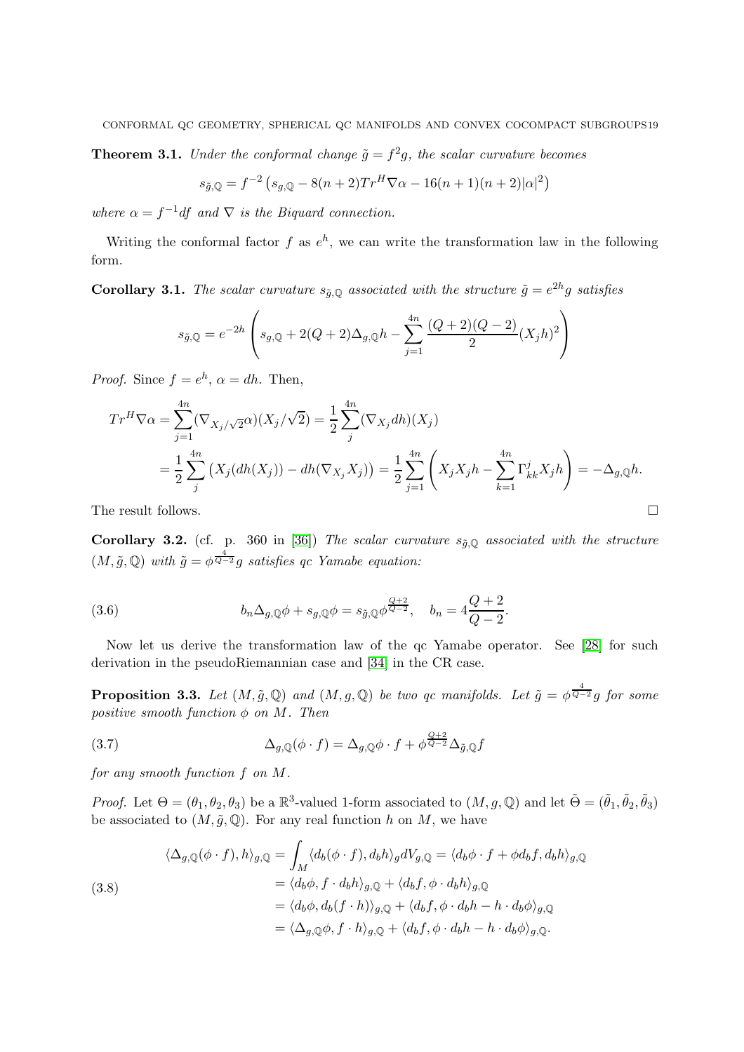**Theorem 3.1.** *Under the conformal change $\tilde{g} = f^2 g$, the scalar curvature becomes*

$$s_{\tilde{g},\mathbb{Q}} = f^{-2}\left(s_{g,\mathbb{Q}} - 8(n+2)Tr^H \nabla\alpha - 16(n+1)(n+2)|\alpha|^2\right)$$

*where $\alpha = f^{-1}df$ and $\nabla$ is the Biquard connection.*

Writing the conformal factor $f$ as $e^h$, we can write the transformation law in the following form.

**Corollary 3.1.** *The scalar curvature $s_{\tilde{g},\mathbb{Q}}$ associated with the structure $\tilde{g} = e^{2h}g$ satisfies*

$$s_{\tilde{g},\mathbb{Q}} = e^{-2h}\left(s_{g,\mathbb{Q}} + 2(Q+2)\Delta_{g,\mathbb{Q}}h - \sum_{j=1}^{4n}\frac{(Q+2)(Q-2)}{2}(X_j h)^2\right)$$

*Proof.* Since $f = e^h$, $\alpha = dh$. Then,

$$\begin{aligned}
Tr^H\nabla\alpha &= \sum_{j=1}^{4n}(\nabla_{X_j/\sqrt{2}}\alpha)(X_j/\sqrt{2}) = \frac{1}{2}\sum_{j}^{4n}(\nabla_{X_j}dh)(X_j) \\
&= \frac{1}{2}\sum_{j}^{4n}\left(X_j(dh(X_j)) - dh(\nabla_{X_j}X_j)\right) = \frac{1}{2}\sum_{j=1}^{4n}\left(X_jX_jh - \sum_{k=1}^{4n}\Gamma^j_{kk}X_jh\right) = -\Delta_{g,\mathbb{Q}}h.
\end{aligned}$$

The result follows. $\square$

**Corollary 3.2.** (cf. p. 360 in [36]) *The scalar curvature $s_{\tilde{g},\mathbb{Q}}$ associated with the structure $(M,\tilde{g},\mathbb{Q})$ with $\tilde{g} = \phi^{\frac{4}{Q-2}}g$ satisfies qc Yamabe equation:*

$$b_n\Delta_{g,\mathbb{Q}}\phi + s_{g,\mathbb{Q}}\phi = s_{\tilde{g},\mathbb{Q}}\phi^{\frac{Q+2}{Q-2}}, \quad b_n = 4\frac{Q+2}{Q-2}. \tag{3.6}$$

Now let us derive the transformation law of the qc Yamabe operator. See [28] for such derivation in the pseudoRiemannian case and [34] in the CR case.

**Proposition 3.3.** *Let $(M,\tilde{g},\mathbb{Q})$ and $(M,g,\mathbb{Q})$ be two qc manifolds. Let $\tilde{g} = \phi^{\frac{4}{Q-2}}g$ for some positive smooth function $\phi$ on $M$. Then*

$$\Delta_{g,\mathbb{Q}}(\phi\cdot f) = \Delta_{g,\mathbb{Q}}\phi\cdot f + \phi^{\frac{Q+2}{Q-2}}\Delta_{\tilde{g},\mathbb{Q}}f \tag{3.7}$$

*for any smooth function $f$ on $M$.*

*Proof.* Let $\Theta = (\theta_1,\theta_2,\theta_3)$ be a $\mathbb{R}^3$-valued 1-form associated to $(M,g,\mathbb{Q})$ and let $\tilde{\Theta} = (\tilde{\theta}_1,\tilde{\theta}_2,\tilde{\theta}_3)$ be associated to $(M,\tilde{g},\mathbb{Q})$. For any real function $h$ on $M$, we have

$$\begin{aligned}
\langle\Delta_{g,\mathbb{Q}}(\phi\cdot f),h\rangle_{g,\mathbb{Q}} &= \int_M\langle d_b(\phi\cdot f),d_bh\rangle_g dV_{g,\mathbb{Q}} = \langle d_b\phi\cdot f + \phi d_bf, d_bh\rangle_{g,\mathbb{Q}} \\
&= \langle d_b\phi, f\cdot d_bh\rangle_{g,\mathbb{Q}} + \langle d_bf,\phi\cdot d_bh\rangle_{g,\mathbb{Q}} \\
&= \langle d_b\phi, d_b(f\cdot h)\rangle_{g,\mathbb{Q}} + \langle d_bf,\phi\cdot d_bh - h\cdot d_b\phi\rangle_{g,\mathbb{Q}} \\
&= \langle\Delta_{g,\mathbb{Q}}\phi, f\cdot h\rangle_{g,\mathbb{Q}} + \langle d_bf,\phi\cdot d_bh - h\cdot d_b\phi\rangle_{g,\mathbb{Q}}.
\end{aligned} \tag{3.8}$$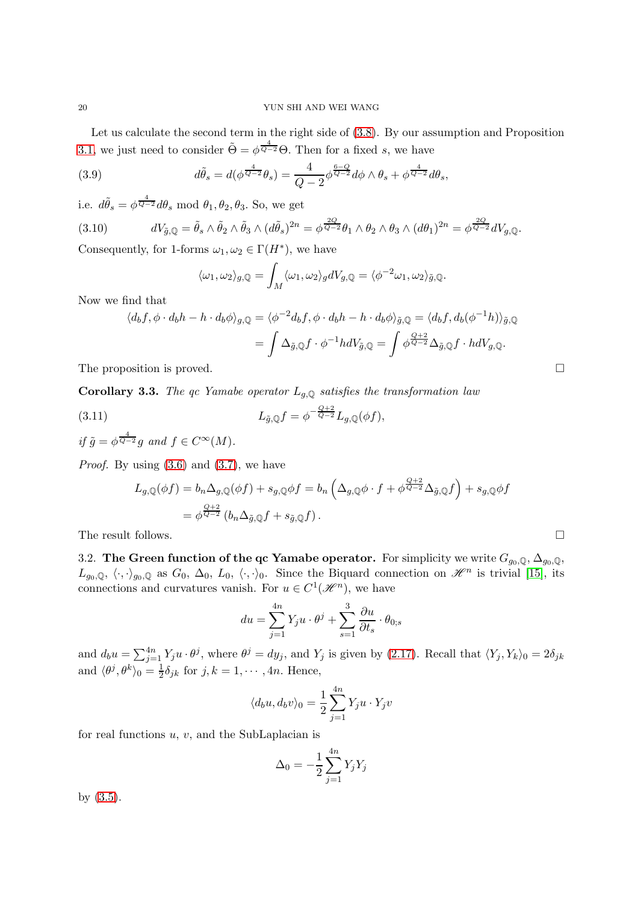Let us calculate the second term in the right side of (3.8). By our assumption and Proposition 3.1, we just need to consider $\tilde{\Theta} = \phi^{\frac{4}{Q-2}}\Theta$. Then for a fixed $s$, we have

$$d\tilde{\theta}_s = d(\phi^{\frac{4}{Q-2}}\theta_s) = \frac{4}{Q-2}\phi^{\frac{6-Q}{Q-2}}d\phi \wedge \theta_s + \phi^{\frac{4}{Q-2}}d\theta_s, \tag{3.9}$$

i.e. $d\tilde{\theta}_s = \phi^{\frac{4}{Q-2}}d\theta_s$ mod $\theta_1, \theta_2, \theta_3$. So, we get

$$dV_{\tilde{g},\mathbb{Q}} = \tilde{\theta}_s \wedge \tilde{\theta}_2 \wedge \tilde{\theta}_3 \wedge (d\tilde{\theta}_s)^{2n} = \phi^{\frac{2Q}{Q-2}}\theta_1 \wedge \theta_2 \wedge \theta_3 \wedge (d\theta_1)^{2n} = \phi^{\frac{2Q}{Q-2}}dV_{g,\mathbb{Q}}. \tag{3.10}$$

Consequently, for 1-forms $\omega_1, \omega_2 \in \Gamma(H^*)$, we have

$$\langle \omega_1, \omega_2 \rangle_{g,\mathbb{Q}} = \int_M \langle \omega_1, \omega_2 \rangle_g dV_{g,\mathbb{Q}} = \langle \phi^{-2}\omega_1, \omega_2 \rangle_{\tilde{g},\mathbb{Q}}.$$

Now we find that

$$\begin{aligned}
\langle d_b f, \phi \cdot d_b h - h \cdot d_b \phi \rangle_{g,\mathbb{Q}} &= \langle \phi^{-2} d_b f, \phi \cdot d_b h - h \cdot d_b \phi \rangle_{\tilde{g},\mathbb{Q}} = \langle d_b f, d_b(\phi^{-1}h)\rangle_{\tilde{g},\mathbb{Q}} \\
&= \int \Delta_{\tilde{g},\mathbb{Q}} f \cdot \phi^{-1} h dV_{\tilde{g},\mathbb{Q}} = \int \phi^{\frac{Q+2}{Q-2}} \Delta_{\tilde{g},\mathbb{Q}} f \cdot h dV_{g,\mathbb{Q}}.
\end{aligned}$$

The proposition is proved. □

**Corollary 3.3.** *The qc Yamabe operator $L_{g,\mathbb{Q}}$ satisfies the transformation law*

$$L_{\tilde{g},\mathbb{Q}} f = \phi^{-\frac{Q+2}{Q-2}} L_{g,\mathbb{Q}}(\phi f), \tag{3.11}$$

*if $\tilde{g} = \phi^{\frac{4}{Q-2}} g$ and $f \in C^\infty(M)$.*

*Proof.* By using (3.6) and (3.7), we have

$$\begin{aligned}
L_{g,\mathbb{Q}}(\phi f) = b_n \Delta_{g,\mathbb{Q}}(\phi f) + s_{g,\mathbb{Q}}\phi f &= b_n \left( \Delta_{g,\mathbb{Q}}\phi \cdot f + \phi^{\frac{Q+2}{Q-2}} \Delta_{\tilde{g},\mathbb{Q}} f \right) + s_{g,\mathbb{Q}} \phi f \\
&= \phi^{\frac{Q+2}{Q-2}} \left( b_n \Delta_{\tilde{g},\mathbb{Q}} f + s_{\tilde{g},\mathbb{Q}} f \right).
\end{aligned}$$

The result follows. □

3.2. **The Green function of the qc Yamabe operator.** For simplicity we write $G_{g_0,\mathbb{Q}}$, $\Delta_{g_0,\mathbb{Q}}$, $L_{g_0,\mathbb{Q}}$, $\langle \cdot, \cdot \rangle_{g_0,\mathbb{Q}}$ as $G_0$, $\Delta_0$, $L_0$, $\langle \cdot, \cdot \rangle_0$. Since the Biquard connection on $\mathscr{H}^n$ is trivial [15], its connections and curvatures vanish. For $u \in C^1(\mathscr{H}^n)$, we have

$$du = \sum_{j=1}^{4n} Y_j u \cdot \theta^j + \sum_{s=1}^{3} \frac{\partial u}{\partial t_s} \cdot \theta_{0;s}$$

and $d_b u = \sum_{j=1}^{4n} Y_j u \cdot \theta^j$, where $\theta^j = dy_j$, and $Y_j$ is given by (2.17). Recall that $\langle Y_j, Y_k \rangle_0 = 2\delta_{jk}$ and $\langle \theta^j, \theta^k \rangle_0 = \frac{1}{2}\delta_{jk}$ for $j, k = 1, \cdots, 4n$. Hence,

$$\langle d_b u, d_b v \rangle_0 = \frac{1}{2} \sum_{j=1}^{4n} Y_j u \cdot Y_j v$$

for real functions $u$, $v$, and the SubLaplacian is

$$\Delta_0 = -\frac{1}{2} \sum_{j=1}^{4n} Y_j Y_j$$

by (3.5).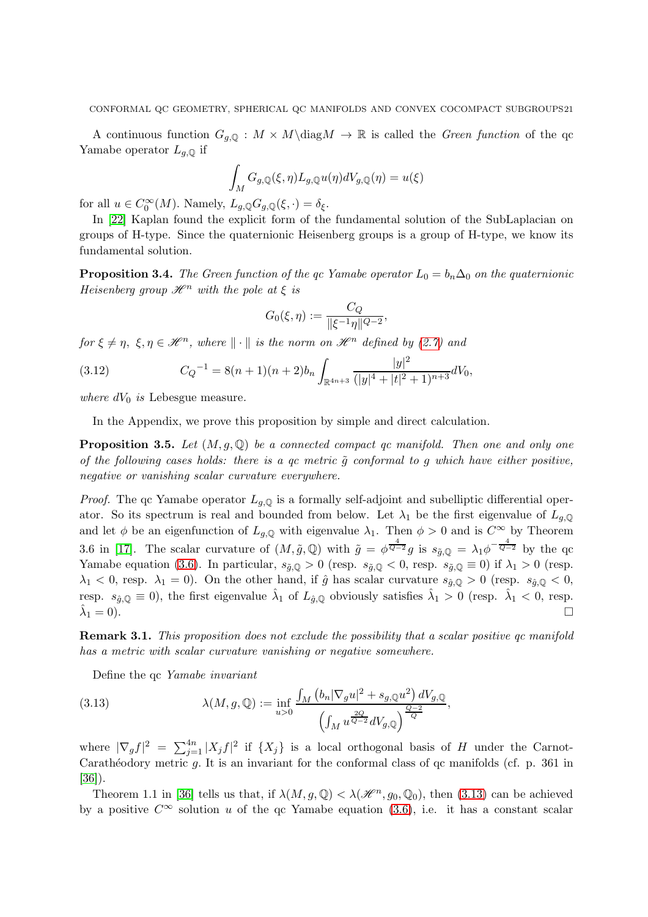A continuous function $G_{g,\mathbb{Q}} : M \times M \backslash \mathrm{diag} M \to \mathbb{R}$ is called the *Green function* of the qc Yamabe operator $L_{g,\mathbb{Q}}$ if

$$\int_M G_{g,\mathbb{Q}}(\xi,\eta) L_{g,\mathbb{Q}} u(\eta) dV_{g,\mathbb{Q}}(\eta) = u(\xi)$$

for all $u \in C_0^\infty(M)$. Namely, $L_{g,\mathbb{Q}} G_{g,\mathbb{Q}}(\xi,\cdot) = \delta_\xi$.

In [22] Kaplan found the explicit form of the fundamental solution of the SubLaplacian on groups of H-type. Since the quaternionic Heisenberg groups is a group of H-type, we know its fundamental solution.

**Proposition 3.4.** *The Green function of the qc Yamabe operator $L_0 = b_n \Delta_0$ on the quaternionic Heisenberg group $\mathscr{H}^n$ with the pole at $\xi$ is*

$$G_0(\xi,\eta) := \frac{C_Q}{\|\xi^{-1}\eta\|^{Q-2}},$$

*for $\xi \neq \eta$, $\xi, \eta \in \mathscr{H}^n$, where $\|\cdot\|$ is the norm on $\mathscr{H}^n$ defined by (2.7) and*

$$C_Q{}^{-1} = 8(n+1)(n+2)b_n \int_{\mathbb{R}^{4n+3}} \frac{|y|^2}{(|y|^4 + |t|^2 + 1)^{n+3}} dV_0, \tag{3.12}$$

*where $dV_0$ is Lebesgue measure.*

In the Appendix, we prove this proposition by simple and direct calculation.

**Proposition 3.5.** *Let $(M, g, \mathbb{Q})$ be a connected compact qc manifold. Then one and only one of the following cases holds: there is a qc metric $\tilde{g}$ conformal to $g$ which have either positive, negative or vanishing scalar curvature everywhere.*

*Proof.* The qc Yamabe operator $L_{g,\mathbb{Q}}$ is a formally self-adjoint and subelliptic differential operator. So its spectrum is real and bounded from below. Let $\lambda_1$ be the first eigenvalue of $L_{g,\mathbb{Q}}$ and let $\phi$ be an eigenfunction of $L_{g,\mathbb{Q}}$ with eigenvalue $\lambda_1$. Then $\phi > 0$ and is $C^\infty$ by Theorem 3.6 in [17]. The scalar curvature of $(M, \tilde{g}, \mathbb{Q})$ with $\tilde{g} = \phi^{\frac{4}{Q-2}} g$ is $s_{\tilde{g},\mathbb{Q}} = \lambda_1 \phi^{-\frac{4}{Q-2}}$ by the qc Yamabe equation (3.6). In particular, $s_{\tilde{g},\mathbb{Q}} > 0$ (resp. $s_{\tilde{g},\mathbb{Q}} < 0$, resp. $s_{\tilde{g},\mathbb{Q}} \equiv 0$) if $\lambda_1 > 0$ (resp. $\lambda_1 < 0$, resp. $\lambda_1 = 0$). On the other hand, if $\hat{g}$ has scalar curvature $s_{\hat{g},\mathbb{Q}} > 0$ (resp. $s_{\hat{g},\mathbb{Q}} < 0$, resp. $s_{\hat{g},\mathbb{Q}} \equiv 0$), the first eigenvalue $\hat{\lambda}_1$ of $L_{\hat{g},\mathbb{Q}}$ obviously satisfies $\hat{\lambda}_1 > 0$ (resp. $\hat{\lambda}_1 < 0$, resp. $\hat{\lambda}_1 = 0$). $\square$

**Remark 3.1.** *This proposition does not exclude the possibility that a scalar positive qc manifold has a metric with scalar curvature vanishing or negative somewhere.*

Define the qc *Yamabe invariant*

$$\lambda(M, g, \mathbb{Q}) := \inf_{u>0} \frac{\int_M \left(b_n |\nabla_g u|^2 + s_{g,\mathbb{Q}} u^2\right) dV_{g,\mathbb{Q}}}{\left(\int_M u^{\frac{2Q}{Q-2}} dV_{g,\mathbb{Q}}\right)^{\frac{Q-2}{Q}}}, \tag{3.13}$$

where $|\nabla_g f|^2 = \sum_{j=1}^{4n} |X_j f|^2$ if $\{X_j\}$ is a local orthogonal basis of $H$ under the Carnot-Carathéodory metric $g$. It is an invariant for the conformal class of qc manifolds (cf. p. 361 in [36]).

Theorem 1.1 in [36] tells us that, if $\lambda(M, g, \mathbb{Q}) < \lambda(\mathscr{H}^n, g_0, \mathbb{Q}_0)$, then (3.13) can be achieved by a positive $C^\infty$ solution $u$ of the qc Yamabe equation (3.6), i.e. it has a constant scalar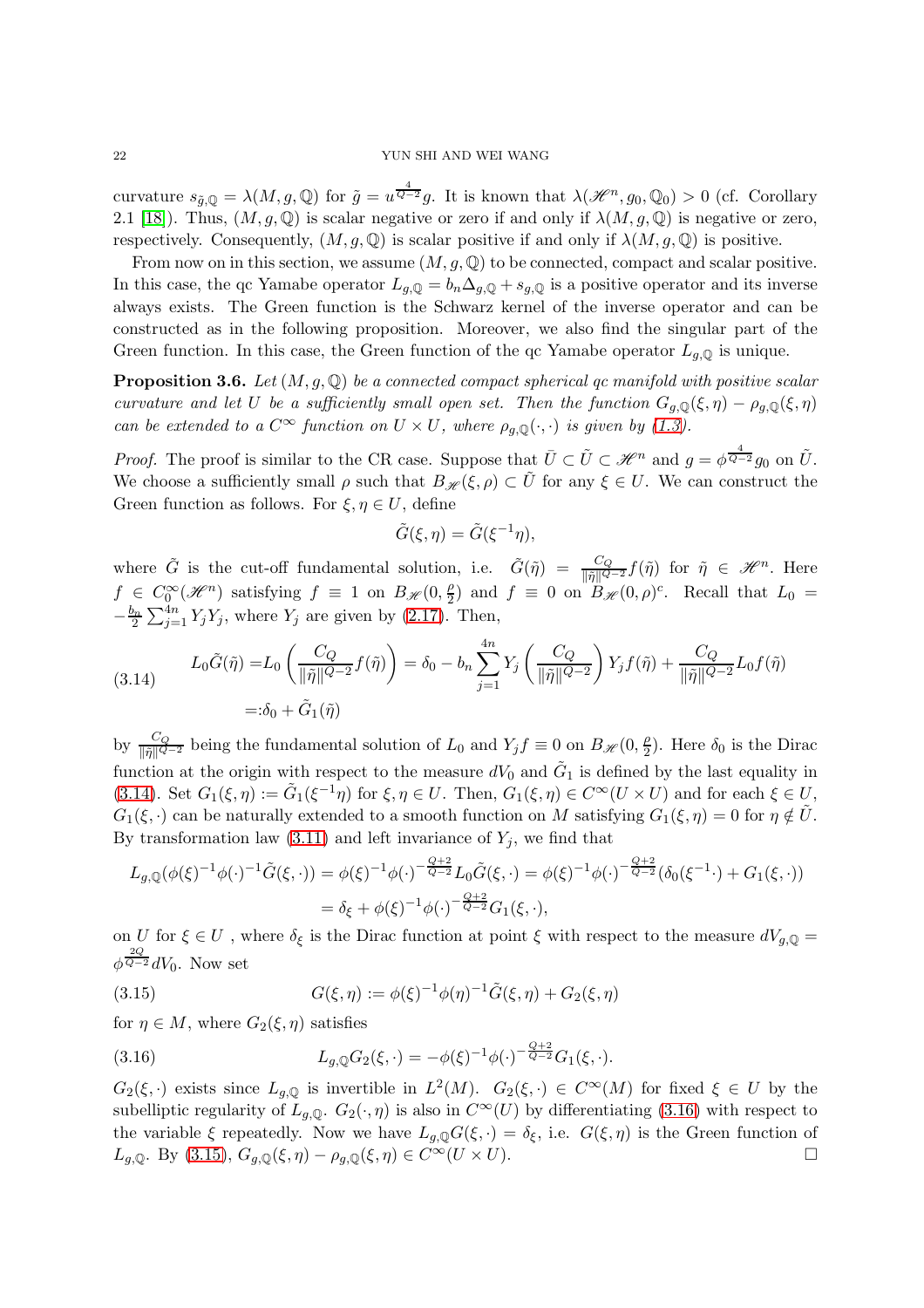curvature $s_{\tilde{g},\mathbb{Q}} = \lambda(M, g, \mathbb{Q})$ for $\tilde{g} = u^{\frac{4}{Q-2}} g$. It is known that $\lambda(\mathscr{H}^n, g_0, \mathbb{Q}_0) > 0$ (cf. Corollary 2.1 [18]). Thus, $(M, g, \mathbb{Q})$ is scalar negative or zero if and only if $\lambda(M, g, \mathbb{Q})$ is negative or zero, respectively. Consequently, $(M, g, \mathbb{Q})$ is scalar positive if and only if $\lambda(M, g, \mathbb{Q})$ is positive.

From now on in this section, we assume $(M, g, \mathbb{Q})$ to be connected, compact and scalar positive. In this case, the qc Yamabe operator $L_{g,\mathbb{Q}} = b_n \Delta_{g,\mathbb{Q}} + s_{g,\mathbb{Q}}$ is a positive operator and its inverse always exists. The Green function is the Schwarz kernel of the inverse operator and can be constructed as in the following proposition. Moreover, we also find the singular part of the Green function. In this case, the Green function of the qc Yamabe operator $L_{g,\mathbb{Q}}$ is unique.

**Proposition 3.6.** *Let $(M, g, \mathbb{Q})$ be a connected compact spherical qc manifold with positive scalar curvature and let $U$ be a sufficiently small open set. Then the function $G_{g,\mathbb{Q}}(\xi, \eta) - \rho_{g,\mathbb{Q}}(\xi, \eta)$ can be extended to a $C^\infty$ function on $U \times U$, where $\rho_{g,\mathbb{Q}}(\cdot, \cdot)$ is given by (1.3).*

*Proof.* The proof is similar to the CR case. Suppose that $\bar{U} \subset \tilde{U} \subset \mathscr{H}^n$ and $g = \phi^{\frac{4}{Q-2}} g_0$ on $\tilde{U}$. We choose a sufficiently small $\rho$ such that $B_{\mathscr{H}}(\xi, \rho) \subset \tilde{U}$ for any $\xi \in U$. We can construct the Green function as follows. For $\xi, \eta \in U$, define

$$\tilde{G}(\xi, \eta) = \tilde{G}(\xi^{-1}\eta),$$

where $\tilde{G}$ is the cut-off fundamental solution, i.e. $\tilde{G}(\tilde{\eta}) = \frac{C_Q}{\|\tilde{\eta}\|^{Q-2}} f(\tilde{\eta})$ for $\tilde{\eta} \in \mathscr{H}^n$. Here $f \in C_0^\infty(\mathscr{H}^n)$ satisfying $f \equiv 1$ on $B_{\mathscr{H}}(0, \frac{\rho}{2})$ and $f \equiv 0$ on $B_{\mathscr{H}}(0, \rho)^c$. Recall that $L_0 = -\frac{b_n}{2} \sum_{j=1}^{4n} Y_j Y_j$, where $Y_j$ are given by (2.17). Then,

$$
\begin{aligned}
L_0 \tilde{G}(\tilde{\eta}) &= L_0 \left( \frac{C_Q}{\|\tilde{\eta}\|^{Q-2}} f(\tilde{\eta}) \right) = \delta_0 - b_n \sum_{j=1}^{4n} Y_j \left( \frac{C_Q}{\|\tilde{\eta}\|^{Q-2}} \right) Y_j f(\tilde{\eta}) + \frac{C_Q}{\|\tilde{\eta}\|^{Q-2}} L_0 f(\tilde{\eta}) \\
&=: \delta_0 + \tilde{G}_1(\tilde{\eta})
\end{aligned}
\tag{3.14}
$$

by $\frac{C_Q}{\|\tilde{\eta}\|^{Q-2}}$ being the fundamental solution of $L_0$ and $Y_j f \equiv 0$ on $B_{\mathscr{H}}(0, \frac{\rho}{2})$. Here $\delta_0$ is the Dirac function at the origin with respect to the measure $dV_0$ and $\tilde{G}_1$ is defined by the last equality in (3.14). Set $G_1(\xi, \eta) := \tilde{G}_1(\xi^{-1}\eta)$ for $\xi, \eta \in U$. Then, $G_1(\xi, \eta) \in C^\infty(U \times U)$ and for each $\xi \in U$, $G_1(\xi, \cdot)$ can be naturally extended to a smooth function on $M$ satisfying $G_1(\xi, \eta) = 0$ for $\eta \notin \tilde{U}$. By transformation law (3.11) and left invariance of $Y_j$, we find that

$$
\begin{aligned}
L_{g,\mathbb{Q}}(\phi(\xi)^{-1}\phi(\cdot)^{-1}\tilde{G}(\xi, \cdot)) &= \phi(\xi)^{-1}\phi(\cdot)^{-\frac{Q+2}{Q-2}} L_0 \tilde{G}(\xi, \cdot) = \phi(\xi)^{-1}\phi(\cdot)^{-\frac{Q+2}{Q-2}} (\delta_0(\xi^{-1}\cdot) + G_1(\xi, \cdot)) \\
&= \delta_\xi + \phi(\xi)^{-1}\phi(\cdot)^{-\frac{Q+2}{Q-2}} G_1(\xi, \cdot),
\end{aligned}
$$

on $U$ for $\xi \in U$ , where $\delta_\xi$ is the Dirac function at point $\xi$ with respect to the measure $dV_{g,\mathbb{Q}} = \phi^{\frac{2Q}{Q-2}} dV_0$. Now set

$$G(\xi, \eta) := \phi(\xi)^{-1}\phi(\eta)^{-1}\tilde{G}(\xi, \eta) + G_2(\xi, \eta) \tag{3.15}$$

for $\eta \in M$, where $G_2(\xi, \eta)$ satisfies

$$L_{g,\mathbb{Q}} G_2(\xi, \cdot) = -\phi(\xi)^{-1}\phi(\cdot)^{-\frac{Q+2}{Q-2}} G_1(\xi, \cdot). \tag{3.16}$$

$G_2(\xi, \cdot)$ exists since $L_{g,\mathbb{Q}}$ is invertible in $L^2(M)$. $G_2(\xi, \cdot) \in C^\infty(M)$ for fixed $\xi \in U$ by the subelliptic regularity of $L_{g,\mathbb{Q}}$. $G_2(\cdot, \eta)$ is also in $C^\infty(U)$ by differentiating (3.16) with respect to the variable $\xi$ repeatedly. Now we have $L_{g,\mathbb{Q}} G(\xi, \cdot) = \delta_\xi$, i.e. $G(\xi, \eta)$ is the Green function of $L_{g,\mathbb{Q}}$. By (3.15), $G_{g,\mathbb{Q}}(\xi, \eta) - \rho_{g,\mathbb{Q}}(\xi, \eta) \in C^\infty(U \times U)$. $\square$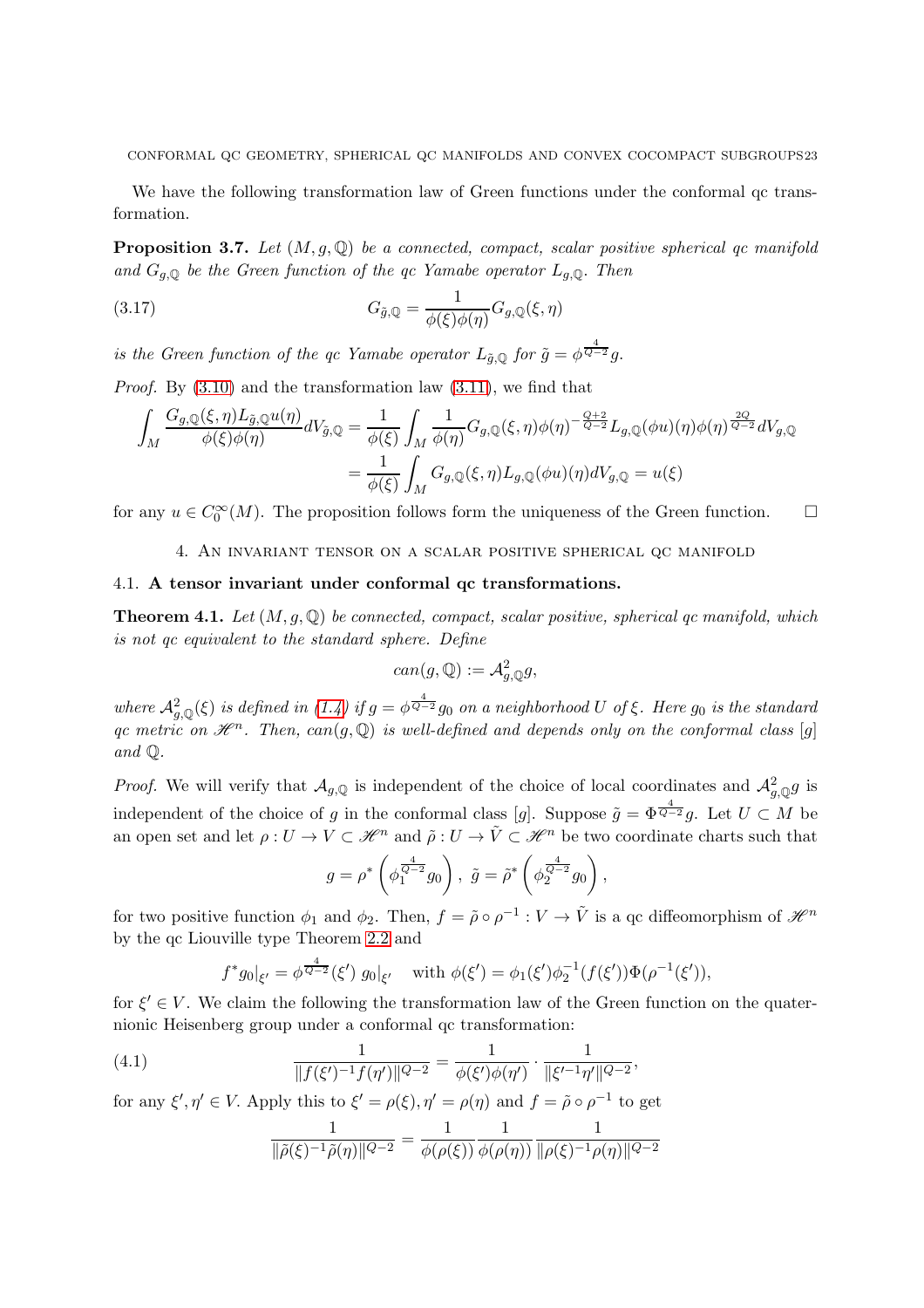We have the following transformation law of Green functions under the conformal qc transformation.

**Proposition 3.7.** *Let $(M, g, \mathbb{Q})$ be a connected, compact, scalar positive spherical qc manifold and $G_{g,\mathbb{Q}}$ be the Green function of the qc Yamabe operator $L_{g,\mathbb{Q}}$. Then*

$$G_{\tilde{g},\mathbb{Q}} = \frac{1}{\phi(\xi)\phi(\eta)} G_{g,\mathbb{Q}}(\xi, \eta) \tag{3.17}$$

*is the Green function of the qc Yamabe operator $L_{\tilde{g},\mathbb{Q}}$ for $\tilde{g} = \phi^{\frac{4}{Q-2}} g$.*

*Proof.* By (3.10) and the transformation law (3.11), we find that

$$\begin{aligned}
\int_M \frac{G_{g,\mathbb{Q}}(\xi,\eta) L_{\tilde{g},\mathbb{Q}} u(\eta)}{\phi(\xi)\phi(\eta)} dV_{\tilde{g},\mathbb{Q}} &= \frac{1}{\phi(\xi)} \int_M \frac{1}{\phi(\eta)} G_{g,\mathbb{Q}}(\xi,\eta) \phi(\eta)^{-\frac{Q+2}{Q-2}} L_{g,\mathbb{Q}}(\phi u)(\eta) \phi(\eta)^{\frac{2Q}{Q-2}} dV_{g,\mathbb{Q}} \\
&= \frac{1}{\phi(\xi)} \int_M G_{g,\mathbb{Q}}(\xi,\eta) L_{g,\mathbb{Q}}(\phi u)(\eta) dV_{g,\mathbb{Q}} = u(\xi)
\end{aligned}$$

for any $u \in C_0^\infty(M)$. The proposition follows form the uniqueness of the Green function. $\square$

## 4. An invariant tensor on a scalar positive spherical qc manifold

### 4.1. A tensor invariant under conformal qc transformations.

**Theorem 4.1.** *Let $(M, g, \mathbb{Q})$ be connected, compact, scalar positive, spherical qc manifold, which is not qc equivalent to the standard sphere. Define*

$$can(g, \mathbb{Q}) := \mathcal{A}^2_{g,\mathbb{Q}} g,$$

*where $\mathcal{A}^2_{g,\mathbb{Q}}(\xi)$ is defined in (1.4) if $g = \phi^{\frac{4}{Q-2}} g_0$ on a neighborhood $U$ of $\xi$. Here $g_0$ is the standard qc metric on $\mathscr{H}^n$. Then, $can(g, \mathbb{Q})$ is well-defined and depends only on the conformal class $[g]$ and $\mathbb{Q}$.*

*Proof.* We will verify that $\mathcal{A}_{g,\mathbb{Q}}$ is independent of the choice of local coordinates and $\mathcal{A}^2_{g,\mathbb{Q}} g$ is independent of the choice of $g$ in the conformal class $[g]$. Suppose $\tilde{g} = \Phi^{\frac{4}{Q-2}} g$. Let $U \subset M$ be an open set and let $\rho : U \to V \subset \mathscr{H}^n$ and $\tilde{\rho} : U \to \tilde{V} \subset \mathscr{H}^n$ be two coordinate charts such that

$$g = \rho^* \left( \phi_1^{\frac{4}{Q-2}} g_0 \right), \ \tilde{g} = \tilde{\rho}^* \left( \phi_2^{\frac{4}{Q-2}} g_0 \right),$$

for two positive function $\phi_1$ and $\phi_2$. Then, $f = \tilde{\rho} \circ \rho^{-1} : V \to \tilde{V}$ is a qc diffeomorphism of $\mathscr{H}^n$ by the qc Liouville type Theorem 2.2 and

$$f^* g_0|_{\xi'} = \phi^{\frac{4}{Q-2}}(\xi') \ g_0|_{\xi'} \quad \text{with } \phi(\xi') = \phi_1(\xi') \phi_2^{-1}(f(\xi')) \Phi(\rho^{-1}(\xi')),$$

for $\xi' \in V$. We claim the following the transformation law of the Green function on the quaternionic Heisenberg group under a conformal qc transformation:

$$\frac{1}{\| f(\xi')^{-1} f(\eta') \|^{Q-2}} = \frac{1}{\phi(\xi')\phi(\eta')} \cdot \frac{1}{\| \xi'^{-1} \eta' \|^{Q-2}}, \tag{4.1}$$

for any $\xi', \eta' \in V$. Apply this to $\xi' = \rho(\xi), \eta' = \rho(\eta)$ and $f = \tilde{\rho} \circ \rho^{-1}$ to get

$$\frac{1}{\| \tilde{\rho}(\xi)^{-1} \tilde{\rho}(\eta) \|^{Q-2}} = \frac{1}{\phi(\rho(\xi))} \frac{1}{\phi(\rho(\eta))} \frac{1}{\| \rho(\xi)^{-1} \rho(\eta) \|^{Q-2}}$$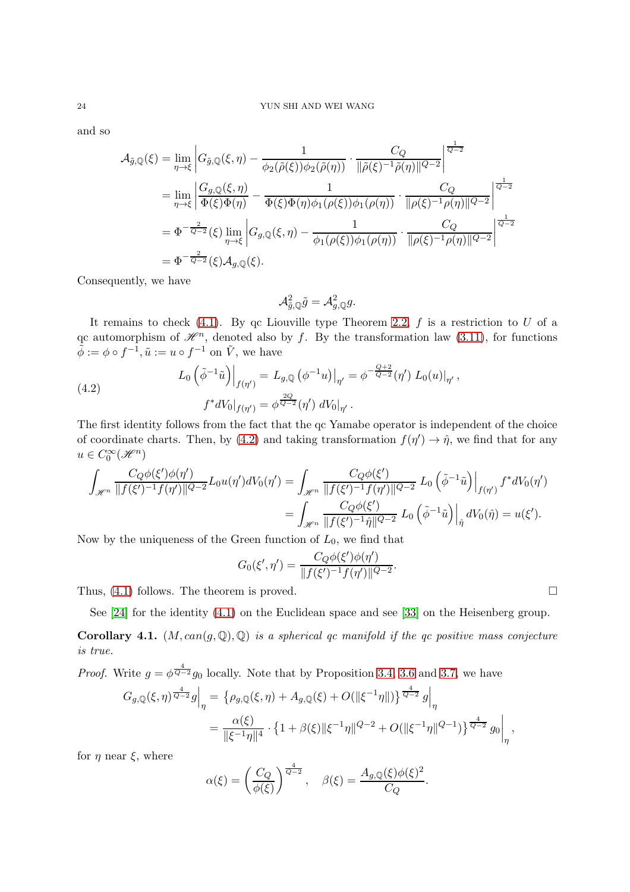and so

$$
\begin{aligned}
\mathcal{A}_{\tilde{g},\mathbb{Q}}(\xi) &= \lim_{\eta\to\xi}\left|G_{\tilde{g},\mathbb{Q}}(\xi,\eta) - \frac{1}{\phi_2(\tilde{\rho}(\xi))\phi_2(\tilde{\rho}(\eta))}\cdot\frac{C_Q}{\|\tilde{\rho}(\xi)^{-1}\tilde{\rho}(\eta)\|^{Q-2}}\right|^{\frac{1}{Q-2}} \\
&= \lim_{\eta\to\xi}\left|\frac{G_{g,\mathbb{Q}}(\xi,\eta)}{\Phi(\xi)\Phi(\eta)} - \frac{1}{\Phi(\xi)\Phi(\eta)\phi_1(\rho(\xi))\phi_1(\rho(\eta))}\cdot\frac{C_Q}{\|\rho(\xi)^{-1}\rho(\eta)\|^{Q-2}}\right|^{\frac{1}{Q-2}} \\
&= \Phi^{-\frac{2}{Q-2}}(\xi)\lim_{\eta\to\xi}\left|G_{g,\mathbb{Q}}(\xi,\eta) - \frac{1}{\phi_1(\rho(\xi))\phi_1(\rho(\eta))}\cdot\frac{C_Q}{\|\rho(\xi)^{-1}\rho(\eta)\|^{Q-2}}\right|^{\frac{1}{Q-2}} \\
&= \Phi^{-\frac{2}{Q-2}}(\xi)\mathcal{A}_{g,\mathbb{Q}}(\xi).
\end{aligned}
$$

Consequently, we have

$$
\mathcal{A}^2_{\tilde{g},\mathbb{Q}}\tilde{g} = \mathcal{A}^2_{g,\mathbb{Q}}g.
$$

It remains to check (4.1). By qc Liouville type Theorem 2.2, $f$ is a restriction to $U$ of a qc automorphism of $\mathscr{H}^n$, denoted also by $f$. By the transformation law (3.11), for functions $\tilde{\phi} := \phi\circ f^{-1}, \tilde{u} := u\circ f^{-1}$ on $\tilde{V}$, we have

$$
\begin{aligned}
L_0\left(\tilde{\phi}^{-1}\tilde{u}\right)\Big|_{f(\eta')} &= L_{g,\mathbb{Q}}\left(\phi^{-1}u\right)\big|_{\eta'} = \phi^{-\frac{Q+2}{Q-2}}(\eta')\; L_0(u)|_{\eta'}, \\
f^*dV_0|_{f(\eta')} &= \phi^{\frac{2Q}{Q-2}}(\eta')\; dV_0|_{\eta'}.
\end{aligned}
\tag{4.2}
$$

The first identity follows from the fact that the qc Yamabe operator is independent of the choice of coordinate charts. Then, by (4.2) and taking transformation $f(\eta') \to \hat{\eta}$, we find that for any $u \in C_0^\infty(\mathscr{H}^n)$

$$
\begin{aligned}
\int_{\mathscr{H}^n}\frac{C_Q\phi(\xi')\phi(\eta')}{\|f(\xi')^{-1}f(\eta')\|^{Q-2}}L_0u(\eta')dV_0(\eta') &= \int_{\mathscr{H}^n}\frac{C_Q\phi(\xi')}{\|f(\xi')^{-1}f(\eta')\|^{Q-2}}\; L_0\left(\tilde{\phi}^{-1}\tilde{u}\right)\Big|_{f(\eta')} f^*dV_0(\eta') \\
&= \int_{\mathscr{H}^n}\frac{C_Q\phi(\xi')}{\|f(\xi')^{-1}\hat{\eta}\|^{Q-2}}\; L_0\left(\tilde{\phi}^{-1}\tilde{u}\right)\Big|_{\hat{\eta}} dV_0(\hat{\eta}) = u(\xi').
\end{aligned}
$$

Now by the uniqueness of the Green function of $L_0$, we find that

$$
G_0(\xi',\eta') = \frac{C_Q\phi(\xi')\phi(\eta')}{\|f(\xi')^{-1}f(\eta')\|^{Q-2}}.
$$

Thus, (4.1) follows. The theorem is proved. $\square$

See [24] for the identity (4.1) on the Euclidean space and see [33] on the Heisenberg group.

**Corollary 4.1.** *$(M, can(g,\mathbb{Q}),\mathbb{Q})$ is a spherical qc manifold if the qc positive mass conjecture is true.*

*Proof.* Write $g = \phi^{\frac{4}{Q-2}}g_0$ locally. Note that by Proposition 3.4, 3.6 and 3.7, we have

$$
\begin{aligned}
G_{g,\mathbb{Q}}(\xi,\eta)^{\frac{4}{Q-2}}g\Big|_{\eta} &= \left\{\rho_{g,\mathbb{Q}}(\xi,\eta) + A_{g,\mathbb{Q}}(\xi) + O(\|\xi^{-1}\eta\|)\right\}^{\frac{4}{Q-2}}g\Big|_{\eta} \\
&= \frac{\alpha(\xi)}{\|\xi^{-1}\eta\|^4}\cdot\left\{1+\beta(\xi)\|\xi^{-1}\eta\|^{Q-2} + O(\|\xi^{-1}\eta\|^{Q-1})\right\}^{\frac{4}{Q-2}}g_0\Big|_{\eta},
\end{aligned}
$$

for $\eta$ near $\xi$, where

$$
\alpha(\xi) = \left(\frac{C_Q}{\phi(\xi)}\right)^{\frac{4}{Q-2}}, \quad \beta(\xi) = \frac{A_{g,\mathbb{Q}}(\xi)\phi(\xi)^2}{C_Q}.
$$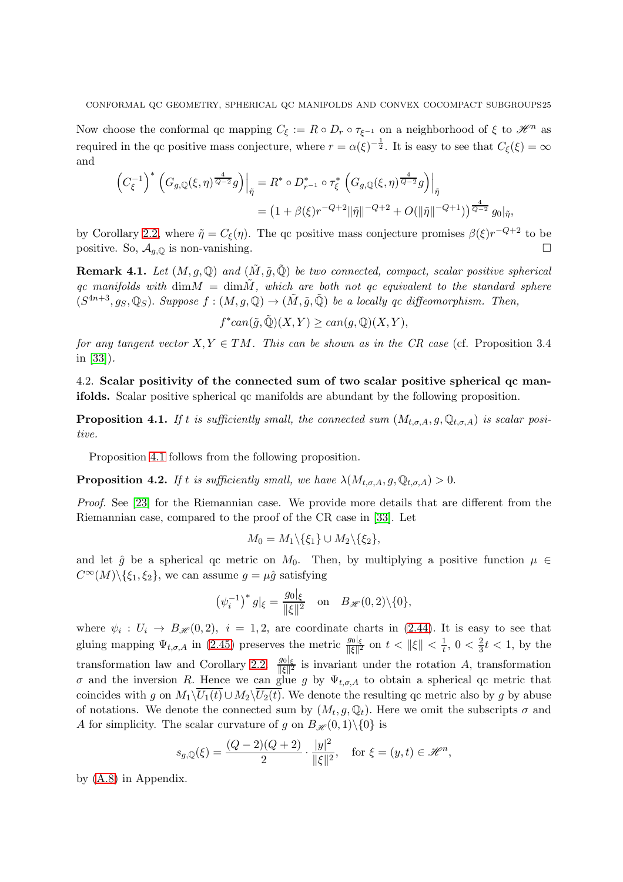Now choose the conformal qc mapping $C_\xi := R \circ D_r \circ \tau_{\xi^{-1}}$ on a neighborhood of $\xi$ to $\mathscr{H}^n$ as required in the qc positive mass conjecture, where $r = \alpha(\xi)^{-\frac{1}{2}}$. It is easy to see that $C_\xi(\xi) = \infty$ and

$$
\begin{aligned}
\left(C_\xi^{-1}\right)^* \left(G_{g,\mathbb{Q}}(\xi,\eta)^{\frac{4}{Q-2}} g\right)\Big|_{\tilde{\eta}} &= R^* \circ D_{r^{-1}}^* \circ \tau_\xi^* \left(G_{g,\mathbb{Q}}(\xi,\eta)^{\frac{4}{Q-2}} g\right)\Big|_{\tilde{\eta}} \\
&= \left(1 + \beta(\xi) r^{-Q+2} \|\tilde{\eta}\|^{-Q+2} + O(\|\tilde{\eta}\|^{-Q+1})\right)^{\frac{4}{Q-2}} g_0|_{\tilde{\eta}},
\end{aligned}
$$

by Corollary 2.2, where $\tilde{\eta} = C_\xi(\eta)$. The qc positive mass conjecture promises $\beta(\xi) r^{-Q+2}$ to be positive. So, $\mathcal{A}_{g,\mathbb{Q}}$ is non-vanishing. $\square$

**Remark 4.1.** *Let $(M, g, \mathbb{Q})$ and $(\tilde{M}, \tilde{g}, \tilde{\mathbb{Q}})$ be two connected, compact, scalar positive spherical qc manifolds with $\dim M = \dim \tilde{M}$, which are both not qc equivalent to the standard sphere $(S^{4n+3}, g_S, \mathbb{Q}_S)$. Suppose $f : (M, g, \mathbb{Q}) \to (\tilde{M}, \tilde{g}, \tilde{\mathbb{Q}})$ be a locally qc diffeomorphism. Then,*

$$f^* can(\tilde{g}, \tilde{\mathbb{Q}})(X, Y) \geq can(g, \mathbb{Q})(X, Y),$$

*for any tangent vector $X, Y \in TM$. This can be shown as in the CR case* (cf. Proposition 3.4 in [33]).

## 4.2. Scalar positivity of the connected sum of two scalar positive spherical qc manifolds.

Scalar positive spherical qc manifolds are abundant by the following proposition.

**Proposition 4.1.** *If $t$ is sufficiently small, the connected sum $(M_{t,\sigma,A}, g, \mathbb{Q}_{t,\sigma,A})$ is scalar positive.*

Proposition 4.1 follows from the following proposition.

**Proposition 4.2.** *If $t$ is sufficiently small, we have $\lambda(M_{t,\sigma,A}, g, \mathbb{Q}_{t,\sigma,A}) > 0$.*

*Proof.* See [23] for the Riemannian case. We provide more details that are different from the Riemannian case, compared to the proof of the CR case in [33]. Let

$$M_0 = M_1 \backslash \{\xi_1\} \cup M_2 \backslash \{\xi_2\},$$

and let $\hat{g}$ be a spherical qc metric on $M_0$. Then, by multiplying a positive function $\mu \in C^\infty(M) \backslash \{\xi_1, \xi_2\}$, we can assume $g = \mu \hat{g}$ satisfying

$$\left(\psi_i^{-1}\right)^* g|_\xi = \frac{g_0|_\xi}{\|\xi\|^2} \quad \text{on} \quad B_{\mathscr{H}}(0,2) \backslash \{0\},$$

where $\psi_i : U_i \to B_{\mathscr{H}}(0,2)$, $i = 1, 2$, are coordinate charts in (2.44). It is easy to see that gluing mapping $\Psi_{t,\sigma,A}$ in (2.45) preserves the metric $\frac{g_0|_\xi}{\|\xi\|^2}$ on $t < \|\xi\| < \frac{1}{t}$, $0 < \frac{2}{3}t < 1$, by the transformation law and Corollary 2.2. $\frac{g_0|_\xi}{\|\xi\|^2}$ is invariant under the rotation $A$, transformation $\sigma$ and the inversion $R$. Hence we can glue $g$ by $\Psi_{t,\sigma,A}$ to obtain a spherical qc metric that coincides with $g$ on $M_1 \backslash \overline{U_1(t)} \cup M_2 \backslash \overline{U_2(t)}$. We denote the resulting qc metric also by $g$ by abuse of notations. We denote the connected sum by $(M_t, g, \mathbb{Q}_t)$. Here we omit the subscripts $\sigma$ and $A$ for simplicity. The scalar curvature of $g$ on $B_{\mathscr{H}}(0,1) \backslash \{0\}$ is

$$s_{g,\mathbb{Q}}(\xi) = \frac{(Q-2)(Q+2)}{2} \cdot \frac{|y|^2}{\|\xi\|^2}, \quad \text{for } \xi = (y,t) \in \mathscr{H}^n,$$

by (A.8) in Appendix.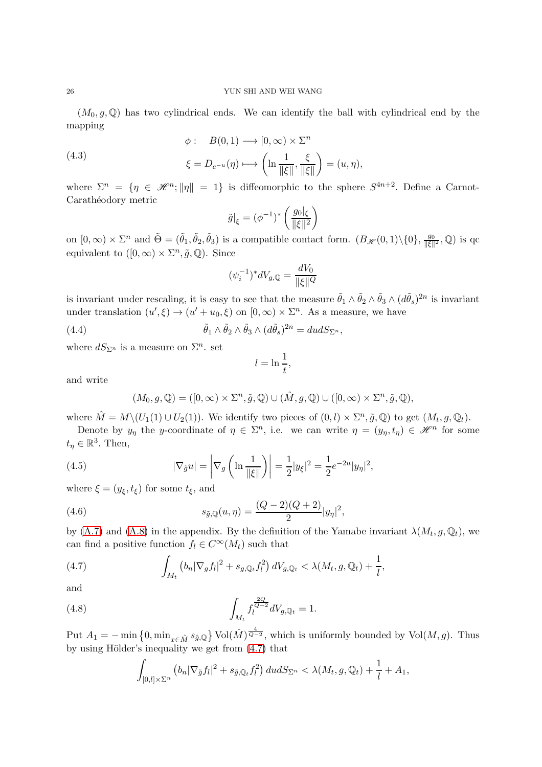$(M_0, g, \mathbb{Q})$ has two cylindrical ends. We can identify the ball with cylindrical end by the mapping

$$\phi: \quad B(0,1) \longrightarrow [0,\infty) \times \Sigma^n$$
$$\xi = D_{e^{-u}}(\eta) \longmapsto \left(\ln \frac{1}{\|\xi\|}, \frac{\xi}{\|\xi\|}\right) = (u, \eta), \tag{4.3}$$

where $\Sigma^n = \{\eta \in \mathscr{H}^n; \|\eta\| = 1\}$ is diffeomorphic to the sphere $S^{4n+2}$. Define a Carnot-Carathéodory metric

$$\tilde{g}|_{\xi} = (\phi^{-1})^* \left(\frac{g_0|_{\xi}}{\|\xi\|^2}\right)$$

on $[0,\infty) \times \Sigma^n$ and $\tilde{\Theta} = (\tilde{\theta}_1, \tilde{\theta}_2, \tilde{\theta}_3)$ is a compatible contact form. $(B_{\mathscr{H}}(0,1)\backslash\{0\}, \frac{g_0}{\|\xi\|^2}, \mathbb{Q})$ is qc equivalent to $([0,\infty) \times \Sigma^n, \tilde{g}, \mathbb{Q})$. Since

$$(\psi_i^{-1})^* dV_{g,\mathbb{Q}} = \frac{dV_0}{\|\xi\|^Q}$$

is invariant under rescaling, it is easy to see that the measure $\tilde{\theta}_1 \wedge \tilde{\theta}_2 \wedge \tilde{\theta}_3 \wedge (d\tilde{\theta}_s)^{2n}$ is invariant under translation $(u', \xi) \to (u' + u_0, \xi)$ on $[0,\infty) \times \Sigma^n$. As a measure, we have

$$\tilde{\theta}_1 \wedge \tilde{\theta}_2 \wedge \tilde{\theta}_3 \wedge (d\tilde{\theta}_s)^{2n} = du dS_{\Sigma^n}, \tag{4.4}$$

where $dS_{\Sigma^n}$ is a measure on $\Sigma^n$. set

$$l = \ln \frac{1}{t},$$

and write

$$(M_0, g, \mathbb{Q}) = ([0,\infty) \times \Sigma^n, \tilde{g}, \mathbb{Q}) \cup (\hat{M}, g, \mathbb{Q}) \cup ([0,\infty) \times \Sigma^n, \tilde{g}, \mathbb{Q}),$$

where $\hat{M} = M \backslash (U_1(1) \cup U_2(1))$. We identify two pieces of $(0, l) \times \Sigma^n, \tilde{g}, \mathbb{Q})$ to get $(M_t, g, \mathbb{Q}_t)$.

Denote by $y_\eta$ the $y$-coordinate of $\eta \in \Sigma^n$, i.e. we can write $\eta = (y_\eta, t_\eta) \in \mathscr{H}^n$ for some $t_\eta \in \mathbb{R}^3$. Then,

$$|\nabla_{\tilde{g}} u| = \left|\nabla_g \left(\ln \frac{1}{\|\xi\|}\right)\right| = \frac{1}{2}|y_\xi|^2 = \frac{1}{2} e^{-2u} |y_\eta|^2, \tag{4.5}$$

where $\xi = (y_\xi, t_\xi)$ for some $t_\xi$, and

$$s_{\tilde{g},\mathbb{Q}}(u, \eta) = \frac{(Q-2)(Q+2)}{2} |y_\eta|^2, \tag{4.6}$$

by (A.7) and (A.8) in the appendix. By the definition of the Yamabe invariant $\lambda(M_t, g, \mathbb{Q}_t)$, we can find a positive function $f_l \in C^\infty(M_t)$ such that

$$\int_{M_t} \left(b_n |\nabla_g f_l|^2 + s_{g,\mathbb{Q}_t} f_l^2\right) dV_{g,\mathbb{Q}_t} < \lambda(M_t, g, \mathbb{Q}_t) + \frac{1}{l}, \tag{4.7}$$

and

$$\int_{M_t} f_l^{\frac{2Q}{Q-2}} dV_{g,\mathbb{Q}_t} = 1. \tag{4.8}$$

Put $A_1 = -\min\left\{0, \min_{x \in \hat{M}} s_{\hat{g},\mathbb{Q}}\right\} \mathrm{Vol}(\hat{M})^{\frac{4}{Q-2}}$, which is uniformly bounded by $\mathrm{Vol}(M, g)$. Thus by using Hölder's inequality we get from (4.7) that

$$\int_{[0,l] \times \Sigma^n} \left(b_n |\nabla_{\tilde{g}} f_l|^2 + s_{\tilde{g},\mathbb{Q}_t} f_l^2\right) du dS_{\Sigma^n} < \lambda(M_t, g, \mathbb{Q}_t) + \frac{1}{l} + A_1,$$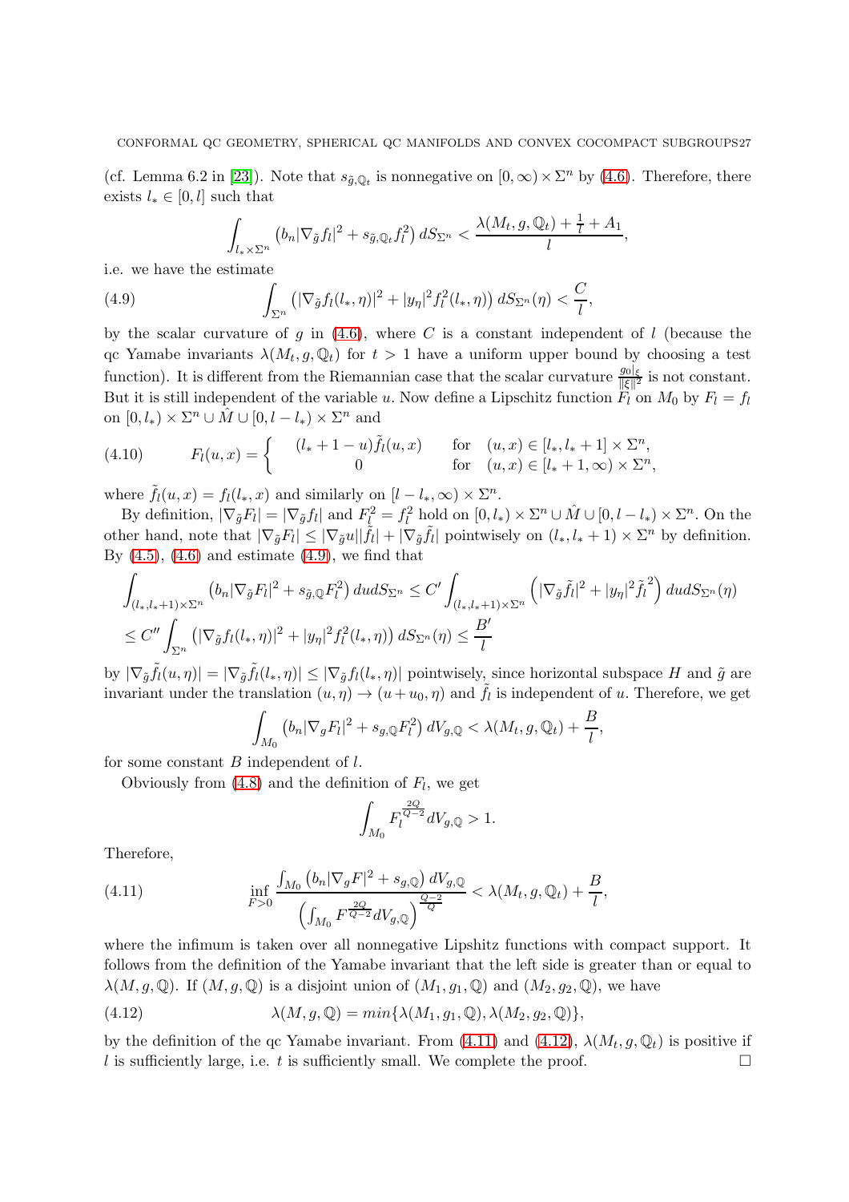(cf. Lemma 6.2 in [23]). Note that $s_{\tilde{g},\mathbb{Q}_t}$ is nonnegative on $[0,\infty)\times\Sigma^n$ by (4.6). Therefore, there exists $l_* \in [0,l]$ such that

$$\int_{l_*\times\Sigma^n} \left(b_n|\nabla_{\tilde{g}} f_l|^2 + s_{\tilde{g},\mathbb{Q}_t} f_l^2\right) dS_{\Sigma^n} < \frac{\lambda(M_t,g,\mathbb{Q}_t)+\frac{1}{l}+A_1}{l},$$

i.e. we have the estimate

$$\int_{\Sigma^n} \left(|\nabla_{\tilde{g}} f_l(l_*,\eta)|^2 + |y_\eta|^2 f_l^2(l_*,\eta)\right) dS_{\Sigma^n}(\eta) < \frac{C}{l}, \tag{4.9}$$

by the scalar curvature of $g$ in (4.6), where $C$ is a constant independent of $l$ (because the qc Yamabe invariants $\lambda(M_t,g,\mathbb{Q}_t)$ for $t>1$ have a uniform upper bound by choosing a test function). It is different from the Riemannian case that the scalar curvature $\frac{g_0|_\xi}{\|\xi\|^2}$ is not constant. But it is still independent of the variable $u$. Now define a Lipschitz function $F_l$ on $M_0$ by $F_l = f_l$ on $[0,l_*)\times\Sigma^n \cup \hat{M} \cup [0,l-l_*)\times\Sigma^n$ and

$$F_l(u,x) = \begin{cases} (l_*+1-u)\tilde{f}_l(u,x) & \text{for} \quad (u,x)\in[l_*,l_*+1]\times\Sigma^n, \\ 0 & \text{for} \quad (u,x)\in[l_*+1,\infty)\times\Sigma^n, \end{cases} \tag{4.10}$$

where $\tilde{f}_l(u,x) = f_l(l_*,x)$ and similarly on $[l-l_*,\infty)\times\Sigma^n$.

By definition, $|\nabla_{\tilde{g}} F_l| = |\nabla_{\tilde{g}} f_l|$ and $F_l^2 = f_l^2$ hold on $[0,l_*)\times\Sigma^n \cup \hat{M} \cup [0,l-l_*)\times\Sigma^n$. On the other hand, note that $|\nabla_{\tilde{g}} F_l| \le |\nabla_{\tilde{g}} u||\tilde{f}_l| + |\nabla_{\tilde{g}} \tilde{f}_l|$ pointwisely on $(l_*,l_*+1)\times\Sigma^n$ by definition. By (4.5), (4.6) and estimate (4.9), we find that

$$\begin{aligned} &\int_{(l_*,l_*+1)\times\Sigma^n} \left(b_n|\nabla_{\tilde{g}} F_l|^2 + s_{\tilde{g},\mathbb{Q}} F_l^2\right) du dS_{\Sigma^n} \le C' \int_{(l_*,l_*+1)\times\Sigma^n} \left(|\nabla_{\tilde{g}} \tilde{f}_l|^2 + |y_\eta|^2 \tilde{f}_l^{\,2}\right) du dS_{\Sigma^n}(\eta) \\ &\le C'' \int_{\Sigma^n} \left(|\nabla_{\tilde{g}} f_l(l_*,\eta)|^2 + |y_\eta|^2 f_l^2(l_*,\eta)\right) dS_{\Sigma^n}(\eta) \le \frac{B'}{l} \end{aligned}$$

by $|\nabla_{\tilde{g}} \tilde{f}_l(u,\eta)| = |\nabla_{\tilde{g}} \tilde{f}_l(l_*,\eta)| \le |\nabla_{\tilde{g}} f_l(l_*,\eta)|$ pointwisely, since horizontal subspace $H$ and $\tilde{g}$ are invariant under the translation $(u,\eta)\to(u+u_0,\eta)$ and $\tilde{f}_l$ is independent of $u$. Therefore, we get

$$\int_{M_0} \left(b_n|\nabla_g F_l|^2 + s_{g,\mathbb{Q}} F_l^2\right) dV_{g,\mathbb{Q}} < \lambda(M_t,g,\mathbb{Q}_t) + \frac{B}{l},$$

for some constant $B$ independent of $l$.

Obviously from (4.8) and the definition of $F_l$, we get

$$\int_{M_0} F_l^{\frac{2Q}{Q-2}} dV_{g,\mathbb{Q}} > 1.$$

Therefore,

$$\inf_{F>0} \frac{\int_{M_0}\left(b_n|\nabla_g F|^2 + s_{g,\mathbb{Q}}\right) dV_{g,\mathbb{Q}}}{\left(\int_{M_0} F^{\frac{2Q}{Q-2}} dV_{g,\mathbb{Q}}\right)^{\frac{Q-2}{Q}}} < \lambda(M_t,g,\mathbb{Q}_t) + \frac{B}{l}, \tag{4.11}$$

where the infimum is taken over all nonnegative Lipshitz functions with compact support. It follows from the definition of the Yamabe invariant that the left side is greater than or equal to $\lambda(M,g,\mathbb{Q})$. If $(M,g,\mathbb{Q})$ is a disjoint union of $(M_1,g_1,\mathbb{Q})$ and $(M_2,g_2,\mathbb{Q})$, we have

$$\lambda(M,g,\mathbb{Q}) = min\{\lambda(M_1,g_1,\mathbb{Q}), \lambda(M_2,g_2,\mathbb{Q})\}, \tag{4.12}$$

by the definition of the qc Yamabe invariant. From (4.11) and (4.12), $\lambda(M_t,g,\mathbb{Q}_t)$ is positive if $l$ is sufficiently large, i.e. $t$ is sufficiently small. We complete the proof. □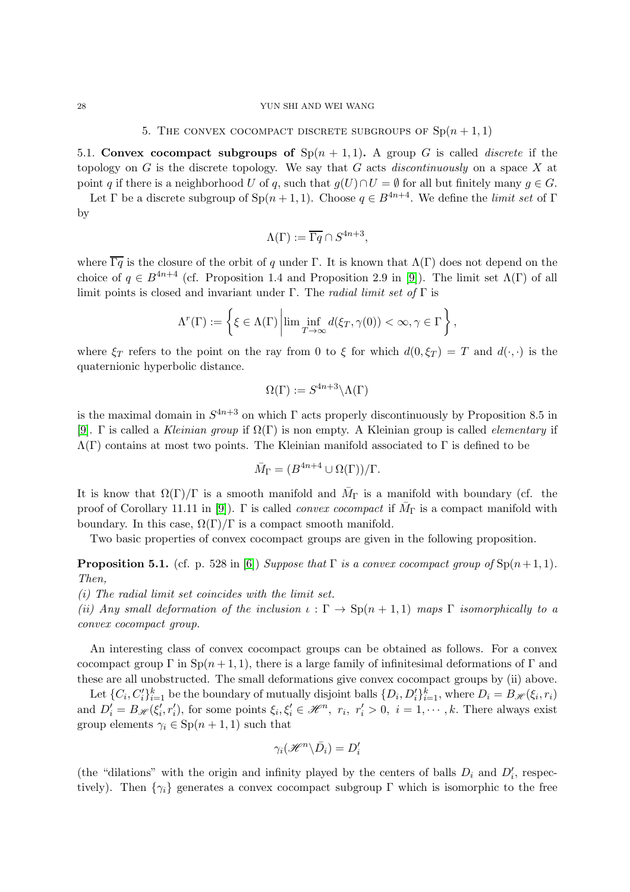## 5. The convex cocompact discrete subgroups of $\mathrm{Sp}(n+1,1)$

**5.1. Convex cocompact subgroups of** $\mathrm{Sp}(n+1,1)$**.** A group $G$ is called *discrete* if the topology on $G$ is the discrete topology. We say that $G$ acts *discontinuously* on a space $X$ at point $q$ if there is a neighborhood $U$ of $q$, such that $g(U) \cap U = \emptyset$ for all but finitely many $g \in G$.

Let $\Gamma$ be a discrete subgroup of $\mathrm{Sp}(n+1,1)$. Choose $q \in B^{4n+4}$. We define the *limit set* of $\Gamma$ by

$$\Lambda(\Gamma) := \overline{\Gamma q} \cap S^{4n+3},$$

where $\overline{\Gamma q}$ is the closure of the orbit of $q$ under $\Gamma$. It is known that $\Lambda(\Gamma)$ does not depend on the choice of $q \in B^{4n+4}$ (cf. Proposition 1.4 and Proposition 2.9 in [9]). The limit set $\Lambda(\Gamma)$ of all limit points is closed and invariant under $\Gamma$. The *radial limit set of* $\Gamma$ is

$$\Lambda^r(\Gamma) := \left\{ \xi \in \Lambda(\Gamma) \middle| \lim \inf_{T \to \infty} d(\xi_T, \gamma(0)) < \infty, \gamma \in \Gamma \right\},$$

where $\xi_T$ refers to the point on the ray from 0 to $\xi$ for which $d(0, \xi_T) = T$ and $d(\cdot,\cdot)$ is the quaternionic hyperbolic distance.

$$\Omega(\Gamma) := S^{4n+3} \backslash \Lambda(\Gamma)$$

is the maximal domain in $S^{4n+3}$ on which $\Gamma$ acts properly discontinuously by Proposition 8.5 in [9]. $\Gamma$ is called a *Kleinian group* if $\Omega(\Gamma)$ is non empty. A Kleinian group is called *elementary* if $\Lambda(\Gamma)$ contains at most two points. The Kleinian manifold associated to $\Gamma$ is defined to be

$$\bar{M}_\Gamma = (B^{4n+4} \cup \Omega(\Gamma))/\Gamma.$$

It is know that $\Omega(\Gamma)/\Gamma$ is a smooth manifold and $\bar{M}_\Gamma$ is a manifold with boundary (cf. the proof of Corollary 11.11 in [9]). $\Gamma$ is called *convex cocompact* if $\bar{M}_\Gamma$ is a compact manifold with boundary. In this case, $\Omega(\Gamma)/\Gamma$ is a compact smooth manifold.

Two basic properties of convex cocompact groups are given in the following proposition.

**Proposition 5.1.** (cf. p. 528 in [6]) *Suppose that* $\Gamma$ *is a convex cocompact group of* $\mathrm{Sp}(n+1,1)$*. Then,*

*(i) The radial limit set coincides with the limit set.*

*(ii) Any small deformation of the inclusion* $\iota : \Gamma \to \mathrm{Sp}(n+1,1)$ *maps* $\Gamma$ *isomorphically to a convex cocompact group.*

An interesting class of convex cocompact groups can be obtained as follows. For a convex cocompact group $\Gamma$ in $\mathrm{Sp}(n+1,1)$, there is a large family of infinitesimal deformations of $\Gamma$ and these are all unobstructed. The small deformations give convex cocompact groups by (ii) above.

Let $\{C_i, C'_i\}_{i=1}^k$ be the boundary of mutually disjoint balls $\{D_i, D'_i\}_{i=1}^k$, where $D_i = B_{\mathscr{H}}(\xi_i, r_i)$ and $D'_i = B_{\mathscr{H}}(\xi'_i, r'_i)$, for some points $\xi_i, \xi'_i \in \mathscr{H}^n$, $r_i$, $r'_i > 0$, $i = 1, \cdots, k$. There always exist group elements $\gamma_i \in \mathrm{Sp}(n+1,1)$ such that

$$\gamma_i(\mathscr{H}^n \backslash \bar{D}_i) = D'_i$$

(the "dilations" with the origin and infinity played by the centers of balls $D_i$ and $D'_i$, respectively). Then $\{\gamma_i\}$ generates a convex cocompact subgroup $\Gamma$ which is isomorphic to the free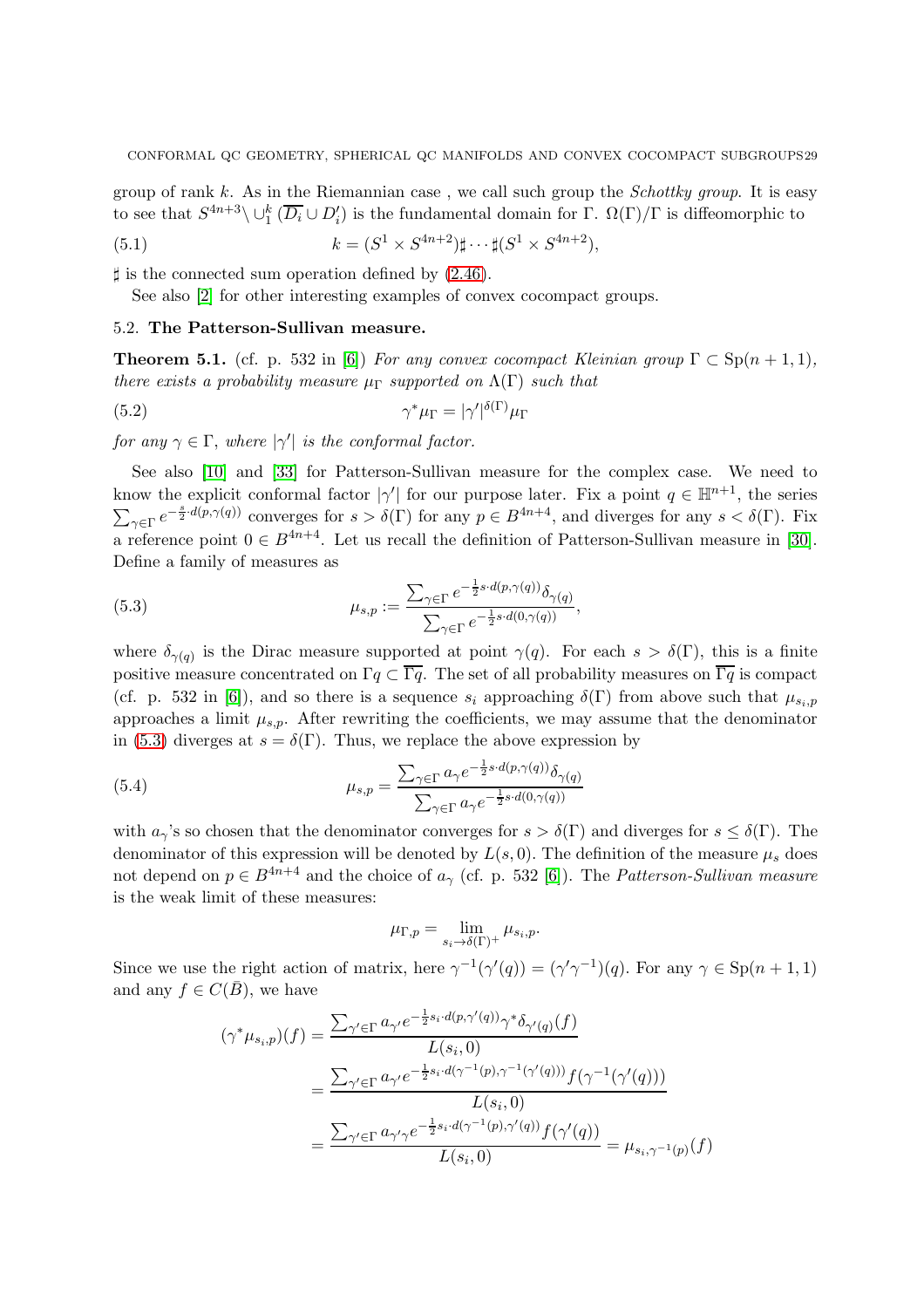group of rank $k$. As in the Riemannian case , we call such group the *Schottky group*. It is easy to see that $S^{4n+3} \backslash \cup_1^k (\overline{D_i} \cup D_i')$ is the fundamental domain for $\Gamma$. $\Omega(\Gamma)/\Gamma$ is diffeomorphic to

$$k = (S^1 \times S^{4n+2}) \sharp \cdots \sharp (S^1 \times S^{4n+2}), \tag{5.1}$$

$\sharp$ is the connected sum operation defined by (2.46).

See also [2] for other interesting examples of convex cocompact groups.

### 5.2. The Patterson-Sullivan measure.

**Theorem 5.1.** (cf. p. 532 in [6]) *For any convex cocompact Kleinian group $\Gamma \subset \mathrm{Sp}(n+1,1)$, there exists a probability measure $\mu_\Gamma$ supported on $\Lambda(\Gamma)$ such that*

$$\gamma^* \mu_\Gamma = |\gamma'|^{\delta(\Gamma)} \mu_\Gamma \tag{5.2}$$

*for any $\gamma \in \Gamma$, where $|\gamma'|$ is the conformal factor.*

See also [10] and [33] for Patterson-Sullivan measure for the complex case. We need to know the explicit conformal factor $|\gamma'|$ for our purpose later. Fix a point $q \in \mathbb{H}^{n+1}$, the series $\sum_{\gamma \in \Gamma} e^{-\frac{s}{2} \cdot d(p, \gamma(q))}$ converges for $s > \delta(\Gamma)$ for any $p \in B^{4n+4}$, and diverges for any $s < \delta(\Gamma)$. Fix a reference point $0 \in B^{4n+4}$. Let us recall the definition of Patterson-Sullivan measure in [30]. Define a family of measures as

$$\mu_{s,p} := \frac{\sum_{\gamma \in \Gamma} e^{-\frac{1}{2} s \cdot d(p, \gamma(q))} \delta_{\gamma(q)}}{\sum_{\gamma \in \Gamma} e^{-\frac{1}{2} s \cdot d(0, \gamma(q))}}, \tag{5.3}$$

where $\delta_{\gamma(q)}$ is the Dirac measure supported at point $\gamma(q)$. For each $s > \delta(\Gamma)$, this is a finite positive measure concentrated on $\Gamma q \subset \overline{\Gamma q}$. The set of all probability measures on $\overline{\Gamma q}$ is compact (cf. p. 532 in [6]), and so there is a sequence $s_i$ approaching $\delta(\Gamma)$ from above such that $\mu_{s_i,p}$ approaches a limit $\mu_{s,p}$. After rewriting the coefficients, we may assume that the denominator in (5.3) diverges at $s = \delta(\Gamma)$. Thus, we replace the above expression by

$$\mu_{s,p} = \frac{\sum_{\gamma \in \Gamma} a_\gamma e^{-\frac{1}{2} s \cdot d(p, \gamma(q))} \delta_{\gamma(q)}}{\sum_{\gamma \in \Gamma} a_\gamma e^{-\frac{1}{2} s \cdot d(0, \gamma(q))}} \tag{5.4}$$

with $a_\gamma$'s so chosen that the denominator converges for $s > \delta(\Gamma)$ and diverges for $s \leq \delta(\Gamma)$. The denominator of this expression will be denoted by $L(s, 0)$. The definition of the measure $\mu_s$ does not depend on $p \in B^{4n+4}$ and the choice of $a_\gamma$ (cf. p. 532 [6]). The *Patterson-Sullivan measure* is the weak limit of these measures:

$$\mu_{\Gamma,p} = \lim_{s_i \to \delta(\Gamma)^+} \mu_{s_i,p}.$$

Since we use the right action of matrix, here $\gamma^{-1}(\gamma'(q)) = (\gamma' \gamma^{-1})(q)$. For any $\gamma \in \mathrm{Sp}(n+1,1)$ and any $f \in C(\bar{B})$, we have

$$\begin{aligned}
(\gamma^* \mu_{s_i,p})(f) &= \frac{\sum_{\gamma' \in \Gamma} a_{\gamma'} e^{-\frac{1}{2} s_i \cdot d(p, \gamma'(q))} \gamma^* \delta_{\gamma'(q)}(f)}{L(s_i, 0)} \\
&= \frac{\sum_{\gamma' \in \Gamma} a_{\gamma'} e^{-\frac{1}{2} s_i \cdot d(\gamma^{-1}(p), \gamma^{-1}(\gamma'(q)))} f(\gamma^{-1}(\gamma'(q)))}{L(s_i, 0)} \\
&= \frac{\sum_{\gamma' \in \Gamma} a_{\gamma' \gamma} e^{-\frac{1}{2} s_i \cdot d(\gamma^{-1}(p), \gamma'(q))} f(\gamma'(q))}{L(s_i, 0)} = \mu_{s_i, \gamma^{-1}(p)}(f)
\end{aligned}$$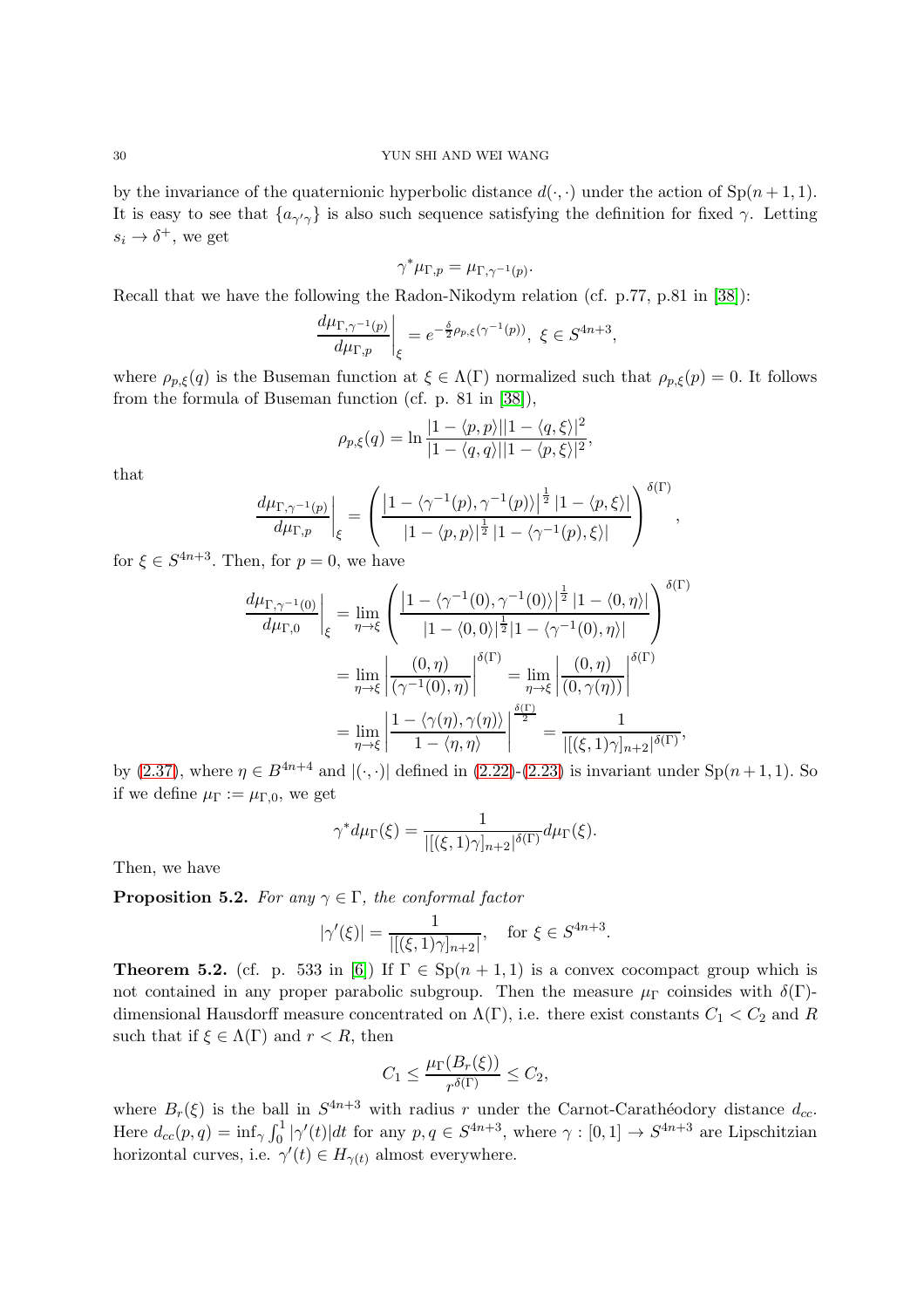by the invariance of the quaternionic hyperbolic distance $d(\cdot,\cdot)$ under the action of $\mathrm{Sp}(n+1,1)$. It is easy to see that $\{a_{\gamma'\gamma}\}$ is also such sequence satisfying the definition for fixed $\gamma$. Letting $s_i \to \delta^+$, we get

$$\gamma^*\mu_{\Gamma,p} = \mu_{\Gamma,\gamma^{-1}(p)}.$$

Recall that we have the following the Radon-Nikodym relation (cf. p.77, p.81 in [38]):

$$\left.\frac{d\mu_{\Gamma,\gamma^{-1}(p)}}{d\mu_{\Gamma,p}}\right|_{\xi} = e^{-\frac{\delta}{2}\rho_{p,\xi}(\gamma^{-1}(p))},\ \xi \in S^{4n+3},$$

where $\rho_{p,\xi}(q)$ is the Buseman function at $\xi \in \Lambda(\Gamma)$ normalized such that $\rho_{p,\xi}(p) = 0$. It follows from the formula of Buseman function (cf. p. 81 in [38]),

$$\rho_{p,\xi}(q) = \ln \frac{|1-\langle p,p\rangle||1-\langle q,\xi\rangle|^2}{|1-\langle q,q\rangle||1-\langle p,\xi\rangle|^2},$$

that

$$\left.\frac{d\mu_{\Gamma,\gamma^{-1}(p)}}{d\mu_{\Gamma,p}}\right|_{\xi} = \left(\frac{\left|1-\langle\gamma^{-1}(p),\gamma^{-1}(p)\rangle\right|^{\frac{1}{2}}\left|1-\langle p,\xi\rangle\right|}{|1-\langle p,p\rangle|^{\frac{1}{2}}\left|1-\langle\gamma^{-1}(p),\xi\rangle\right|}\right)^{\delta(\Gamma)},$$

for $\xi \in S^{4n+3}$. Then, for $p = 0$, we have

$$\begin{aligned}
\left.\frac{d\mu_{\Gamma,\gamma^{-1}(0)}}{d\mu_{\Gamma,0}}\right|_{\xi} &= \lim_{\eta\to\xi}\left(\frac{\left|1-\langle\gamma^{-1}(0),\gamma^{-1}(0)\rangle\right|^{\frac{1}{2}}\left|1-\langle 0,\eta\rangle\right|}{|1-\langle 0,0\rangle|^{\frac{1}{2}}|1-\langle\gamma^{-1}(0),\eta\rangle|}\right)^{\delta(\Gamma)} \\
&= \lim_{\eta\to\xi}\left|\frac{(0,\eta)}{(\gamma^{-1}(0),\eta)}\right|^{\delta(\Gamma)} = \lim_{\eta\to\xi}\left|\frac{(0,\eta)}{(0,\gamma(\eta))}\right|^{\delta(\Gamma)} \\
&= \lim_{\eta\to\xi}\left|\frac{1-\langle\gamma(\eta),\gamma(\eta)\rangle}{1-\langle\eta,\eta\rangle}\right|^{\frac{\delta(\Gamma)}{2}} = \frac{1}{|[(\xi,1)\gamma]_{n+2}|^{\delta(\Gamma)}},
\end{aligned}$$

by (2.37), where $\eta \in B^{4n+4}$ and $|(\cdot,\cdot)|$ defined in (2.22)-(2.23) is invariant under $\mathrm{Sp}(n+1,1)$. So if we define $\mu_\Gamma := \mu_{\Gamma,0}$, we get

$$\gamma^* d\mu_\Gamma(\xi) = \frac{1}{|[(\xi,1)\gamma]_{n+2}|^{\delta(\Gamma)}}d\mu_\Gamma(\xi).$$

Then, we have

**Proposition 5.2.** *For any $\gamma \in \Gamma$, the conformal factor*

$$|\gamma'(\xi)| = \frac{1}{|[(\xi,1)\gamma]_{n+2}|}, \quad \text{for } \xi \in S^{4n+3}.$$

**Theorem 5.2.** (cf. p. 533 in [6]) If $\Gamma \in \mathrm{Sp}(n+1,1)$ is a convex cocompact group which is not contained in any proper parabolic subgroup. Then the measure $\mu_\Gamma$ coinsides with $\delta(\Gamma)$-dimensional Hausdorff measure concentrated on $\Lambda(\Gamma)$, i.e. there exist constants $C_1 < C_2$ and $R$ such that if $\xi \in \Lambda(\Gamma)$ and $r < R$, then

$$C_1 \le \frac{\mu_\Gamma(B_r(\xi))}{r^{\delta(\Gamma)}} \le C_2,$$

where $B_r(\xi)$ is the ball in $S^{4n+3}$ with radius $r$ under the Carnot-Carathéodory distance $d_{cc}$. Here $d_{cc}(p,q) = \inf_\gamma \int_0^1 |\gamma'(t)|dt$ for any $p,q \in S^{4n+3}$, where $\gamma : [0,1] \to S^{4n+3}$ are Lipschitzian horizontal curves, i.e. $\gamma'(t) \in H_{\gamma(t)}$ almost everywhere.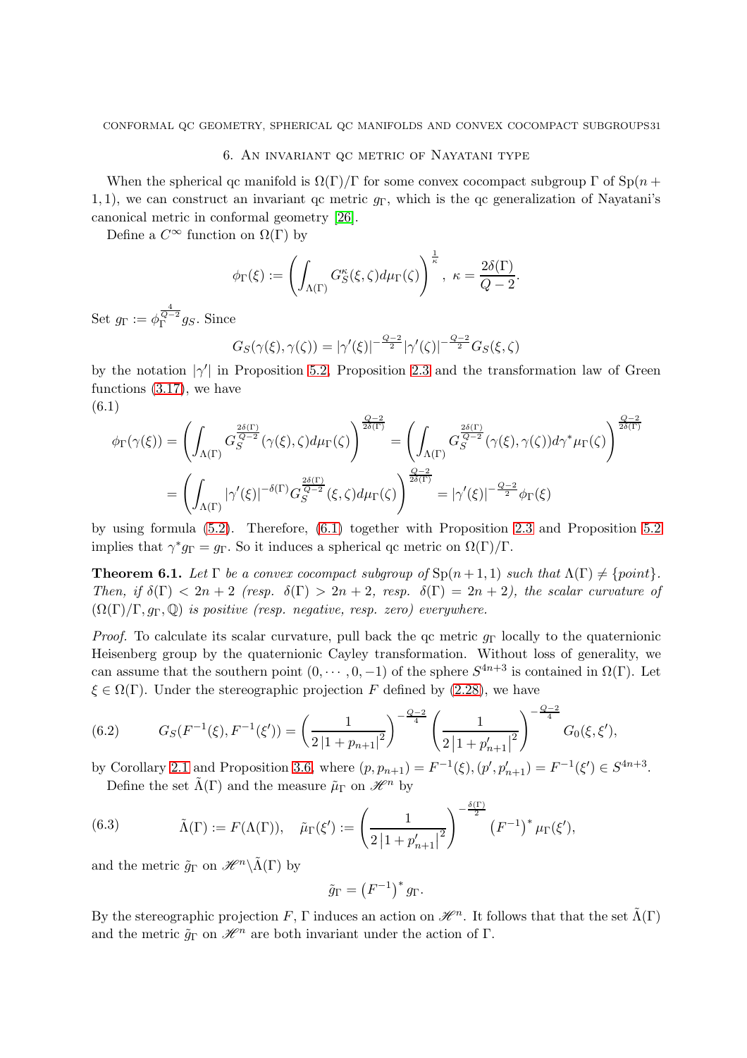## 6. An invariant qc metric of Nayatani type

When the spherical qc manifold is $\Omega(\Gamma)/\Gamma$ for some convex cocompact subgroup $\Gamma$ of $\mathrm{Sp}(n+1,1)$, we can construct an invariant qc metric $g_\Gamma$, which is the qc generalization of Nayatani's canonical metric in conformal geometry [26].

Define a $C^\infty$ function on $\Omega(\Gamma)$ by

$$\phi_\Gamma(\xi) := \left( \int_{\Lambda(\Gamma)} G_S^\kappa(\xi,\zeta) d\mu_\Gamma(\zeta) \right)^{\frac{1}{\kappa}}, \ \kappa = \frac{2\delta(\Gamma)}{Q-2}.$$

Set $g_\Gamma := \phi_\Gamma^{\frac{4}{Q-2}} g_S$. Since

$$G_S(\gamma(\xi),\gamma(\zeta)) = |\gamma'(\xi)|^{-\frac{Q-2}{2}} |\gamma'(\zeta)|^{-\frac{Q-2}{2}} G_S(\xi,\zeta)$$

by the notation $|\gamma'|$ in Proposition 5.2, Proposition 2.3 and the transformation law of Green functions (3.17), we have

(6.1)
$$\begin{aligned}
\phi_\Gamma(\gamma(\xi)) &= \left( \int_{\Lambda(\Gamma)} G_S^{\frac{2\delta(\Gamma)}{Q-2}}(\gamma(\xi),\zeta) d\mu_\Gamma(\zeta) \right)^{\frac{Q-2}{2\delta(\Gamma)}} = \left( \int_{\Lambda(\Gamma)} G_S^{\frac{2\delta(\Gamma)}{Q-2}}(\gamma(\xi),\gamma(\zeta)) d\gamma^*\mu_\Gamma(\zeta) \right)^{\frac{Q-2}{2\delta(\Gamma)}} \\
&= \left( \int_{\Lambda(\Gamma)} |\gamma'(\xi)|^{-\delta(\Gamma)} G_S^{\frac{2\delta(\Gamma)}{Q-2}}(\xi,\zeta) d\mu_\Gamma(\zeta) \right)^{\frac{Q-2}{2\delta(\Gamma)}} = |\gamma'(\xi)|^{-\frac{Q-2}{2}} \phi_\Gamma(\xi)
\end{aligned}$$

by using formula (5.2). Therefore, (6.1) together with Proposition 2.3 and Proposition 5.2 implies that $\gamma^* g_\Gamma = g_\Gamma$. So it induces a spherical qc metric on $\Omega(\Gamma)/\Gamma$.

**Theorem 6.1.** *Let $\Gamma$ be a convex cocompact subgroup of $\mathrm{Sp}(n+1,1)$ such that $\Lambda(\Gamma) \neq \{point\}$. Then, if $\delta(\Gamma) < 2n+2$ (resp. $\delta(\Gamma) > 2n+2$, resp. $\delta(\Gamma) = 2n+2$), the scalar curvature of $(\Omega(\Gamma)/\Gamma, g_\Gamma, \mathbb{Q})$ is positive (resp. negative, resp. zero) everywhere.*

*Proof.* To calculate its scalar curvature, pull back the qc metric $g_\Gamma$ locally to the quaternionic Heisenberg group by the quaternionic Cayley transformation. Without loss of generality, we can assume that the southern point $(0,\cdots,0,-1)$ of the sphere $S^{4n+3}$ is contained in $\Omega(\Gamma)$. Let $\xi \in \Omega(\Gamma)$. Under the stereographic projection $F$ defined by (2.28), we have

$$G_S(F^{-1}(\xi), F^{-1}(\xi')) = \left( \frac{1}{2\left|1+p_{n+1}\right|^2} \right)^{-\frac{Q-2}{4}} \left( \frac{1}{2\left|1+p'_{n+1}\right|^2} \right)^{-\frac{Q-2}{4}} G_0(\xi,\xi'), \tag{6.2}$$

by Corollary 2.1 and Proposition 3.6, where $(p,p_{n+1}) = F^{-1}(\xi), (p',p'_{n+1}) = F^{-1}(\xi') \in S^{4n+3}$.

Define the set $\tilde\Lambda(\Gamma)$ and the measure $\tilde\mu_\Gamma$ on $\mathscr{H}^n$ by

$$\tilde\Lambda(\Gamma) := F(\Lambda(\Gamma)), \quad \tilde\mu_\Gamma(\xi') := \left( \frac{1}{2\left|1+p'_{n+1}\right|^2} \right)^{-\frac{\delta(\Gamma)}{2}} \left(F^{-1}\right)^* \mu_\Gamma(\xi'), \tag{6.3}$$

and the metric $\tilde g_\Gamma$ on $\mathscr{H}^n \backslash \tilde\Lambda(\Gamma)$ by

$$\tilde g_\Gamma = \left(F^{-1}\right)^* g_\Gamma.$$

By the stereographic projection $F$, $\Gamma$ induces an action on $\mathscr{H}^n$. It follows that the set $\tilde\Lambda(\Gamma)$ and the metric $\tilde g_\Gamma$ on $\mathscr{H}^n$ are both invariant under the action of $\Gamma$.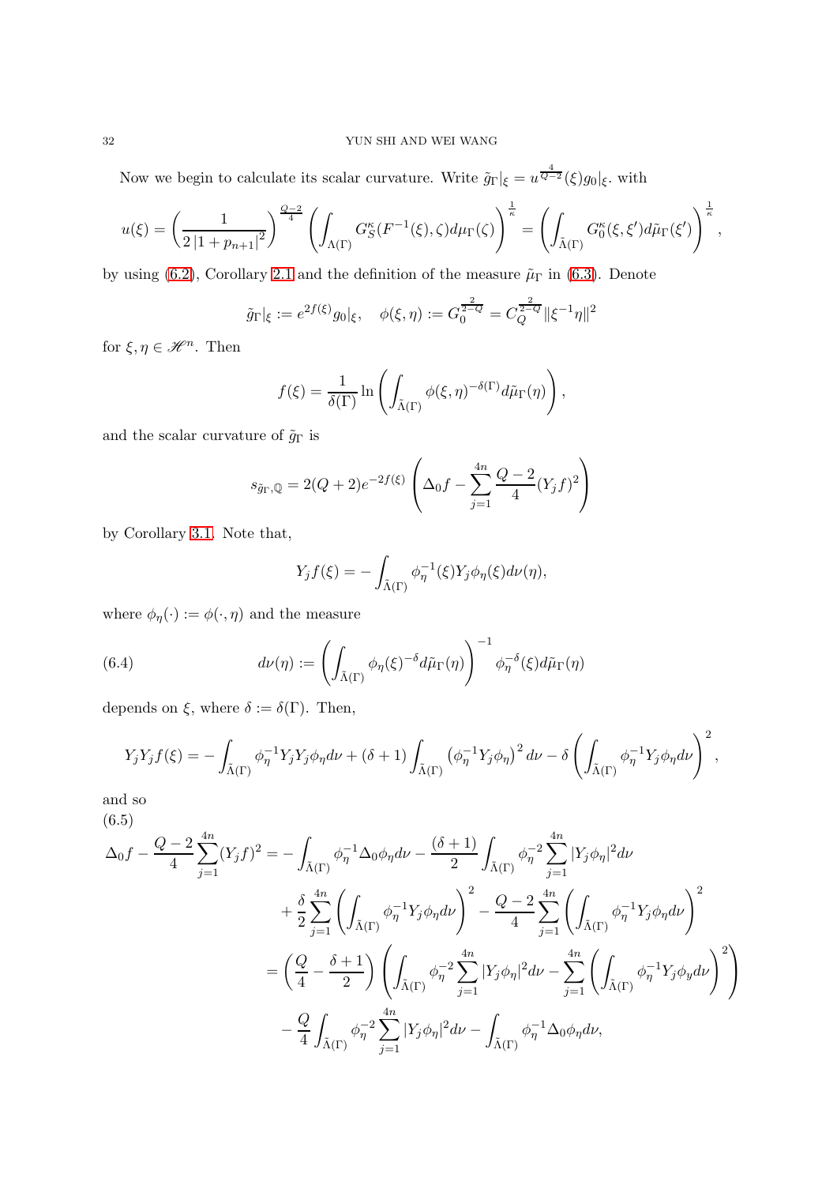Now we begin to calculate its scalar curvature. Write $\tilde{g}_\Gamma|_\xi = u^{\frac{4}{Q-2}}(\xi) g_0|_\xi$. with

$$u(\xi) = \left(\frac{1}{2\left|1+p_{n+1}\right|^2}\right)^{\frac{Q-2}{4}} \left(\int_{\Lambda(\Gamma)} G_S^\kappa(F^{-1}(\xi),\zeta) d\mu_\Gamma(\zeta)\right)^{\frac{1}{\kappa}} = \left(\int_{\tilde{\Lambda}(\Gamma)} G_0^\kappa(\xi,\xi') d\tilde{\mu}_\Gamma(\xi')\right)^{\frac{1}{\kappa}},$$

by using (6.2), Corollary 2.1 and the definition of the measure $\tilde{\mu}_\Gamma$ in (6.3). Denote

$$\tilde{g}_\Gamma|_\xi := e^{2f(\xi)} g_0|_\xi, \quad \phi(\xi,\eta) := G_0^{\frac{2}{2-Q}} = C_Q^{\frac{2}{2-Q}} \|\xi^{-1}\eta\|^2$$

for $\xi,\eta \in \mathscr{H}^n$. Then

$$f(\xi) = \frac{1}{\delta(\Gamma)} \ln\left(\int_{\tilde{\Lambda}(\Gamma)} \phi(\xi,\eta)^{-\delta(\Gamma)} d\tilde{\mu}_\Gamma(\eta)\right),$$

and the scalar curvature of $\tilde{g}_\Gamma$ is

$$s_{\tilde{g}_\Gamma,\mathbb{Q}} = 2(Q+2)e^{-2f(\xi)}\left(\Delta_0 f - \sum_{j=1}^{4n} \frac{Q-2}{4}(Y_j f)^2\right)$$

by Corollary 3.1. Note that,

$$Y_j f(\xi) = -\int_{\tilde{\Lambda}(\Gamma)} \phi_\eta^{-1}(\xi) Y_j \phi_\eta(\xi) d\nu(\eta),$$

where $\phi_\eta(\cdot) := \phi(\cdot,\eta)$ and the measure

$$d\nu(\eta) := \left(\int_{\tilde{\Lambda}(\Gamma)} \phi_\eta(\xi)^{-\delta} d\tilde{\mu}_\Gamma(\eta)\right)^{-1} \phi_\eta^{-\delta}(\xi) d\tilde{\mu}_\Gamma(\eta) \tag{6.4}$$

depends on $\xi$, where $\delta := \delta(\Gamma)$. Then,

$$Y_j Y_j f(\xi) = -\int_{\tilde{\Lambda}(\Gamma)} \phi_\eta^{-1} Y_j Y_j \phi_\eta d\nu + (\delta+1)\int_{\tilde{\Lambda}(\Gamma)} \left(\phi_\eta^{-1} Y_j \phi_\eta\right)^2 d\nu - \delta\left(\int_{\tilde{\Lambda}(\Gamma)} \phi_\eta^{-1} Y_j \phi_\eta d\nu\right)^2,$$

and so

$$\begin{aligned}
\Delta_0 f - \frac{Q-2}{4}\sum_{j=1}^{4n}(Y_j f)^2 &= -\int_{\tilde{\Lambda}(\Gamma)} \phi_\eta^{-1}\Delta_0\phi_\eta d\nu - \frac{(\delta+1)}{2}\int_{\tilde{\Lambda}(\Gamma)} \phi_\eta^{-2}\sum_{j=1}^{4n}|Y_j\phi_\eta|^2 d\nu \\
&\quad + \frac{\delta}{2}\sum_{j=1}^{4n}\left(\int_{\tilde{\Lambda}(\Gamma)} \phi_\eta^{-1} Y_j\phi_\eta d\nu\right)^2 - \frac{Q-2}{4}\sum_{j=1}^{4n}\left(\int_{\tilde{\Lambda}(\Gamma)} \phi_\eta^{-1} Y_j\phi_\eta d\nu\right)^2 \\
&= \left(\frac{Q}{4} - \frac{\delta+1}{2}\right)\left(\int_{\tilde{\Lambda}(\Gamma)} \phi_\eta^{-2}\sum_{j=1}^{4n}|Y_j\phi_\eta|^2 d\nu - \sum_{j=1}^{4n}\left(\int_{\tilde{\Lambda}(\Gamma)} \phi_\eta^{-1} Y_j\phi_y d\nu\right)^2\right) \\
&\quad - \frac{Q}{4}\int_{\tilde{\Lambda}(\Gamma)} \phi_\eta^{-2}\sum_{j=1}^{4n}|Y_j\phi_\eta|^2 d\nu - \int_{\tilde{\Lambda}(\Gamma)} \phi_\eta^{-1}\Delta_0\phi_\eta d\nu,
\end{aligned} \tag{6.5}$$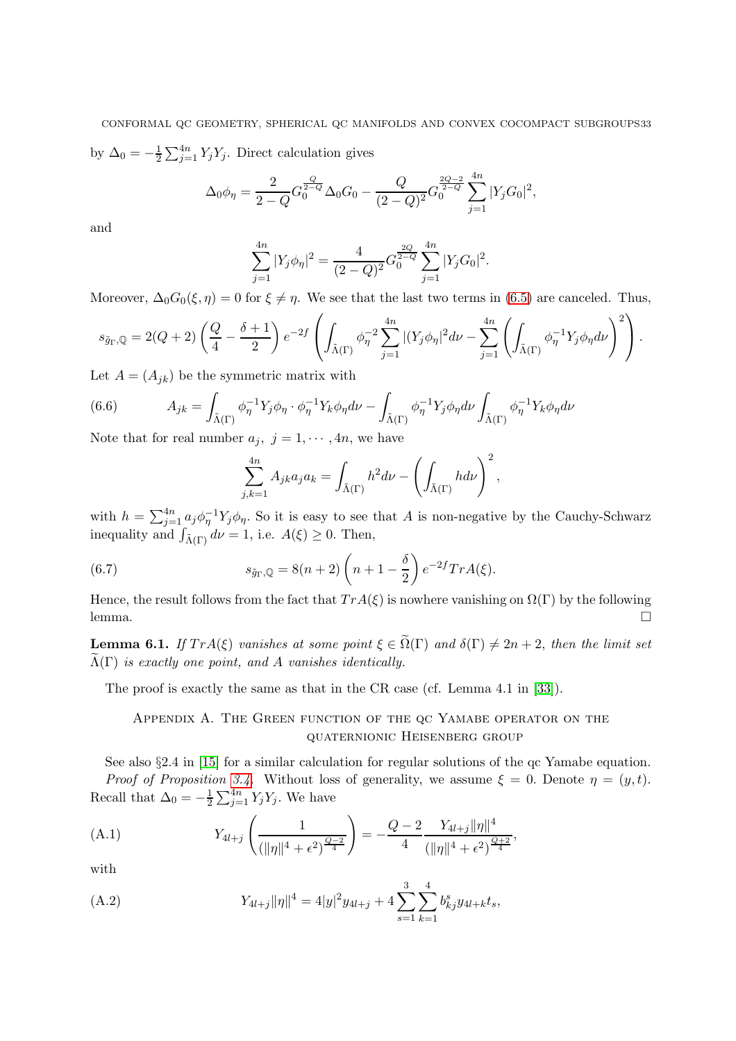by $\Delta_0 = -\frac{1}{2}\sum_{j=1}^{4n} Y_j Y_j$. Direct calculation gives

$$\Delta_0 \phi_\eta = \frac{2}{2-Q} G_0^{\frac{Q}{2-Q}} \Delta_0 G_0 - \frac{Q}{(2-Q)^2} G_0^{\frac{2Q-2}{2-Q}} \sum_{j=1}^{4n} |Y_j G_0|^2,$$

and

$$\sum_{j=1}^{4n} |Y_j \phi_\eta|^2 = \frac{4}{(2-Q)^2} G_0^{\frac{2Q}{2-Q}} \sum_{j=1}^{4n} |Y_j G_0|^2.$$

Moreover, $\Delta_0 G_0(\xi, \eta) = 0$ for $\xi \neq \eta$. We see that the last two terms in (6.5) are canceled. Thus,

$$s_{\tilde{g}_\Gamma, \mathbb{Q}} = 2(Q+2)\left(\frac{Q}{4} - \frac{\delta+1}{2}\right) e^{-2f} \left( \int_{\tilde{\Lambda}(\Gamma)} \phi_\eta^{-2} \sum_{j=1}^{4n} |(Y_j \phi_\eta|^2 d\nu - \sum_{j=1}^{4n} \left( \int_{\tilde{\Lambda}(\Gamma)} \phi_\eta^{-1} Y_j \phi_\eta d\nu \right)^2 \right).$$

Let $A = (A_{jk})$ be the symmetric matrix with

$$A_{jk} = \int_{\tilde{\Lambda}(\Gamma)} \phi_\eta^{-1} Y_j \phi_\eta \cdot \phi_\eta^{-1} Y_k \phi_\eta d\nu - \int_{\tilde{\Lambda}(\Gamma)} \phi_\eta^{-1} Y_j \phi_\eta d\nu \int_{\tilde{\Lambda}(\Gamma)} \phi_\eta^{-1} Y_k \phi_\eta d\nu \tag{6.6}$$

Note that for real number $a_j$, $j = 1, \cdots, 4n$, we have

$$\sum_{j,k=1}^{4n} A_{jk} a_j a_k = \int_{\tilde{\Lambda}(\Gamma)} h^2 d\nu - \left( \int_{\tilde{\Lambda}(\Gamma)} h d\nu \right)^2,$$

with $h = \sum_{j=1}^{4n} a_j \phi_\eta^{-1} Y_j \phi_\eta$. So it is easy to see that $A$ is non-negative by the Cauchy-Schwarz inequality and $\int_{\tilde{\Lambda}(\Gamma)} d\nu = 1$, i.e. $A(\xi) \geq 0$. Then,

$$s_{\tilde{g}_\Gamma, \mathbb{Q}} = 8(n+2)\left(n+1-\frac{\delta}{2}\right) e^{-2f} TrA(\xi). \tag{6.7}$$

Hence, the result follows from the fact that $TrA(\xi)$ is nowhere vanishing on $\Omega(\Gamma)$ by the following lemma. $\square$

**Lemma 6.1.** *If $TrA(\xi)$ vanishes at some point $\xi \in \widetilde{\Omega}(\Gamma)$ and $\delta(\Gamma) \neq 2n+2$, then the limit set $\widetilde{\Lambda}(\Gamma)$ is exactly one point, and $A$ vanishes identically.*

The proof is exactly the same as that in the CR case (cf. Lemma 4.1 in [33]).

## Appendix A. The Green function of the qc Yamabe operator on the quaternionic Heisenberg group

See also §2.4 in [15] for a similar calculation for regular solutions of the qc Yamabe equation.

*Proof of Proposition 3.4.* Without loss of generality, we assume $\xi = 0$. Denote $\eta = (y, t)$. Recall that $\Delta_0 = -\frac{1}{2}\sum_{j=1}^{4n} Y_j Y_j$. We have

$$Y_{4l+j}\left(\frac{1}{(\|\eta\|^4 + \epsilon^2)^{\frac{Q-2}{4}}}\right) = -\frac{Q-2}{4} \frac{Y_{4l+j}\|\eta\|^4}{(\|\eta\|^4 + \epsilon^2)^{\frac{Q+2}{4}}}, \tag{A.1}$$

with

$$Y_{4l+j}\|\eta\|^4 = 4|y|^2 y_{4l+j} + 4\sum_{s=1}^{3}\sum_{k=1}^{4} b_{kj}^s y_{4l+k} t_s, \tag{A.2}$$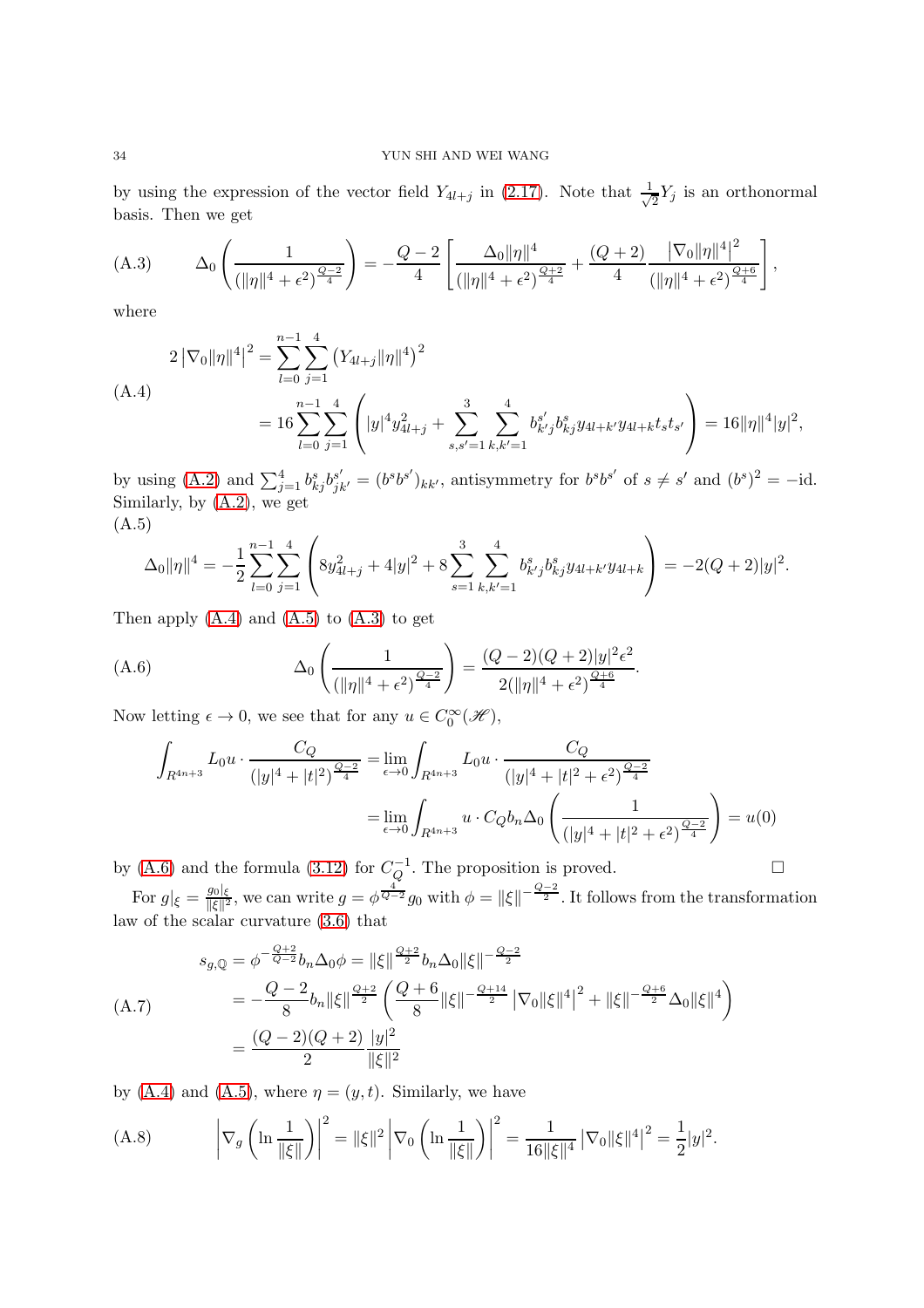by using the expression of the vector field $Y_{4l+j}$ in (2.17). Note that $\frac{1}{\sqrt{2}}Y_j$ is an orthonormal basis. Then we get

$$
\Delta_0\left(\frac{1}{(\|\eta\|^4+\epsilon^2)^{\frac{Q-2}{4}}}\right)=-\frac{Q-2}{4}\left[\frac{\Delta_0\|\eta\|^4}{(\|\eta\|^4+\epsilon^2)^{\frac{Q+2}{4}}}+\frac{(Q+2)}{4}\frac{\left|\nabla_0\|\eta\|^4\right|^2}{(\|\eta\|^4+\epsilon^2)^{\frac{Q+6}{4}}}\right], \tag{A.3}
$$

where

$$
\begin{aligned}
2\left|\nabla_0\|\eta\|^4\right|^2&=\sum_{l=0}^{n-1}\sum_{j=1}^{4}\left(Y_{4l+j}\|\eta\|^4\right)^2\\
&=16\sum_{l=0}^{n-1}\sum_{j=1}^{4}\left(|y|^4y_{4l+j}^2+\sum_{s,s'=1}^{3}\sum_{k,k'=1}^{4}b_{k'j}^{s'}b_{kj}^{s}y_{4l+k'}y_{4l+k}t_st_{s'}\right)=16\|\eta\|^4|y|^2,
\end{aligned} \tag{A.4}
$$

by using (A.2) and $\sum_{j=1}^4 b_{kj}^s b_{jk'}^{s'}=(b^sb^{s'})_{kk'}$, antisymmetry for $b^sb^{s'}$ of $s\neq s'$ and $(b^s)^2=-\mathrm{id}$. Similarly, by (A.2), we get

$$
\Delta_0\|\eta\|^4=-\frac{1}{2}\sum_{l=0}^{n-1}\sum_{j=1}^{4}\left(8y_{4l+j}^2+4|y|^2+8\sum_{s=1}^{3}\sum_{k,k'=1}^{4}b_{k'j}^{s}b_{kj}^{s}y_{4l+k'}y_{4l+k}\right)=-2(Q+2)|y|^2. \tag{A.5}
$$

Then apply (A.4) and (A.5) to (A.3) to get

$$
\Delta_0\left(\frac{1}{(\|\eta\|^4+\epsilon^2)^{\frac{Q-2}{4}}}\right)=\frac{(Q-2)(Q+2)|y|^2\epsilon^2}{2(\|\eta\|^4+\epsilon^2)^{\frac{Q+6}{4}}}. \tag{A.6}
$$

Now letting $\epsilon\to 0$, we see that for any $u\in C_0^\infty(\mathscr{H})$,

$$
\begin{aligned}
\int_{R^{4n+3}}L_0u\cdot\frac{C_Q}{(|y|^4+|t|^2)^{\frac{Q-2}{4}}}&=\lim_{\epsilon\to0}\int_{R^{4n+3}}L_0u\cdot\frac{C_Q}{(|y|^4+|t|^2+\epsilon^2)^{\frac{Q-2}{4}}}\\
&=\lim_{\epsilon\to0}\int_{R^{4n+3}}u\cdot C_Qb_n\Delta_0\left(\frac{1}{(|y|^4+|t|^2+\epsilon^2)^{\frac{Q-2}{4}}}\right)=u(0)
\end{aligned}
$$

by (A.6) and the formula (3.12) for $C_Q^{-1}$. The proposition is proved. □

For $g|_\xi=\frac{g_0|_\xi}{\|\xi\|^2}$, we can write $g=\phi^{\frac{4}{Q-2}}g_0$ with $\phi=\|\xi\|^{-\frac{Q-2}{2}}$. It follows from the transformation law of the scalar curvature (3.6) that

$$
\begin{aligned}
s_{g,\mathbb{Q}}&=\phi^{-\frac{Q+2}{Q-2}}b_n\Delta_0\phi=\|\xi\|^{\frac{Q+2}{2}}b_n\Delta_0\|\xi\|^{-\frac{Q-2}{2}}\\
&=-\frac{Q-2}{8}b_n\|\xi\|^{\frac{Q+2}{2}}\left(\frac{Q+6}{8}\|\xi\|^{-\frac{Q+14}{2}}\left|\nabla_0\|\xi\|^4\right|^2+\|\xi\|^{-\frac{Q+6}{2}}\Delta_0\|\xi\|^4\right)\\
&=\frac{(Q-2)(Q+2)}{2}\frac{|y|^2}{\|\xi\|^2}
\end{aligned} \tag{A.7}
$$

by (A.4) and (A.5), where $\eta=(y,t)$. Similarly, we have

$$
\left|\nabla_g\left(\ln\frac{1}{\|\xi\|}\right)\right|^2=\|\xi\|^2\left|\nabla_0\left(\ln\frac{1}{\|\xi\|}\right)\right|^2=\frac{1}{16\|\xi\|^4}\left|\nabla_0\|\xi\|^4\right|^2=\frac{1}{2}|y|^2. \tag{A.8}
$$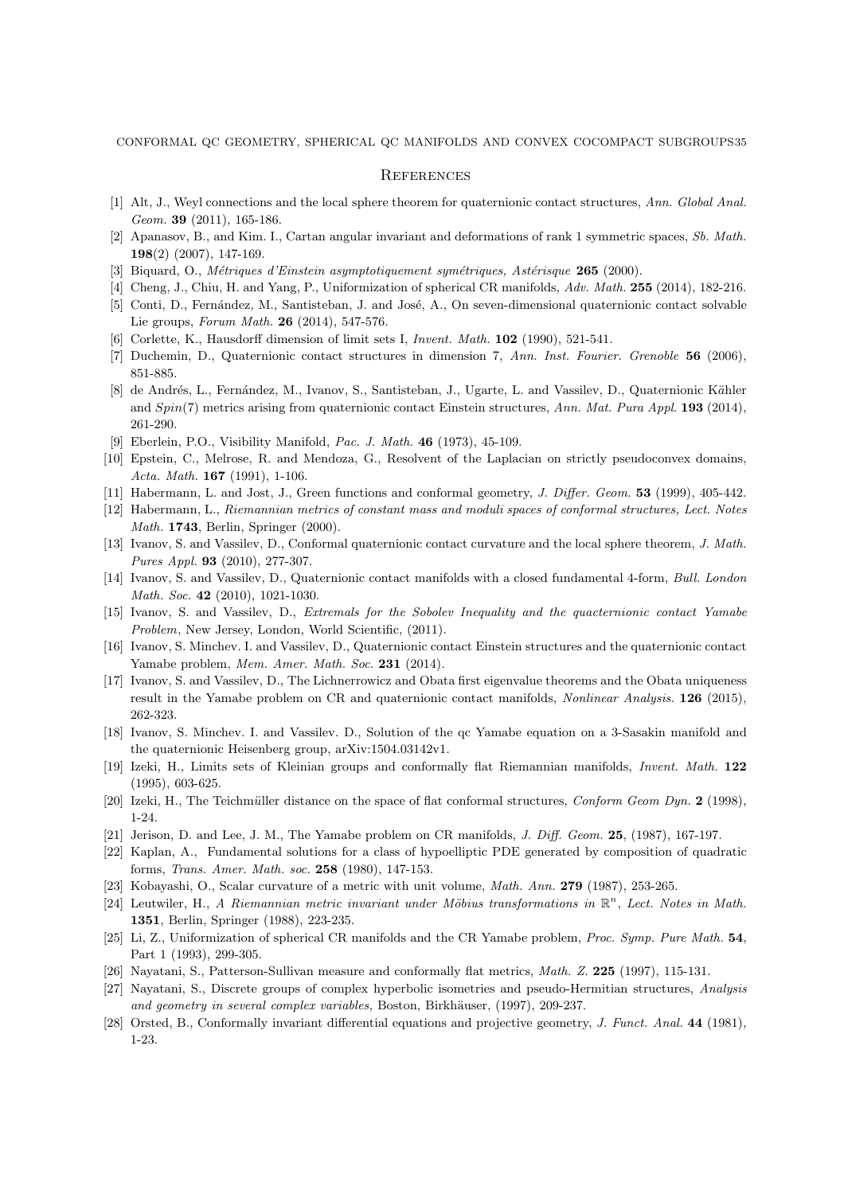## References

[1] Alt, J., Weyl connections and the local sphere theorem for quaternionic contact structures, *Ann. Global Anal. Geom.* **39** (2011), 165-186.

[2] Apanasov, B., and Kim. I., Cartan angular invariant and deformations of rank 1 symmetric spaces, *Sb. Math.* **198**(2) (2007), 147-169.

[3] Biquard, O., *Métriques d'Einstein asymptotiquement symétriques, Astérisque* **265** (2000).

[4] Cheng, J., Chiu, H. and Yang, P., Uniformization of spherical CR manifolds, *Adv. Math.* **255** (2014), 182-216.

[5] Conti, D., Fernández, M., Santisteban, J. and José, A., On seven-dimensional quaternionic contact solvable Lie groups, *Forum Math.* **26** (2014), 547-576.

[6] Corlette, K., Hausdorff dimension of limit sets I, *Invent. Math.* **102** (1990), 521-541.

[7] Duchemin, D., Quaternionic contact structures in dimension 7, *Ann. Inst. Fourier. Grenoble* **56** (2006), 851-885.

[8] de Andrés, L., Fernández, M., Ivanov, S., Santisteban, J., Ugarte, L. and Vassilev, D., Quaternionic Kähler and *Spin*(7) metrics arising from quaternionic contact Einstein structures, *Ann. Mat. Pura Appl.* **193** (2014), 261-290.

[9] Eberlein, P.O., Visibility Manifold, *Pac. J. Math.* **46** (1973), 45-109.

[10] Epstein, C., Melrose, R. and Mendoza, G., Resolvent of the Laplacian on strictly pseudoconvex domains, *Acta. Math.* **167** (1991), 1-106.

[11] Habermann, L. and Jost, J., Green functions and conformal geometry, *J. Differ. Geom.* **53** (1999), 405-442.

[12] Habermann, L., *Riemannian metrics of constant mass and moduli spaces of conformal structures, Lect. Notes Math.* **1743**, Berlin, Springer (2000).

[13] Ivanov, S. and Vassilev, D., Conformal quaternionic contact curvature and the local sphere theorem, *J. Math. Pures Appl.* **93** (2010), 277-307.

[14] Ivanov, S. and Vassilev, D., Quaternionic contact manifolds with a closed fundamental 4-form, *Bull. London Math. Soc.* **42** (2010), 1021-1030.

[15] Ivanov, S. and Vassilev, D., *Extremals for the Sobolev Inequality and the quacternionic contact Yamabe Problem*, New Jersey, London, World Scientific, (2011).

[16] Ivanov, S. Minchev. I. and Vassilev, D., Quaternionic contact Einstein structures and the quaternionic contact Yamabe problem, *Mem. Amer. Math. Soc.* **231** (2014).

[17] Ivanov, S. and Vassilev, D., The Lichnerrowicz and Obata first eigenvalue theorems and the Obata uniqueness result in the Yamabe problem on CR and quaternionic contact manifolds, *Nonlinear Analysis.* **126** (2015), 262-323.

[18] Ivanov, S. Minchev. I. and Vassilev. D., Solution of the qc Yamabe equation on a 3-Sasakin manifold and the quaternionic Heisenberg group, arXiv:1504.03142v1.

[19] Izeki, H., Limits sets of Kleinian groups and conformally flat Riemannian manifolds, *Invent. Math.* **122** (1995), 603-625.

[20] Izeki, H., The Teichmüller distance on the space of flat conformal structures, *Conform Geom Dyn.* **2** (1998), 1-24.

[21] Jerison, D. and Lee, J. M., The Yamabe problem on CR manifolds, *J. Diff. Geom.* **25**, (1987), 167-197.

[22] Kaplan, A., Fundamental solutions for a class of hypoelliptic PDE generated by composition of quadratic forms, *Trans. Amer. Math. soc.* **258** (1980), 147-153.

[23] Kobayashi, O., Scalar curvature of a metric with unit volume, *Math. Ann.* **279** (1987), 253-265.

[24] Leutwiler, H., *A Riemannian metric invariant under Möbius transformations in* $\mathbb{R}^n$, *Lect. Notes in Math.* **1351**, Berlin, Springer (1988), 223-235.

[25] Li, Z., Uniformization of spherical CR manifolds and the CR Yamabe problem, *Proc. Symp. Pure Math.* **54**, Part 1 (1993), 299-305.

[26] Nayatani, S., Patterson-Sullivan measure and conformally flat metrics, *Math. Z.* **225** (1997), 115-131.

[27] Nayatani, S., Discrete groups of complex hyperbolic isometries and pseudo-Hermitian structures, *Analysis and geometry in several complex variables,* Boston, Birkhäuser, (1997), 209-237.

[28] Orsted, B., Conformally invariant differential equations and projective geometry, *J. Funct. Anal.* **44** (1981), 1-23.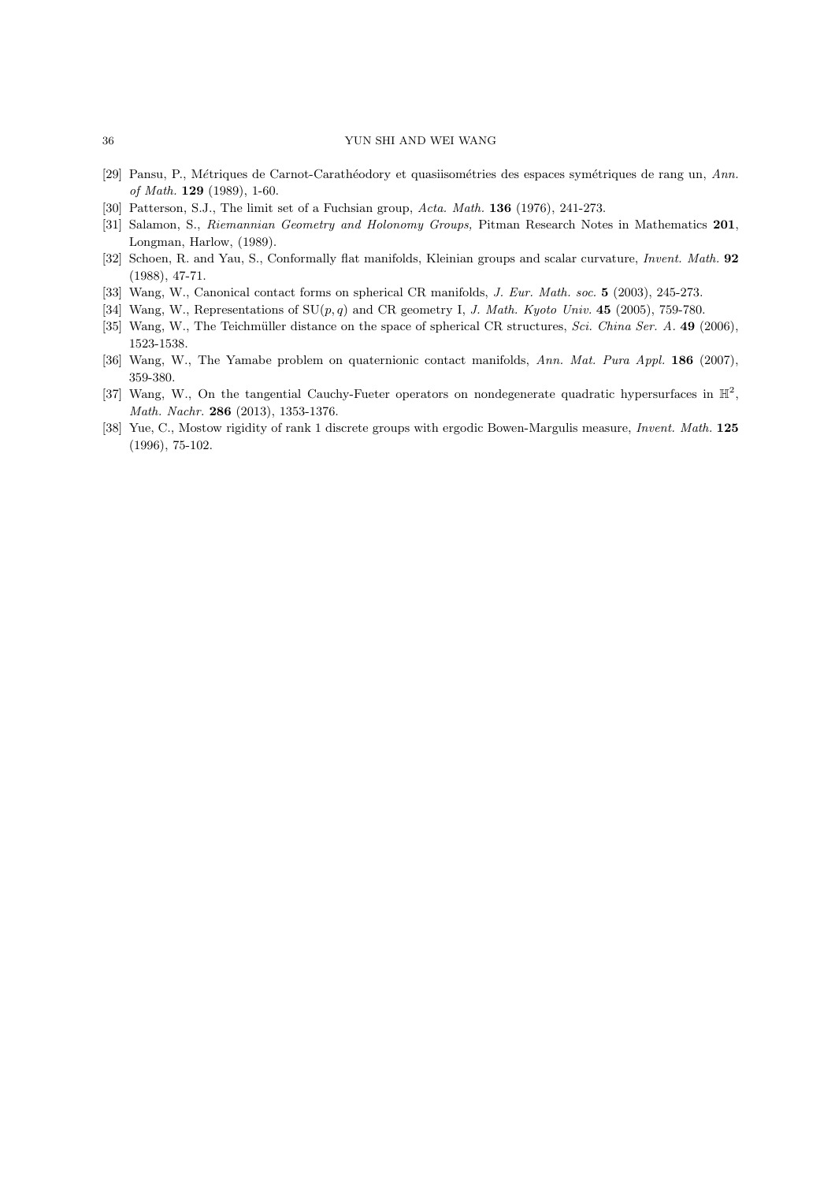[29] Pansu, P., Métriques de Carnot-Carathéodory et quasiisométries des espaces symétriques de rang un, *Ann. of Math.* **129** (1989), 1-60.

[30] Patterson, S.J., The limit set of a Fuchsian group, *Acta. Math.* **136** (1976), 241-273.

[31] Salamon, S., *Riemannian Geometry and Holonomy Groups,* Pitman Research Notes in Mathematics **201**, Longman, Harlow, (1989).

[32] Schoen, R. and Yau, S., Conformally flat manifolds, Kleinian groups and scalar curvature, *Invent. Math.* **92** (1988), 47-71.

[33] Wang, W., Canonical contact forms on spherical CR manifolds, *J. Eur. Math. soc.* **5** (2003), 245-273.

[34] Wang, W., Representations of $\mathrm{SU}(p,q)$ and CR geometry I, *J. Math. Kyoto Univ.* **45** (2005), 759-780.

[35] Wang, W., The Teichmüller distance on the space of spherical CR structures, *Sci. China Ser. A.* **49** (2006), 1523-1538.

[36] Wang, W., The Yamabe problem on quaternionic contact manifolds, *Ann. Mat. Pura Appl.* **186** (2007), 359-380.

[37] Wang, W., On the tangential Cauchy-Fueter operators on nondegenerate quadratic hypersurfaces in $\mathbb{H}^2$, *Math. Nachr.* **286** (2013), 1353-1376.

[38] Yue, C., Mostow rigidity of rank 1 discrete groups with ergodic Bowen-Margulis measure, *Invent. Math.* **125** (1996), 75-102.